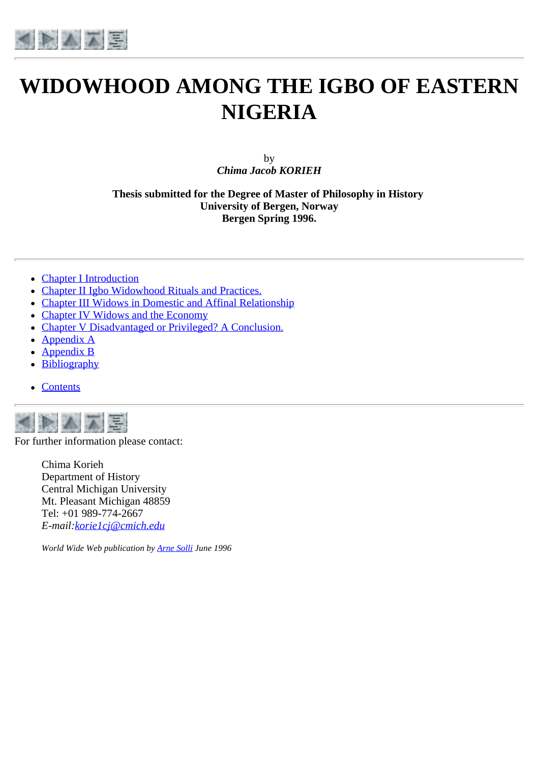# WIDOWHOOD AMONG THE IGBO OF EASTERN NIGERIA

by
*Chima Jacob KORIEH*

**Thesis submitted for the Degree of Master of Philosophy in History**
**University of Bergen, Norway**
**Bergen Spring 1996.**

---

- Chapter I Introduction
- Chapter II Igbo Widowhood Rituals and Practices.
- Chapter III Widows in Domestic and Affinal Relationship
- Chapter IV Widows and the Economy
- Chapter V Disadvantaged or Privileged? A Conclusion.
- Appendix A
- Appendix B
- Bibliography

- Contents

---

For further information please contact:

Chima Korieh
Department of History
Central Michigan University
Mt. Pleasant Michigan 48859
Tel: +01 989-774-2667
*E-mail:korie1cj@cmich.edu*

*World Wide Web publication by Arne Solli June 1996*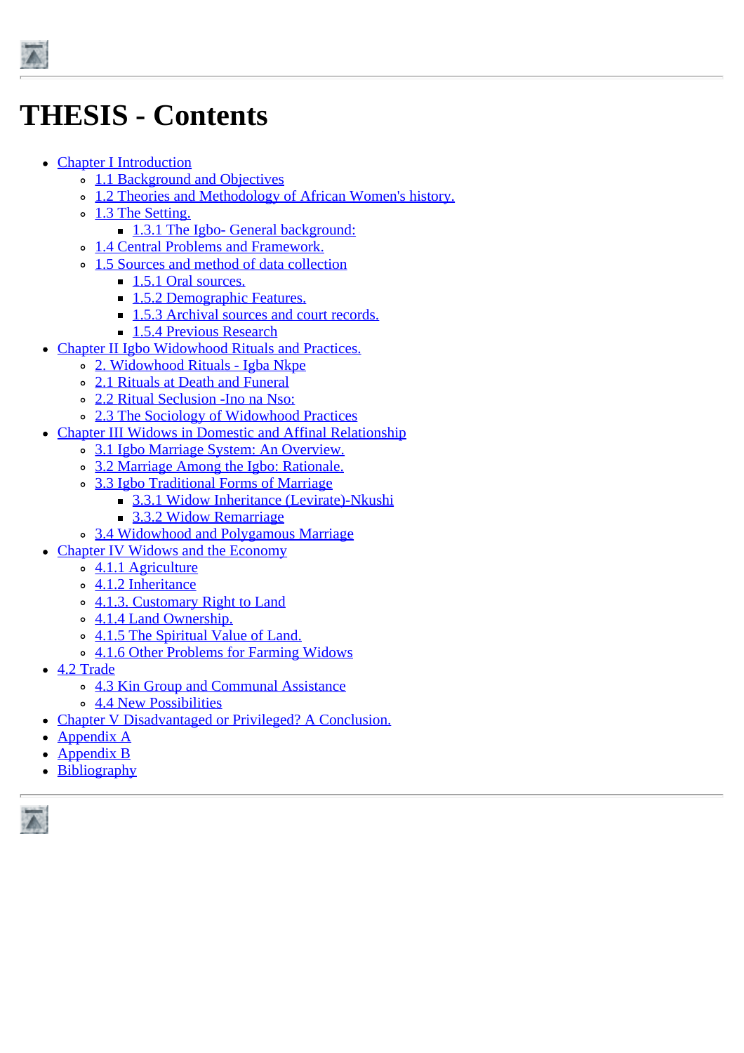# THESIS - Contents

- Chapter I Introduction
  - 1.1 Background and Objectives
  - 1.2 Theories and Methodology of African Women's history.
  - 1.3 The Setting.
    - 1.3.1 The Igbo- General background:
  - 1.4 Central Problems and Framework.
  - 1.5 Sources and method of data collection
    - 1.5.1 Oral sources.
    - 1.5.2 Demographic Features.
    - 1.5.3 Archival sources and court records.
    - 1.5.4 Previous Research
- Chapter II Igbo Widowhood Rituals and Practices.
  - 2. Widowhood Rituals - Igba Nkpe
  - 2.1 Rituals at Death and Funeral
  - 2.2 Ritual Seclusion -Ino na Nso:
  - 2.3 The Sociology of Widowhood Practices
- Chapter III Widows in Domestic and Affinal Relationship
  - 3.1 Igbo Marriage System: An Overview.
  - 3.2 Marriage Among the Igbo: Rationale.
  - 3.3 Igbo Traditional Forms of Marriage
    - 3.3.1 Widow Inheritance (Levirate)-Nkushi
    - 3.3.2 Widow Remarriage
  - 3.4 Widowhood and Polygamous Marriage
- Chapter IV Widows and the Economy
  - 4.1.1 Agriculture
  - 4.1.2 Inheritance
  - 4.1.3. Customary Right to Land
  - 4.1.4 Land Ownership.
  - 4.1.5 The Spiritual Value of Land.
  - 4.1.6 Other Problems for Farming Widows
- 4.2 Trade
  - 4.3 Kin Group and Communal Assistance
  - 4.4 New Possibilities
- Chapter V Disadvantaged or Privileged? A Conclusion.
- Appendix A
- Appendix B
- Bibliography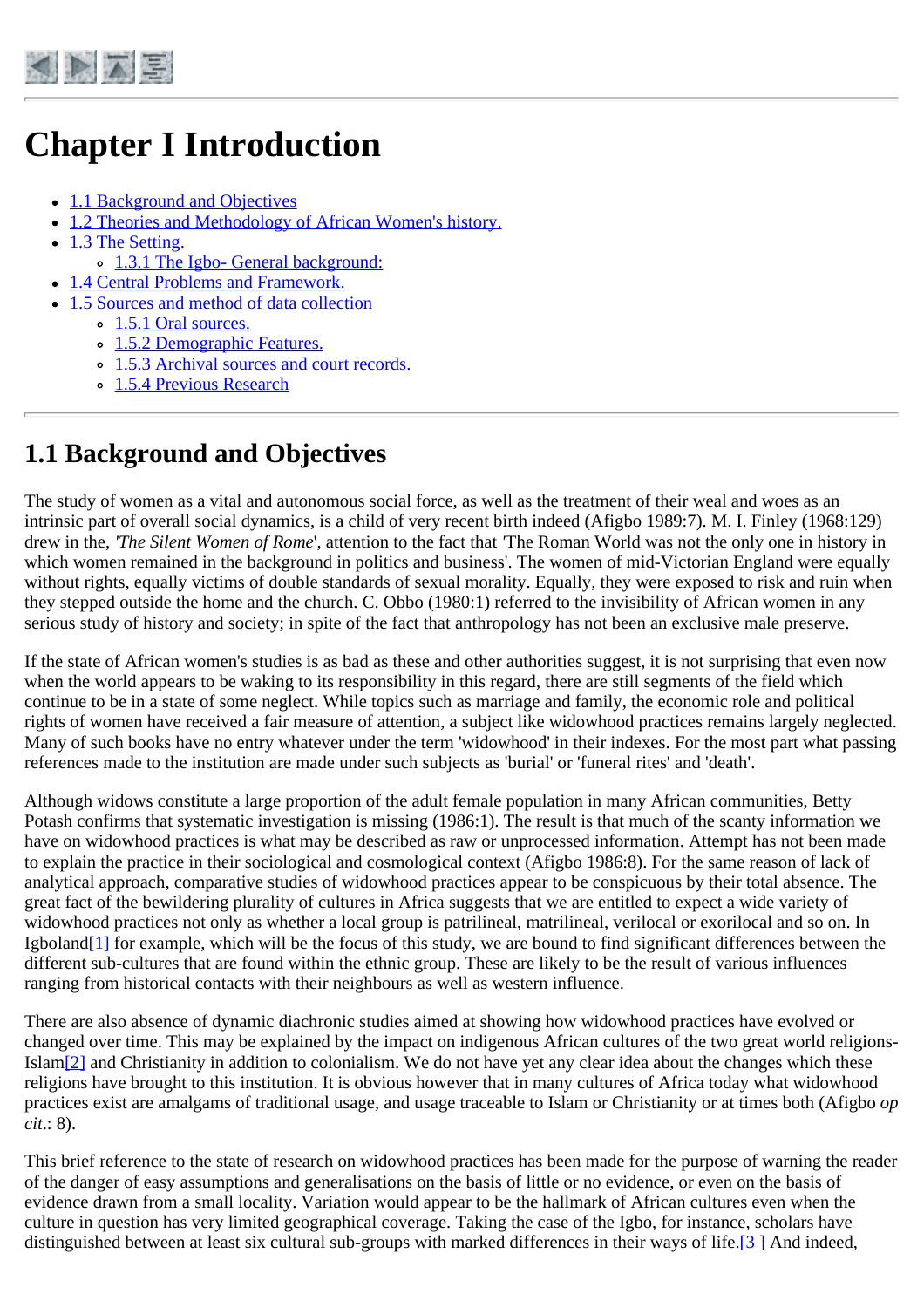# Chapter I Introduction

- 1.1 Background and Objectives
- 1.2 Theories and Methodology of African Women's history.
- 1.3 The Setting.
    - 1.3.1 The Igbo- General background:
- 1.4 Central Problems and Framework.
- 1.5 Sources and method of data collection
    - 1.5.1 Oral sources.
    - 1.5.2 Demographic Features.
    - 1.5.3 Archival sources and court records.
    - 1.5.4 Previous Research

---

## 1.1 Background and Objectives

The study of women as a vital and autonomous social force, as well as the treatment of their weal and woes as an intrinsic part of overall social dynamics, is a child of very recent birth indeed (Afigbo 1989:7). M. I. Finley (1968:129) drew in the, *'The Silent Women of Rome'*, attention to the fact that 'The Roman World was not the only one in history in which women remained in the background in politics and business'. The women of mid-Victorian England were equally without rights, equally victims of double standards of sexual morality. Equally, they were exposed to risk and ruin when they stepped outside the home and the church. C. Obbo (1980:1) referred to the invisibility of African women in any serious study of history and society; in spite of the fact that anthropology has not been an exclusive male preserve.

If the state of African women's studies is as bad as these and other authorities suggest, it is not surprising that even now when the world appears to be waking to its responsibility in this regard, there are still segments of the field which continue to be in a state of some neglect. While topics such as marriage and family, the economic role and political rights of women have received a fair measure of attention, a subject like widowhood practices remains largely neglected. Many of such books have no entry whatever under the term 'widowhood' in their indexes. For the most part what passing references made to the institution are made under such subjects as 'burial' or 'funeral rites' and 'death'.

Although widows constitute a large proportion of the adult female population in many African communities, Betty Potash confirms that systematic investigation is missing (1986:1). The result is that much of the scanty information we have on widowhood practices is what may be described as raw or unprocessed information. Attempt has not been made to explain the practice in their sociological and cosmological context (Afigbo 1986:8). For the same reason of lack of analytical approach, comparative studies of widowhood practices appear to be conspicuous by their total absence. The great fact of the bewildering plurality of cultures in Africa suggests that we are entitled to expect a wide variety of widowhood practices not only as whether a local group is patrilineal, matrilineal, verilocal or exorilocal and so on. In Igboland[1] for example, which will be the focus of this study, we are bound to find significant differences between the different sub-cultures that are found within the ethnic group. These are likely to be the result of various influences ranging from historical contacts with their neighbours as well as western influence.

There are also absence of dynamic diachronic studies aimed at showing how widowhood practices have evolved or changed over time. This may be explained by the impact on indigenous African cultures of the two great world religions-Islam[2] and Christianity in addition to colonialism. We do not have yet any clear idea about the changes which these religions have brought to this institution. It is obvious however that in many cultures of Africa today what widowhood practices exist are amalgams of traditional usage, and usage traceable to Islam or Christianity or at times both (Afigbo *op cit*.: 8).

This brief reference to the state of research on widowhood practices has been made for the purpose of warning the reader of the danger of easy assumptions and generalisations on the basis of little or no evidence, or even on the basis of evidence drawn from a small locality. Variation would appear to be the hallmark of African cultures even when the culture in question has very limited geographical coverage. Taking the case of the Igbo, for instance, scholars have distinguished between at least six cultural sub-groups with marked differences in their ways of life.[3] And indeed,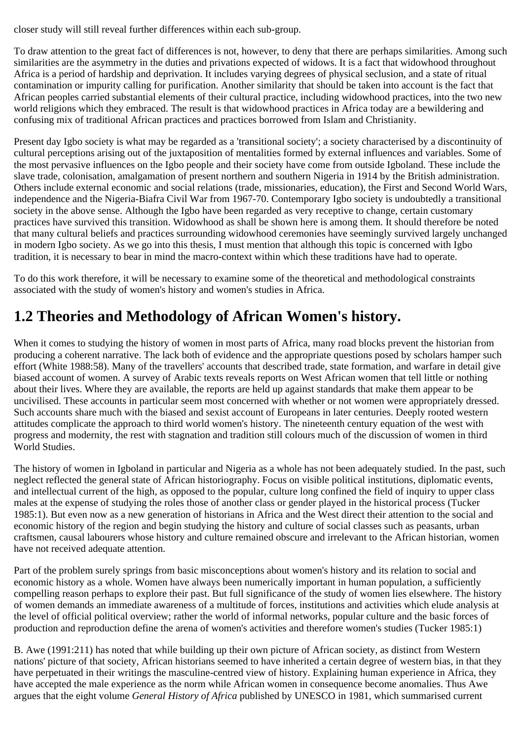closer study will still reveal further differences within each sub-group.

To draw attention to the great fact of differences is not, however, to deny that there are perhaps similarities. Among such similarities are the asymmetry in the duties and privations expected of widows. It is a fact that widowhood throughout Africa is a period of hardship and deprivation. It includes varying degrees of physical seclusion, and a state of ritual contamination or impurity calling for purification. Another similarity that should be taken into account is the fact that African peoples carried substantial elements of their cultural practice, including widowhood practices, into the two new world religions which they embraced. The result is that widowhood practices in Africa today are a bewildering and confusing mix of traditional African practices and practices borrowed from Islam and Christianity.

Present day Igbo society is what may be regarded as a 'transitional society'; a society characterised by a discontinuity of cultural perceptions arising out of the juxtaposition of mentalities formed by external influences and variables. Some of the most pervasive influences on the Igbo people and their society have come from outside Igboland. These include the slave trade, colonisation, amalgamation of present northern and southern Nigeria in 1914 by the British administration. Others include external economic and social relations (trade, missionaries, education), the First and Second World Wars, independence and the Nigeria-Biafra Civil War from 1967-70. Contemporary Igbo society is undoubtedly a transitional society in the above sense. Although the Igbo have been regarded as very receptive to change, certain customary practices have survived this transition. Widowhood as shall be shown here is among them. It should therefore be noted that many cultural beliefs and practices surrounding widowhood ceremonies have seemingly survived largely unchanged in modern Igbo society. As we go into this thesis, I must mention that although this topic is concerned with Igbo tradition, it is necessary to bear in mind the macro-context within which these traditions have had to operate.

To do this work therefore, it will be necessary to examine some of the theoretical and methodological constraints associated with the study of women's history and women's studies in Africa.

## 1.2 Theories and Methodology of African Women's history.

When it comes to studying the history of women in most parts of Africa, many road blocks prevent the historian from producing a coherent narrative. The lack both of evidence and the appropriate questions posed by scholars hamper such effort (White 1988:58). Many of the travellers' accounts that described trade, state formation, and warfare in detail give biased account of women. A survey of Arabic texts reveals reports on West African women that tell little or nothing about their lives. Where they are available, the reports are held up against standards that make them appear to be uncivilised. These accounts in particular seem most concerned with whether or not women were appropriately dressed. Such accounts share much with the biased and sexist account of Europeans in later centuries. Deeply rooted western attitudes complicate the approach to third world women's history. The nineteenth century equation of the west with progress and modernity, the rest with stagnation and tradition still colours much of the discussion of women in third World Studies.

The history of women in Igboland in particular and Nigeria as a whole has not been adequately studied. In the past, such neglect reflected the general state of African historiography. Focus on visible political institutions, diplomatic events, and intellectual current of the high, as opposed to the popular, culture long confined the field of inquiry to upper class males at the expense of studying the roles those of another class or gender played in the historical process (Tucker 1985:1). But even now as a new generation of historians in Africa and the West direct their attention to the social and economic history of the region and begin studying the history and culture of social classes such as peasants, urban craftsmen, causal labourers whose history and culture remained obscure and irrelevant to the African historian, women have not received adequate attention.

Part of the problem surely springs from basic misconceptions about women's history and its relation to social and economic history as a whole. Women have always been numerically important in human population, a sufficiently compelling reason perhaps to explore their past. But full significance of the study of women lies elsewhere. The history of women demands an immediate awareness of a multitude of forces, institutions and activities which elude analysis at the level of official political overview; rather the world of informal networks, popular culture and the basic forces of production and reproduction define the arena of women's activities and therefore women's studies (Tucker 1985:1)

B. Awe (1991:211) has noted that while building up their own picture of African society, as distinct from Western nations' picture of that society, African historians seemed to have inherited a certain degree of western bias, in that they have perpetuated in their writings the masculine-centred view of history. Explaining human experience in Africa, they have accepted the male experience as the norm while African women in consequence become anomalies. Thus Awe argues that the eight volume *General History of Africa* published by UNESCO in 1981, which summarised current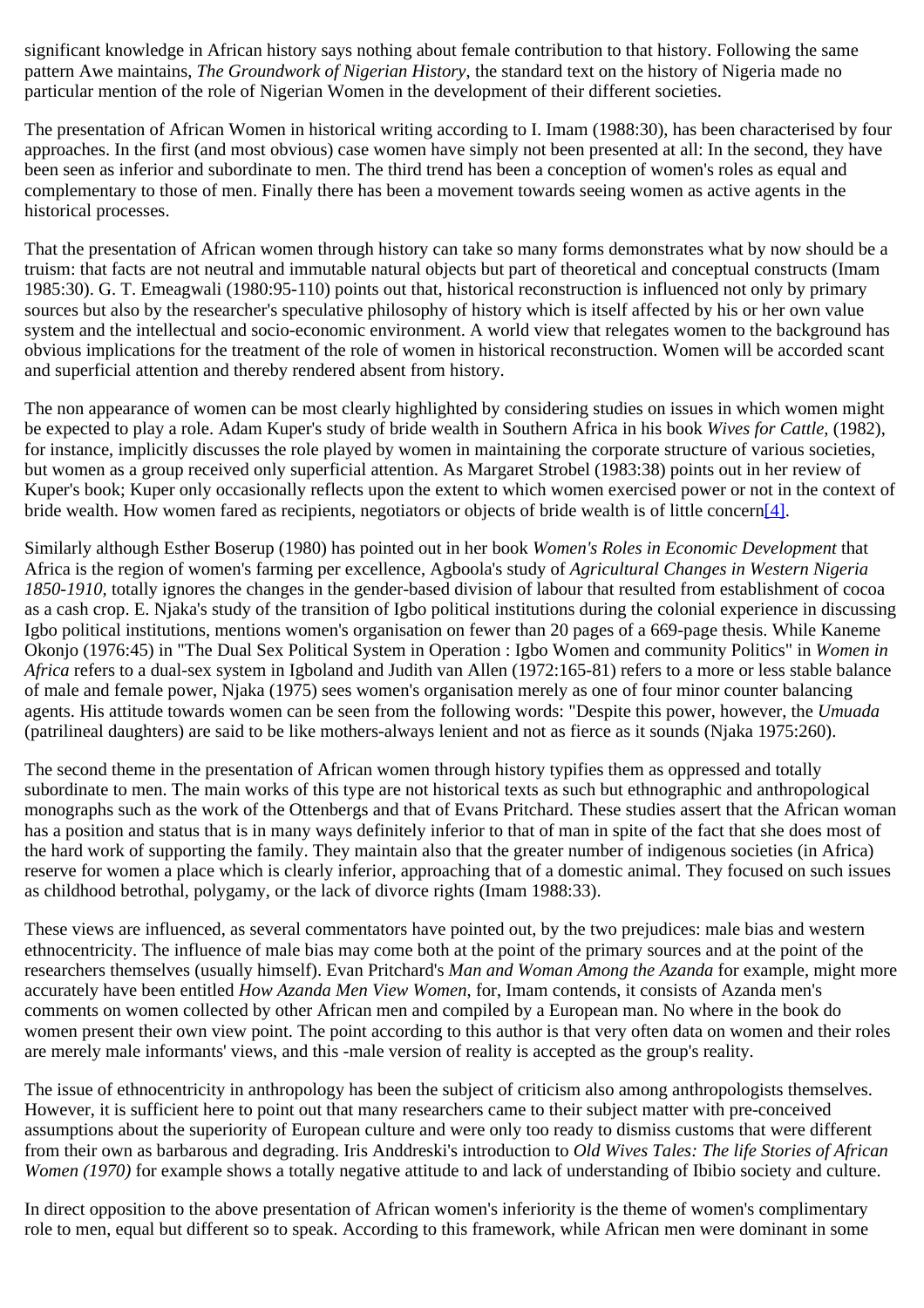significant knowledge in African history says nothing about female contribution to that history. Following the same pattern Awe maintains, *The Groundwork of Nigerian History*, the standard text on the history of Nigeria made no particular mention of the role of Nigerian Women in the development of their different societies.

The presentation of African Women in historical writing according to I. Imam (1988:30), has been characterised by four approaches. In the first (and most obvious) case women have simply not been presented at all: In the second, they have been seen as inferior and subordinate to men. The third trend has been a conception of women's roles as equal and complementary to those of men. Finally there has been a movement towards seeing women as active agents in the historical processes.

That the presentation of African women through history can take so many forms demonstrates what by now should be a truism: that facts are not neutral and immutable natural objects but part of theoretical and conceptual constructs (Imam 1985:30). G. T. Emeagwali (1980:95-110) points out that, historical reconstruction is influenced not only by primary sources but also by the researcher's speculative philosophy of history which is itself affected by his or her own value system and the intellectual and socio-economic environment. A world view that relegates women to the background has obvious implications for the treatment of the role of women in historical reconstruction. Women will be accorded scant and superficial attention and thereby rendered absent from history.

The non appearance of women can be most clearly highlighted by considering studies on issues in which women might be expected to play a role. Adam Kuper's study of bride wealth in Southern Africa in his book *Wives for Cattle,* (1982), for instance, implicitly discusses the role played by women in maintaining the corporate structure of various societies, but women as a group received only superficial attention. As Margaret Strobel (1983:38) points out in her review of Kuper's book; Kuper only occasionally reflects upon the extent to which women exercised power or not in the context of bride wealth. How women fared as recipients, negotiators or objects of bride wealth is of little concern[4].

Similarly although Esther Boserup (1980) has pointed out in her book *Women's Roles in Economic Development* that Africa is the region of women's farming per excellence, Agboola's study of *Agricultural Changes in Western Nigeria 1850-1910*, totally ignores the changes in the gender-based division of labour that resulted from establishment of cocoa as a cash crop. E. Njaka's study of the transition of Igbo political institutions during the colonial experience in discussing Igbo political institutions, mentions women's organisation on fewer than 20 pages of a 669-page thesis. While Kaneme Okonjo (1976:45) in "The Dual Sex Political System in Operation : Igbo Women and community Politics" in *Women in Africa* refers to a dual-sex system in Igboland and Judith van Allen (1972:165-81) refers to a more or less stable balance of male and female power, Njaka (1975) sees women's organisation merely as one of four minor counter balancing agents. His attitude towards women can be seen from the following words: "Despite this power, however, the *Umuada* (patrilineal daughters) are said to be like mothers-always lenient and not as fierce as it sounds (Njaka 1975:260).

The second theme in the presentation of African women through history typifies them as oppressed and totally subordinate to men. The main works of this type are not historical texts as such but ethnographic and anthropological monographs such as the work of the Ottenbergs and that of Evans Pritchard. These studies assert that the African woman has a position and status that is in many ways definitely inferior to that of man in spite of the fact that she does most of the hard work of supporting the family. They maintain also that the greater number of indigenous societies (in Africa) reserve for women a place which is clearly inferior, approaching that of a domestic animal. They focused on such issues as childhood betrothal, polygamy, or the lack of divorce rights (Imam 1988:33).

These views are influenced, as several commentators have pointed out, by the two prejudices: male bias and western ethnocentricity. The influence of male bias may come both at the point of the primary sources and at the point of the researchers themselves (usually himself). Evan Pritchard's *Man and Woman Among the Azanda* for example, might more accurately have been entitled *How Azanda Men View Women*, for, Imam contends, it consists of Azanda men's comments on women collected by other African men and compiled by a European man. No where in the book do women present their own view point. The point according to this author is that very often data on women and their roles are merely male informants' views, and this -male version of reality is accepted as the group's reality.

The issue of ethnocentricity in anthropology has been the subject of criticism also among anthropologists themselves. However, it is sufficient here to point out that many researchers came to their subject matter with pre-conceived assumptions about the superiority of European culture and were only too ready to dismiss customs that were different from their own as barbarous and degrading. Iris Anddreski's introduction to *Old Wives Tales: The life Stories of African Women (1970)* for example shows a totally negative attitude to and lack of understanding of Ibibio society and culture.

In direct opposition to the above presentation of African women's inferiority is the theme of women's complimentary role to men, equal but different so to speak. According to this framework, while African men were dominant in some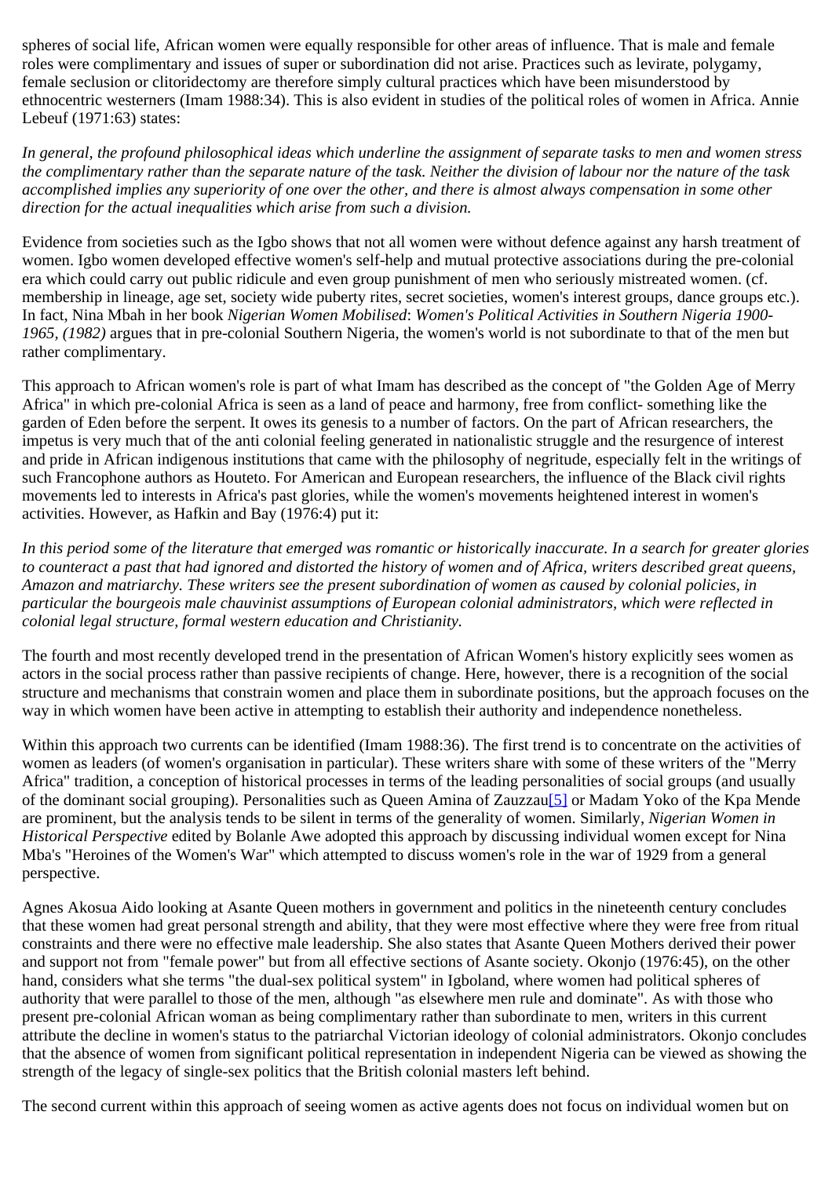spheres of social life, African women were equally responsible for other areas of influence. That is male and female roles were complimentary and issues of super or subordination did not arise. Practices such as levirate, polygamy, female seclusion or clitoridectomy are therefore simply cultural practices which have been misunderstood by ethnocentric westerners (Imam 1988:34). This is also evident in studies of the political roles of women in Africa. Annie Lebeuf (1971:63) states:

*In general, the profound philosophical ideas which underline the assignment of separate tasks to men and women stress the complimentary rather than the separate nature of the task. Neither the division of labour nor the nature of the task accomplished implies any superiority of one over the other, and there is almost always compensation in some other direction for the actual inequalities which arise from such a division.*

Evidence from societies such as the Igbo shows that not all women were without defence against any harsh treatment of women. Igbo women developed effective women's self-help and mutual protective associations during the pre-colonial era which could carry out public ridicule and even group punishment of men who seriously mistreated women. (cf. membership in lineage, age set, society wide puberty rites, secret societies, women's interest groups, dance groups etc.). In fact, Nina Mbah in her book *Nigerian Women Mobilised*: *Women's Political Activities in Southern Nigeria 1900-1965, (1982)* argues that in pre-colonial Southern Nigeria, the women's world is not subordinate to that of the men but rather complimentary.

This approach to African women's role is part of what Imam has described as the concept of "the Golden Age of Merry Africa" in which pre-colonial Africa is seen as a land of peace and harmony, free from conflict- something like the garden of Eden before the serpent. It owes its genesis to a number of factors. On the part of African researchers, the impetus is very much that of the anti colonial feeling generated in nationalistic struggle and the resurgence of interest and pride in African indigenous institutions that came with the philosophy of negritude, especially felt in the writings of such Francophone authors as Houteto. For American and European researchers, the influence of the Black civil rights movements led to interests in Africa's past glories, while the women's movements heightened interest in women's activities. However, as Hafkin and Bay (1976:4) put it:

*In this period some of the literature that emerged was romantic or historically inaccurate. In a search for greater glories to counteract a past that had ignored and distorted the history of women and of Africa, writers described great queens, Amazon and matriarchy. These writers see the present subordination of women as caused by colonial policies, in particular the bourgeois male chauvinist assumptions of European colonial administrators, which were reflected in colonial legal structure, formal western education and Christianity.*

The fourth and most recently developed trend in the presentation of African Women's history explicitly sees women as actors in the social process rather than passive recipients of change. Here, however, there is a recognition of the social structure and mechanisms that constrain women and place them in subordinate positions, but the approach focuses on the way in which women have been active in attempting to establish their authority and independence nonetheless.

Within this approach two currents can be identified (Imam 1988:36). The first trend is to concentrate on the activities of women as leaders (of women's organisation in particular). These writers share with some of these writers of the "Merry Africa" tradition, a conception of historical processes in terms of the leading personalities of social groups (and usually of the dominant social grouping). Personalities such as Queen Amina of Zauzzau[5] or Madam Yoko of the Kpa Mende are prominent, but the analysis tends to be silent in terms of the generality of women. Similarly, *Nigerian Women in Historical Perspective* edited by Bolanle Awe adopted this approach by discussing individual women except for Nina Mba's "Heroines of the Women's War" which attempted to discuss women's role in the war of 1929 from a general perspective.

Agnes Akosua Aido looking at Asante Queen mothers in government and politics in the nineteenth century concludes that these women had great personal strength and ability, that they were most effective where they were free from ritual constraints and there were no effective male leadership. She also states that Asante Queen Mothers derived their power and support not from "female power" but from all effective sections of Asante society. Okonjo (1976:45), on the other hand, considers what she terms "the dual-sex political system" in Igboland, where women had political spheres of authority that were parallel to those of the men, although "as elsewhere men rule and dominate". As with those who present pre-colonial African woman as being complimentary rather than subordinate to men, writers in this current attribute the decline in women's status to the patriarchal Victorian ideology of colonial administrators. Okonjo concludes that the absence of women from significant political representation in independent Nigeria can be viewed as showing the strength of the legacy of single-sex politics that the British colonial masters left behind.

The second current within this approach of seeing women as active agents does not focus on individual women but on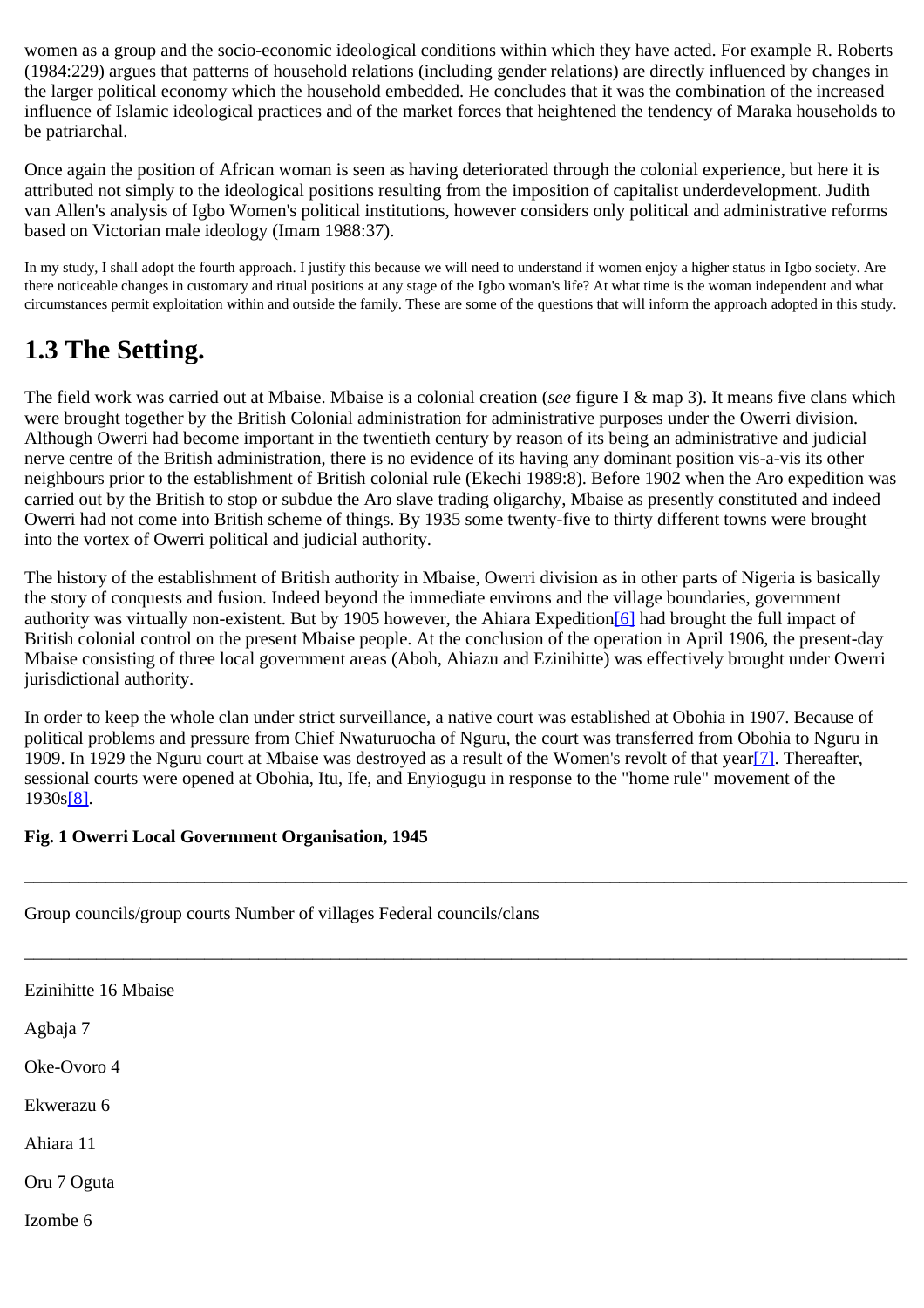women as a group and the socio-economic ideological conditions within which they have acted. For example R. Roberts (1984:229) argues that patterns of household relations (including gender relations) are directly influenced by changes in the larger political economy which the household embedded. He concludes that it was the combination of the increased influence of Islamic ideological practices and of the market forces that heightened the tendency of Maraka households to be patriarchal.

Once again the position of African woman is seen as having deteriorated through the colonial experience, but here it is attributed not simply to the ideological positions resulting from the imposition of capitalist underdevelopment. Judith van Allen's analysis of Igbo Women's political institutions, however considers only political and administrative reforms based on Victorian male ideology (Imam 1988:37).

In my study, I shall adopt the fourth approach. I justify this because we will need to understand if women enjoy a higher status in Igbo society. Are there noticeable changes in customary and ritual positions at any stage of the Igbo woman's life? At what time is the woman independent and what circumstances permit exploitation within and outside the family. These are some of the questions that will inform the approach adopted in this study.

## 1.3 The Setting.

The field work was carried out at Mbaise. Mbaise is a colonial creation (*see* figure I & map 3). It means five clans which were brought together by the British Colonial administration for administrative purposes under the Owerri division. Although Owerri had become important in the twentieth century by reason of its being an administrative and judicial nerve centre of the British administration, there is no evidence of its having any dominant position vis-a-vis its other neighbours prior to the establishment of British colonial rule (Ekechi 1989:8). Before 1902 when the Aro expedition was carried out by the British to stop or subdue the Aro slave trading oligarchy, Mbaise as presently constituted and indeed Owerri had not come into British scheme of things. By 1935 some twenty-five to thirty different towns were brought into the vortex of Owerri political and judicial authority.

The history of the establishment of British authority in Mbaise, Owerri division as in other parts of Nigeria is basically the story of conquests and fusion. Indeed beyond the immediate environs and the village boundaries, government authority was virtually non-existent. But by 1905 however, the Ahiara Expedition[6] had brought the full impact of British colonial control on the present Mbaise people. At the conclusion of the operation in April 1906, the present-day Mbaise consisting of three local government areas (Aboh, Ahiazu and Ezinihitte) was effectively brought under Owerri jurisdictional authority.

In order to keep the whole clan under strict surveillance, a native court was established at Obohia in 1907. Because of political problems and pressure from Chief Nwaturuocha of Nguru, the court was transferred from Obohia to Nguru in 1909. In 1929 the Nguru court at Mbaise was destroyed as a result of the Women's revolt of that year[7]. Thereafter, sessional courts were opened at Obohia, Itu, Ife, and Enyiogugu in response to the "home rule" movement of the 1930s[8].

**Fig. 1 Owerri Local Government Organisation, 1945**

| Group councils/group courts | Number of villages | Federal councils/clans |
|---|---|---|
| Ezinihitte | 16 | Mbaise |
| Agbaja | 7 | |
| Oke-Ovoro | 4 | |
| Ekwerazu | 6 | |
| Ahiara | 11 | |
| Oru | 7 | Oguta |
| Izombe | 6 | |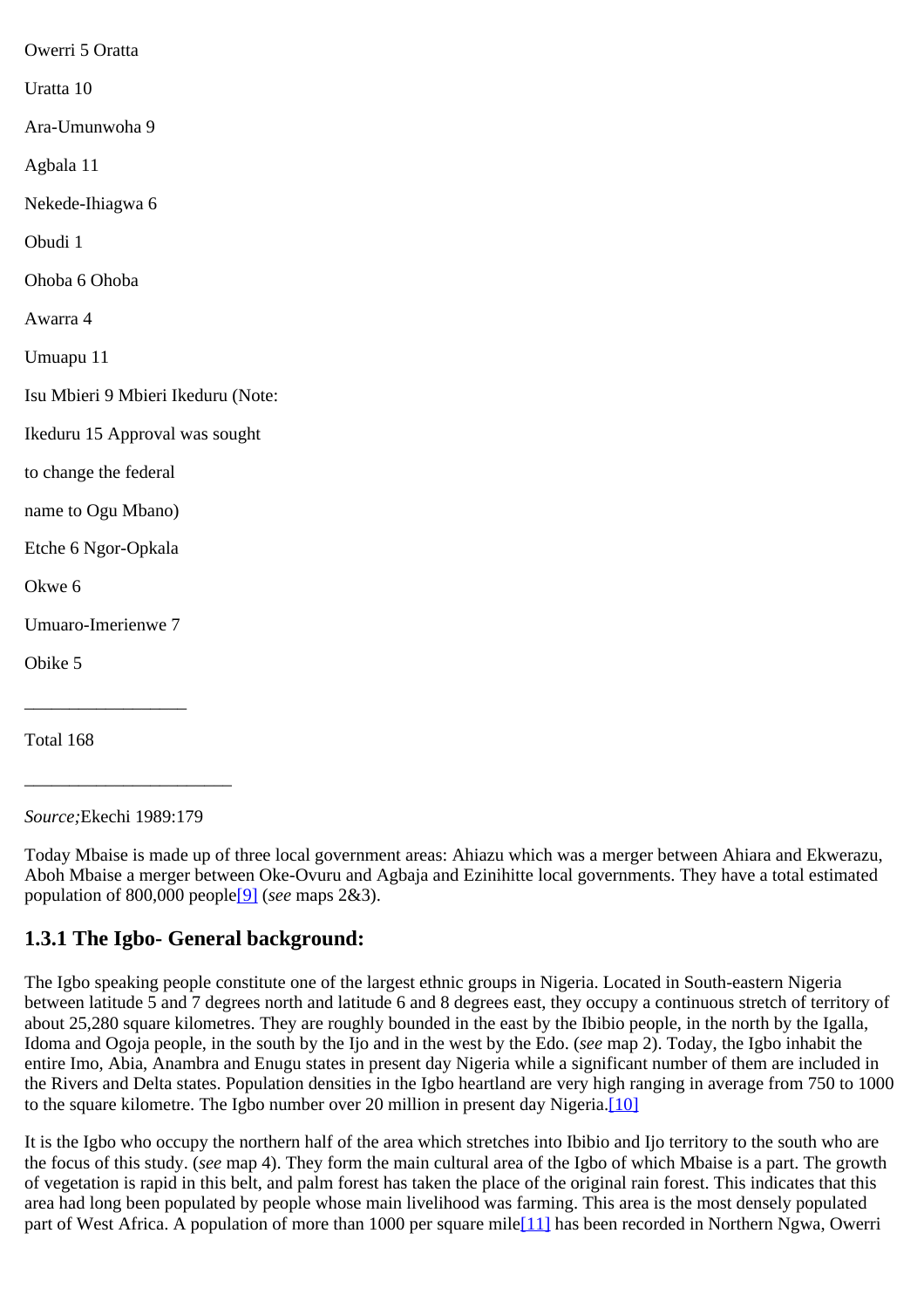Owerri 5 Oratta

Uratta 10

Ara-Umunwoha 9

Agbala 11

Nekede-Ihiagwa 6

Obudi 1

Ohoba 6 Ohoba

Awarra 4

Umuapu 11

Isu Mbieri 9 Mbieri Ikeduru (Note:

Ikeduru 15 Approval was sought

to change the federal

name to Ogu Mbano)

Etche 6 Ngor-Opkala

Okwe 6

Umuaro-Imerienwe 7

Obike 5

__________________

Total 168

_______________________

*Source;*Ekechi 1989:179

Today Mbaise is made up of three local government areas: Ahiazu which was a merger between Ahiara and Ekwerazu, Aboh Mbaise a merger between Oke-Ovuru and Agbaja and Ezinihitte local governments. They have a total estimated population of 800,000 people[9] (*see* maps 2&3).

### 1.3.1 The Igbo- General background:

The Igbo speaking people constitute one of the largest ethnic groups in Nigeria. Located in South-eastern Nigeria between latitude 5 and 7 degrees north and latitude 6 and 8 degrees east, they occupy a continuous stretch of territory of about 25,280 square kilometres. They are roughly bounded in the east by the Ibibio people, in the north by the Igalla, Idoma and Ogoja people, in the south by the Ijo and in the west by the Edo. (*see* map 2). Today, the Igbo inhabit the entire Imo, Abia, Anambra and Enugu states in present day Nigeria while a significant number of them are included in the Rivers and Delta states. Population densities in the Igbo heartland are very high ranging in average from 750 to 1000 to the square kilometre. The Igbo number over 20 million in present day Nigeria.[10]

It is the Igbo who occupy the northern half of the area which stretches into Ibibio and Ijo territory to the south who are the focus of this study. (*see* map 4). They form the main cultural area of the Igbo of which Mbaise is a part. The growth of vegetation is rapid in this belt, and palm forest has taken the place of the original rain forest. This indicates that this area had long been populated by people whose main livelihood was farming. This area is the most densely populated part of West Africa. A population of more than 1000 per square mile[11] has been recorded in Northern Ngwa, Owerri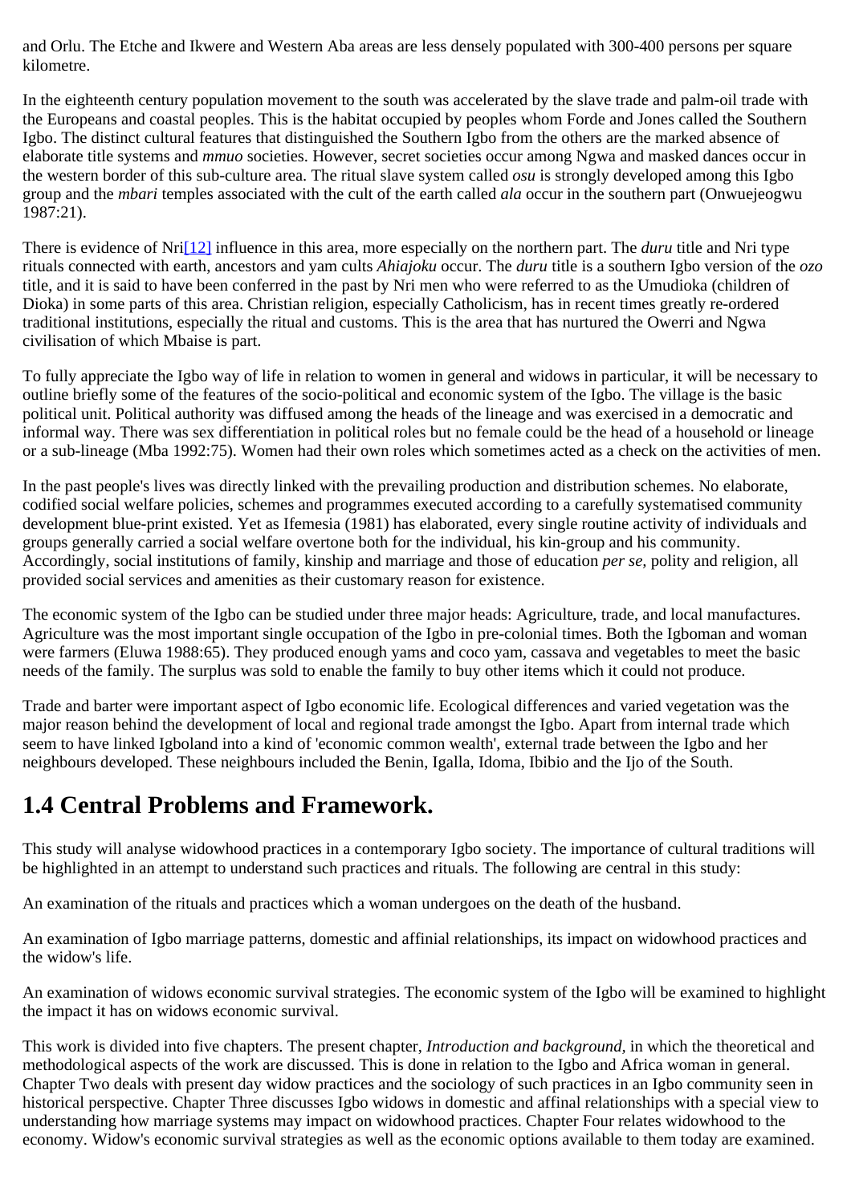and Orlu. The Etche and Ikwere and Western Aba areas are less densely populated with 300-400 persons per square kilometre.

In the eighteenth century population movement to the south was accelerated by the slave trade and palm-oil trade with the Europeans and coastal peoples. This is the habitat occupied by peoples whom Forde and Jones called the Southern Igbo. The distinct cultural features that distinguished the Southern Igbo from the others are the marked absence of elaborate title systems and *mmuo* societies. However, secret societies occur among Ngwa and masked dances occur in the western border of this sub-culture area. The ritual slave system called *osu* is strongly developed among this Igbo group and the *mbari* temples associated with the cult of the earth called *ala* occur in the southern part (Onwuejeogwu 1987:21).

There is evidence of Nri[12] influence in this area, more especially on the northern part. The *duru* title and Nri type rituals connected with earth, ancestors and yam cults *Ahiajoku* occur. The *duru* title is a southern Igbo version of the *ozo* title, and it is said to have been conferred in the past by Nri men who were referred to as the Umudioka (children of Dioka) in some parts of this area. Christian religion, especially Catholicism, has in recent times greatly re-ordered traditional institutions, especially the ritual and customs. This is the area that has nurtured the Owerri and Ngwa civilisation of which Mbaise is part.

To fully appreciate the Igbo way of life in relation to women in general and widows in particular, it will be necessary to outline briefly some of the features of the socio-political and economic system of the Igbo. The village is the basic political unit. Political authority was diffused among the heads of the lineage and was exercised in a democratic and informal way. There was sex differentiation in political roles but no female could be the head of a household or lineage or a sub-lineage (Mba 1992:75). Women had their own roles which sometimes acted as a check on the activities of men.

In the past people's lives was directly linked with the prevailing production and distribution schemes. No elaborate, codified social welfare policies, schemes and programmes executed according to a carefully systematised community development blue-print existed. Yet as Ifemesia (1981) has elaborated, every single routine activity of individuals and groups generally carried a social welfare overtone both for the individual, his kin-group and his community. Accordingly, social institutions of family, kinship and marriage and those of education *per se,* polity and religion, all provided social services and amenities as their customary reason for existence.

The economic system of the Igbo can be studied under three major heads: Agriculture, trade, and local manufactures. Agriculture was the most important single occupation of the Igbo in pre-colonial times. Both the Igboman and woman were farmers (Eluwa 1988:65). They produced enough yams and coco yam, cassava and vegetables to meet the basic needs of the family. The surplus was sold to enable the family to buy other items which it could not produce.

Trade and barter were important aspect of Igbo economic life. Ecological differences and varied vegetation was the major reason behind the development of local and regional trade amongst the Igbo. Apart from internal trade which seem to have linked Igboland into a kind of 'economic common wealth', external trade between the Igbo and her neighbours developed. These neighbours included the Benin, Igalla, Idoma, Ibibio and the Ijo of the South.

## 1.4 Central Problems and Framework.

This study will analyse widowhood practices in a contemporary Igbo society. The importance of cultural traditions will be highlighted in an attempt to understand such practices and rituals. The following are central in this study:

An examination of the rituals and practices which a woman undergoes on the death of the husband.

An examination of Igbo marriage patterns, domestic and affinial relationships, its impact on widowhood practices and the widow's life.

An examination of widows economic survival strategies. The economic system of the Igbo will be examined to highlight the impact it has on widows economic survival.

This work is divided into five chapters. The present chapter, *Introduction and background,* in which the theoretical and methodological aspects of the work are discussed. This is done in relation to the Igbo and Africa woman in general. Chapter Two deals with present day widow practices and the sociology of such practices in an Igbo community seen in historical perspective. Chapter Three discusses Igbo widows in domestic and affinal relationships with a special view to understanding how marriage systems may impact on widowhood practices. Chapter Four relates widowhood to the economy. Widow's economic survival strategies as well as the economic options available to them today are examined.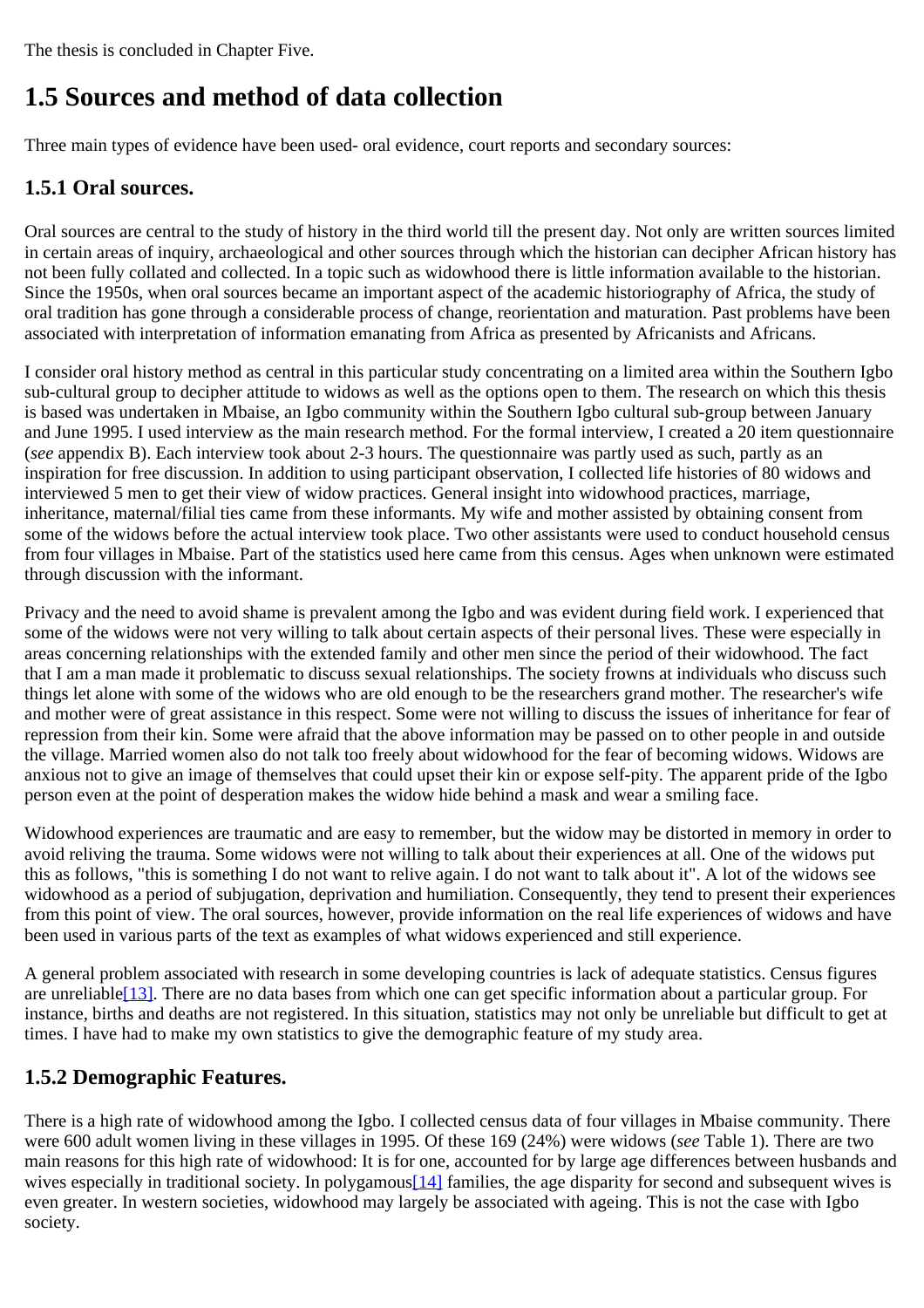The thesis is concluded in Chapter Five.

## 1.5 Sources and method of data collection

Three main types of evidence have been used- oral evidence, court reports and secondary sources:

### 1.5.1 Oral sources.

Oral sources are central to the study of history in the third world till the present day. Not only are written sources limited in certain areas of inquiry, archaeological and other sources through which the historian can decipher African history has not been fully collated and collected. In a topic such as widowhood there is little information available to the historian. Since the 1950s, when oral sources became an important aspect of the academic historiography of Africa, the study of oral tradition has gone through a considerable process of change, reorientation and maturation. Past problems have been associated with interpretation of information emanating from Africa as presented by Africanists and Africans.

I consider oral history method as central in this particular study concentrating on a limited area within the Southern Igbo sub-cultural group to decipher attitude to widows as well as the options open to them. The research on which this thesis is based was undertaken in Mbaise, an Igbo community within the Southern Igbo cultural sub-group between January and June 1995. I used interview as the main research method. For the formal interview, I created a 20 item questionnaire (*see* appendix B). Each interview took about 2-3 hours. The questionnaire was partly used as such, partly as an inspiration for free discussion. In addition to using participant observation, I collected life histories of 80 widows and interviewed 5 men to get their view of widow practices. General insight into widowhood practices, marriage, inheritance, maternal/filial ties came from these informants. My wife and mother assisted by obtaining consent from some of the widows before the actual interview took place. Two other assistants were used to conduct household census from four villages in Mbaise. Part of the statistics used here came from this census. Ages when unknown were estimated through discussion with the informant.

Privacy and the need to avoid shame is prevalent among the Igbo and was evident during field work. I experienced that some of the widows were not very willing to talk about certain aspects of their personal lives. These were especially in areas concerning relationships with the extended family and other men since the period of their widowhood. The fact that I am a man made it problematic to discuss sexual relationships. The society frowns at individuals who discuss such things let alone with some of the widows who are old enough to be the researchers grand mother. The researcher's wife and mother were of great assistance in this respect. Some were not willing to discuss the issues of inheritance for fear of repression from their kin. Some were afraid that the above information may be passed on to other people in and outside the village. Married women also do not talk too freely about widowhood for the fear of becoming widows. Widows are anxious not to give an image of themselves that could upset their kin or expose self-pity. The apparent pride of the Igbo person even at the point of desperation makes the widow hide behind a mask and wear a smiling face.

Widowhood experiences are traumatic and are easy to remember, but the widow may be distorted in memory in order to avoid reliving the trauma. Some widows were not willing to talk about their experiences at all. One of the widows put this as follows, "this is something I do not want to relive again. I do not want to talk about it". A lot of the widows see widowhood as a period of subjugation, deprivation and humiliation. Consequently, they tend to present their experiences from this point of view. The oral sources, however, provide information on the real life experiences of widows and have been used in various parts of the text as examples of what widows experienced and still experience.

A general problem associated with research in some developing countries is lack of adequate statistics. Census figures are unreliable[13]. There are no data bases from which one can get specific information about a particular group. For instance, births and deaths are not registered. In this situation, statistics may not only be unreliable but difficult to get at times. I have had to make my own statistics to give the demographic feature of my study area.

### 1.5.2 Demographic Features.

There is a high rate of widowhood among the Igbo. I collected census data of four villages in Mbaise community. There were 600 adult women living in these villages in 1995. Of these 169 (24%) were widows (*see* Table 1). There are two main reasons for this high rate of widowhood: It is for one, accounted for by large age differences between husbands and wives especially in traditional society. In polygamous[14] families, the age disparity for second and subsequent wives is even greater. In western societies, widowhood may largely be associated with ageing. This is not the case with Igbo society.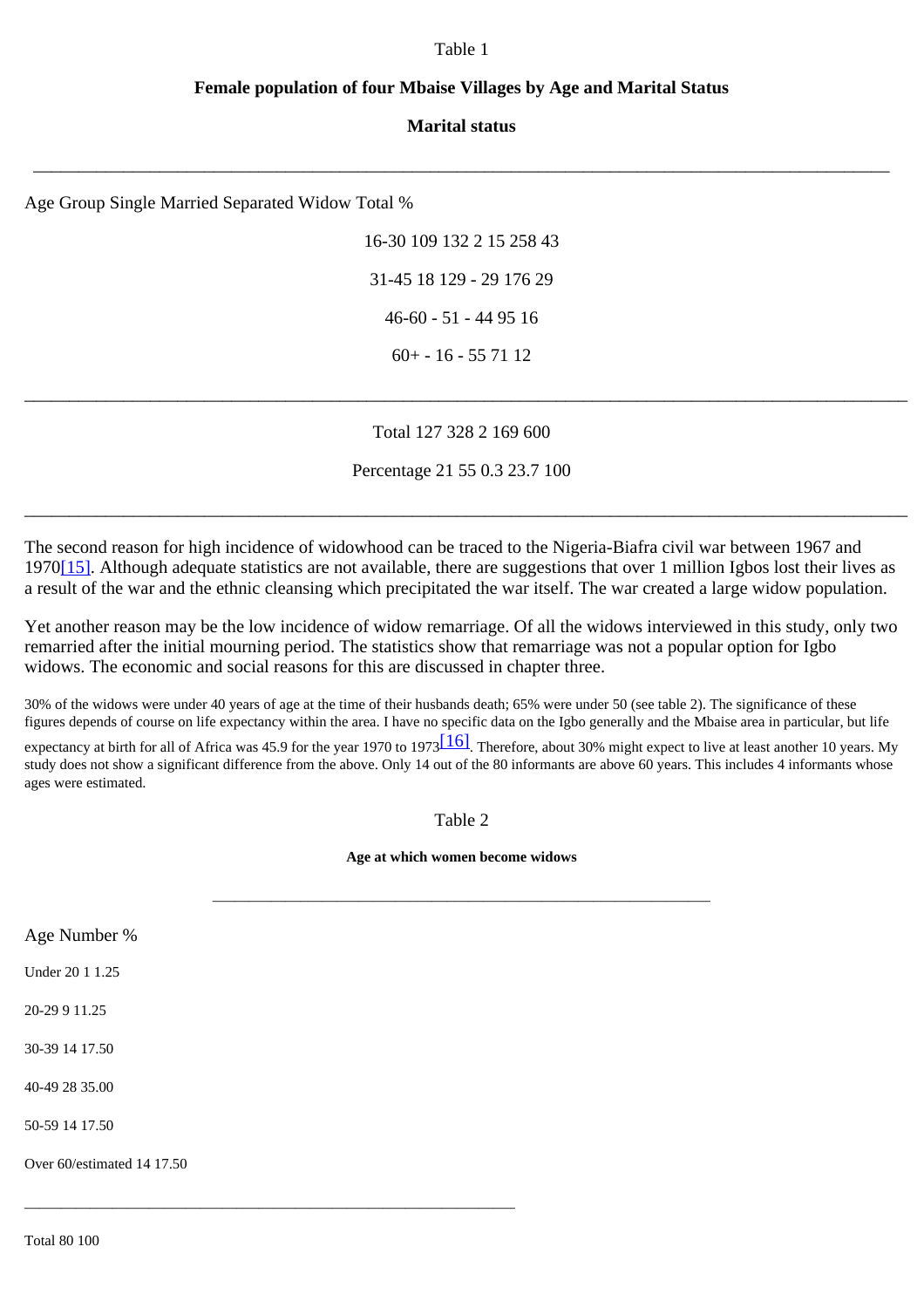Table 1

**Female population of four Mbaise Villages by Age and Marital Status**

**Marital status**

| Age Group | Single | Married | Separated | Widow | Total | % |
|---|---|---|---|---|---|---|
| 16-30 | 109 | 132 | 2 | 15 | 258 | 43 |
| 31-45 | 18 | 129 | - | 29 | 176 | 29 |
| 46-60 | - | 51 | - | 44 | 95 | 16 |
| 60+ | - | 16 | - | 55 | 71 | 12 |
| Total | 127 | 328 | 2 | 169 | 600 | |
| Percentage | 21 | 55 | 0.3 | 23.7 | 100 | |

The second reason for high incidence of widowhood can be traced to the Nigeria-Biafra civil war between 1967 and 1970[15]. Although adequate statistics are not available, there are suggestions that over 1 million Igbos lost their lives as a result of the war and the ethnic cleansing which precipitated the war itself. The war created a large widow population.

Yet another reason may be the low incidence of widow remarriage. Of all the widows interviewed in this study, only two remarried after the initial mourning period. The statistics show that remarriage was not a popular option for Igbo widows. The economic and social reasons for this are discussed in chapter three.

30% of the widows were under 40 years of age at the time of their husbands death; 65% were under 50 (see table 2). The significance of these figures depends of course on life expectancy within the area. I have no specific data on the Igbo generally and the Mbaise area in particular, but life expectancy at birth for all of Africa was 45.9 for the year 1970 to 1973[16]. Therefore, about 30% might expect to live at least another 10 years. My study does not show a significant difference from the above. Only 14 out of the 80 informants are above 60 years. This includes 4 informants whose ages were estimated.

Table 2

**Age at which women become widows**

| Age | Number | % |
|---|---|---|
| Under 20 | 1 | 1.25 |
| 20-29 | 9 | 11.25 |
| 30-39 | 14 | 17.50 |
| 40-49 | 28 | 35.00 |
| 50-59 | 14 | 17.50 |
| Over 60/estimated | 14 | 17.50 |
| Total | 80 | 100 |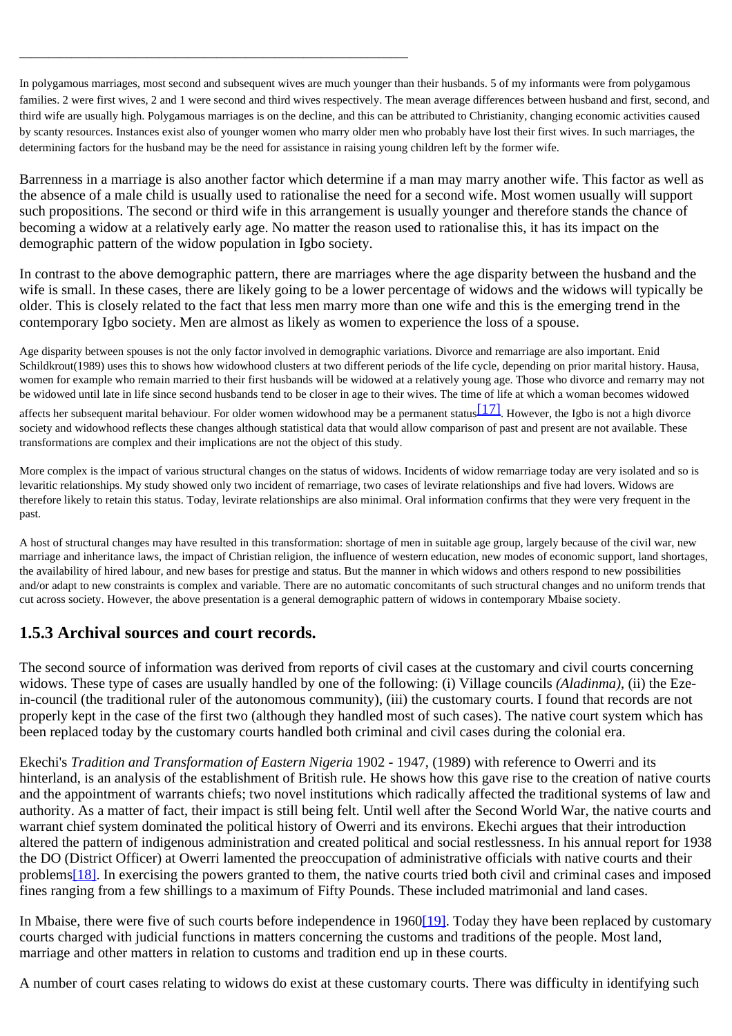In polygamous marriages, most second and subsequent wives are much younger than their husbands. 5 of my informants were from polygamous families. 2 were first wives, 2 and 1 were second and third wives respectively. The mean average differences between husband and first, second, and third wife are usually high. Polygamous marriages is on the decline, and this can be attributed to Christianity, changing economic activities caused by scanty resources. Instances exist also of younger women who marry older men who probably have lost their first wives. In such marriages, the determining factors for the husband may be the need for assistance in raising young children left by the former wife.

Barrenness in a marriage is also another factor which determine if a man may marry another wife. This factor as well as the absence of a male child is usually used to rationalise the need for a second wife. Most women usually will support such propositions. The second or third wife in this arrangement is usually younger and therefore stands the chance of becoming a widow at a relatively early age. No matter the reason used to rationalise this, it has its impact on the demographic pattern of the widow population in Igbo society.

In contrast to the above demographic pattern, there are marriages where the age disparity between the husband and the wife is small. In these cases, there are likely going to be a lower percentage of widows and the widows will typically be older. This is closely related to the fact that less men marry more than one wife and this is the emerging trend in the contemporary Igbo society. Men are almost as likely as women to experience the loss of a spouse.

Age disparity between spouses is not the only factor involved in demographic variations. Divorce and remarriage are also important. Enid Schildkrout(1989) uses this to shows how widowhood clusters at two different periods of the life cycle, depending on prior marital history. Hausa, women for example who remain married to their first husbands will be widowed at a relatively young age. Those who divorce and remarry may not be widowed until late in life since second husbands tend to be closer in age to their wives. The time of life at which a woman becomes widowed affects her subsequent marital behaviour. For older women widowhood may be a permanent status[17]. However, the Igbo is not a high divorce society and widowhood reflects these changes although statistical data that would allow comparison of past and present are not available. These transformations are complex and their implications are not the object of this study.

More complex is the impact of various structural changes on the status of widows. Incidents of widow remarriage today are very isolated and so is levaritic relationships. My study showed only two incident of remarriage, two cases of levirate relationships and five had lovers. Widows are therefore likely to retain this status. Today, levirate relationships are also minimal. Oral information confirms that they were very frequent in the past.

A host of structural changes may have resulted in this transformation: shortage of men in suitable age group, largely because of the civil war, new marriage and inheritance laws, the impact of Christian religion, the influence of western education, new modes of economic support, land shortages, the availability of hired labour, and new bases for prestige and status. But the manner in which widows and others respond to new possibilities and/or adapt to new constraints is complex and variable. There are no automatic concomitants of such structural changes and no uniform trends that cut across society. However, the above presentation is a general demographic pattern of widows in contemporary Mbaise society.

### 1.5.3 Archival sources and court records.

The second source of information was derived from reports of civil cases at the customary and civil courts concerning widows. These type of cases are usually handled by one of the following: (i) Village councils *(Aladinma)*, (ii) the Eze-in-council (the traditional ruler of the autonomous community), (iii) the customary courts. I found that records are not properly kept in the case of the first two (although they handled most of such cases). The native court system which has been replaced today by the customary courts handled both criminal and civil cases during the colonial era.

Ekechi's *Tradition and Transformation of Eastern Nigeria* 1902 - 1947, (1989) with reference to Owerri and its hinterland, is an analysis of the establishment of British rule. He shows how this gave rise to the creation of native courts and the appointment of warrants chiefs; two novel institutions which radically affected the traditional systems of law and authority. As a matter of fact, their impact is still being felt. Until well after the Second World War, the native courts and warrant chief system dominated the political history of Owerri and its environs. Ekechi argues that their introduction altered the pattern of indigenous administration and created political and social restlessness. In his annual report for 1938 the DO (District Officer) at Owerri lamented the preoccupation of administrative officials with native courts and their problems[18]. In exercising the powers granted to them, the native courts tried both civil and criminal cases and imposed fines ranging from a few shillings to a maximum of Fifty Pounds. These included matrimonial and land cases.

In Mbaise, there were five of such courts before independence in 1960[19]. Today they have been replaced by customary courts charged with judicial functions in matters concerning the customs and traditions of the people. Most land, marriage and other matters in relation to customs and tradition end up in these courts.

A number of court cases relating to widows do exist at these customary courts. There was difficulty in identifying such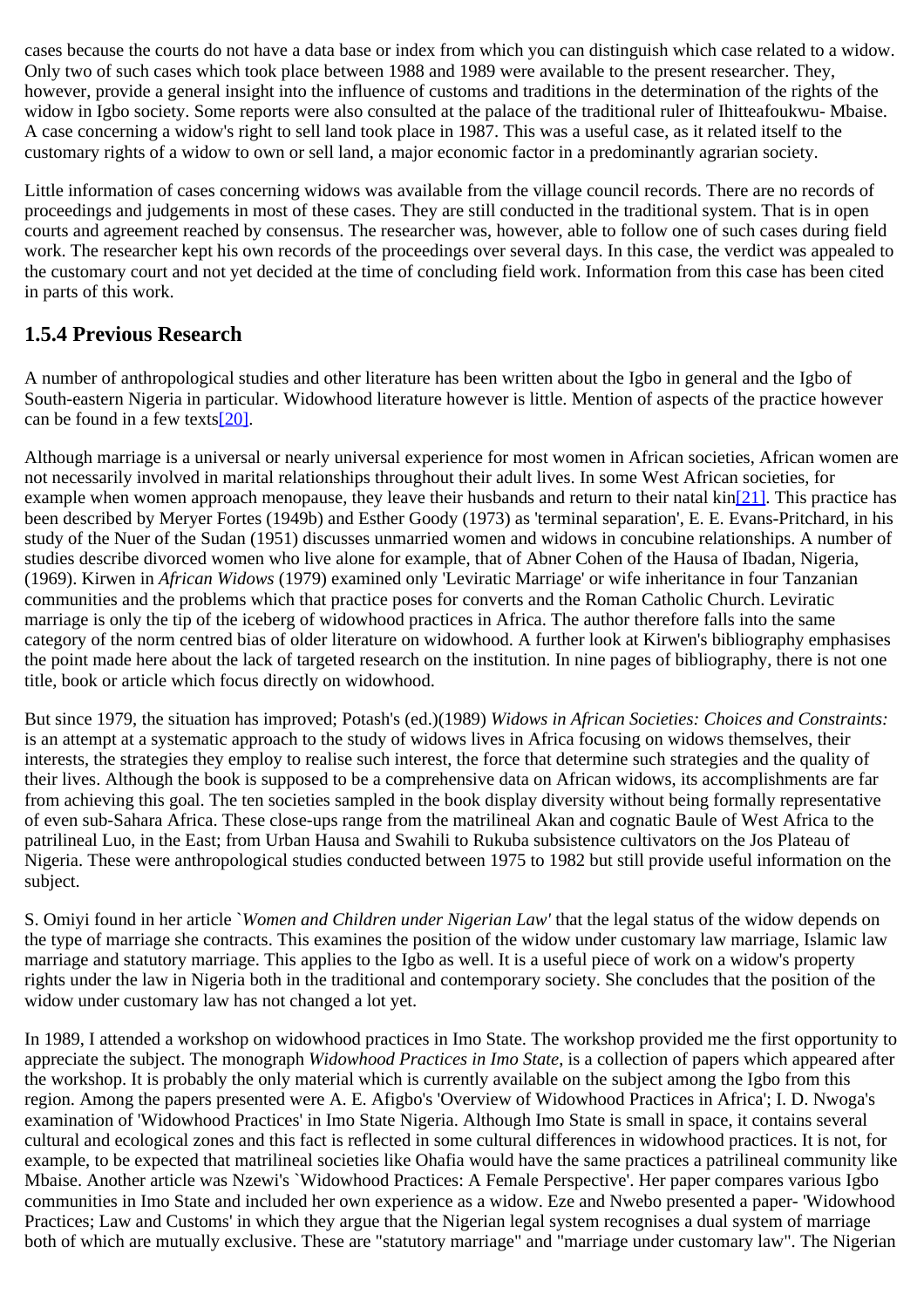cases because the courts do not have a data base or index from which you can distinguish which case related to a widow. Only two of such cases which took place between 1988 and 1989 were available to the present researcher. They, however, provide a general insight into the influence of customs and traditions in the determination of the rights of the widow in Igbo society. Some reports were also consulted at the palace of the traditional ruler of Ihitteafoukwu- Mbaise. A case concerning a widow's right to sell land took place in 1987. This was a useful case, as it related itself to the customary rights of a widow to own or sell land, a major economic factor in a predominantly agrarian society.

Little information of cases concerning widows was available from the village council records. There are no records of proceedings and judgements in most of these cases. They are still conducted in the traditional system. That is in open courts and agreement reached by consensus. The researcher was, however, able to follow one of such cases during field work. The researcher kept his own records of the proceedings over several days. In this case, the verdict was appealed to the customary court and not yet decided at the time of concluding field work. Information from this case has been cited in parts of this work.

### 1.5.4 Previous Research

A number of anthropological studies and other literature has been written about the Igbo in general and the Igbo of South-eastern Nigeria in particular. Widowhood literature however is little. Mention of aspects of the practice however can be found in a few texts[20].

Although marriage is a universal or nearly universal experience for most women in African societies, African women are not necessarily involved in marital relationships throughout their adult lives. In some West African societies, for example when women approach menopause, they leave their husbands and return to their natal kin[21]. This practice has been described by Meryer Fortes (1949b) and Esther Goody (1973) as 'terminal separation', E. E. Evans-Pritchard, in his study of the Nuer of the Sudan (1951) discusses unmarried women and widows in concubine relationships. A number of studies describe divorced women who live alone for example, that of Abner Cohen of the Hausa of Ibadan, Nigeria, (1969). Kirwen in *African Widows* (1979) examined only 'Leviratic Marriage' or wife inheritance in four Tanzanian communities and the problems which that practice poses for converts and the Roman Catholic Church. Leviratic marriage is only the tip of the iceberg of widowhood practices in Africa. The author therefore falls into the same category of the norm centred bias of older literature on widowhood. A further look at Kirwen's bibliography emphasises the point made here about the lack of targeted research on the institution. In nine pages of bibliography, there is not one title, book or article which focus directly on widowhood.

But since 1979, the situation has improved; Potash's (ed.)(1989) *Widows in African Societies: Choices and Constraints:* is an attempt at a systematic approach to the study of widows lives in Africa focusing on widows themselves, their interests, the strategies they employ to realise such interest, the force that determine such strategies and the quality of their lives. Although the book is supposed to be a comprehensive data on African widows, its accomplishments are far from achieving this goal. The ten societies sampled in the book display diversity without being formally representative of even sub-Sahara Africa. These close-ups range from the matrilineal Akan and cognatic Baule of West Africa to the patrilineal Luo, in the East; from Urban Hausa and Swahili to Rukuba subsistence cultivators on the Jos Plateau of Nigeria. These were anthropological studies conducted between 1975 to 1982 but still provide useful information on the subject.

S. Omiyi found in her article `*Women and Children under Nigerian Law*' that the legal status of the widow depends on the type of marriage she contracts. This examines the position of the widow under customary law marriage, Islamic law marriage and statutory marriage. This applies to the Igbo as well. It is a useful piece of work on a widow's property rights under the law in Nigeria both in the traditional and contemporary society. She concludes that the position of the widow under customary law has not changed a lot yet.

In 1989, I attended a workshop on widowhood practices in Imo State. The workshop provided me the first opportunity to appreciate the subject. The monograph *Widowhood Practices in Imo State*, is a collection of papers which appeared after the workshop. It is probably the only material which is currently available on the subject among the Igbo from this region. Among the papers presented were A. E. Afigbo's 'Overview of Widowhood Practices in Africa'; I. D. Nwoga's examination of 'Widowhood Practices' in Imo State Nigeria. Although Imo State is small in space, it contains several cultural and ecological zones and this fact is reflected in some cultural differences in widowhood practices. It is not, for example, to be expected that matrilineal societies like Ohafia would have the same practices a patrilineal community like Mbaise. Another article was Nzewi's `Widowhood Practices: A Female Perspective'. Her paper compares various Igbo communities in Imo State and included her own experience as a widow. Eze and Nwebo presented a paper- 'Widowhood Practices; Law and Customs' in which they argue that the Nigerian legal system recognises a dual system of marriage both of which are mutually exclusive. These are "statutory marriage" and "marriage under customary law". The Nigerian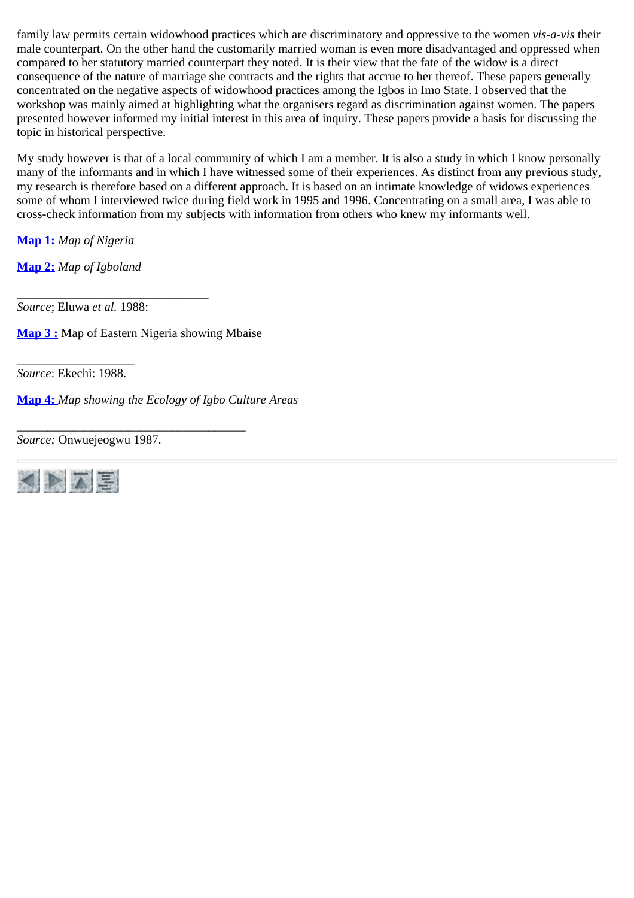family law permits certain widowhood practices which are discriminatory and oppressive to the women *vis-a-vis* their male counterpart. On the other hand the customarily married woman is even more disadvantaged and oppressed when compared to her statutory married counterpart they noted. It is their view that the fate of the widow is a direct consequence of the nature of marriage she contracts and the rights that accrue to her thereof. These papers generally concentrated on the negative aspects of widowhood practices among the Igbos in Imo State. I observed that the workshop was mainly aimed at highlighting what the organisers regard as discrimination against women. The papers presented however informed my initial interest in this area of inquiry. These papers provide a basis for discussing the topic in historical perspective.

My study however is that of a local community of which I am a member. It is also a study in which I know personally many of the informants and in which I have witnessed some of their experiences. As distinct from any previous study, my research is therefore based on a different approach. It is based on an intimate knowledge of widows experiences some of whom I interviewed twice during field work in 1995 and 1996. Concentrating on a small area, I was able to cross-check information from my subjects with information from others who knew my informants well.

**Map 1:** *Map of Nigeria*

**Map 2:** *Map of Igboland*

________________________________

*Source*; Eluwa *et al.* 1988:

**Map 3 :** Map of Eastern Nigeria showing Mbaise

____________________

*Source*: Ekechi: 1988.

**Map 4:** *Map showing the Ecology of Igbo Culture Areas*

_______________________________________

*Source;* Onwuejeogwu 1987.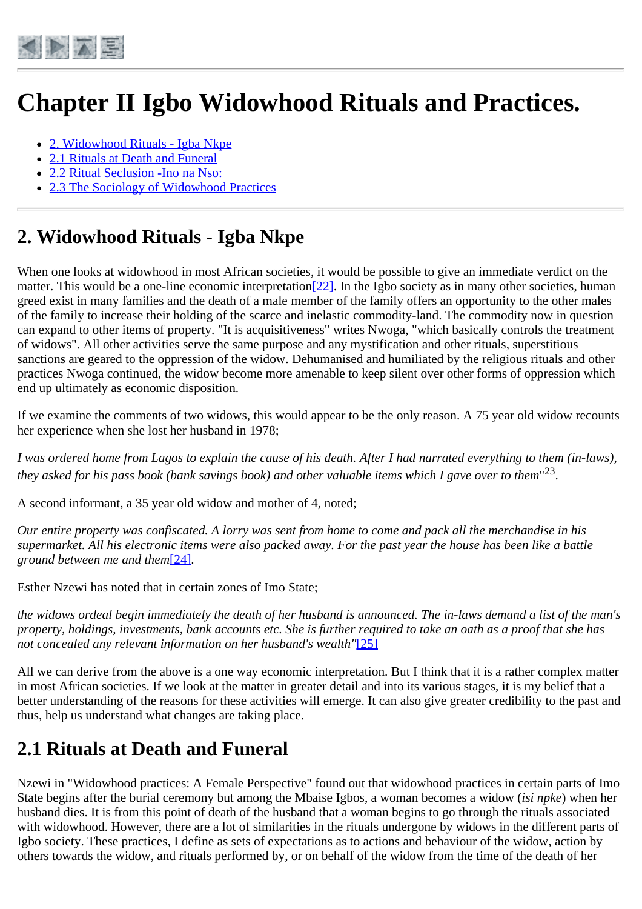# Chapter II Igbo Widowhood Rituals and Practices.

- [2. Widowhood Rituals - Igba Nkpe]
- [2.1 Rituals at Death and Funeral]
- [2.2 Ritual Seclusion -Ino na Nso:]
- [2.3 The Sociology of Widowhood Practices]

## 2. Widowhood Rituals - Igba Nkpe

When one looks at widowhood in most African societies, it would be possible to give an immediate verdict on the matter. This would be a one-line economic interpretation[22]. In the Igbo society as in many other societies, human greed exist in many families and the death of a male member of the family offers an opportunity to the other males of the family to increase their holding of the scarce and inelastic commodity-land. The commodity now in question can expand to other items of property. "It is acquisitiveness" writes Nwoga, "which basically controls the treatment of widows". All other activities serve the same purpose and any mystification and other rituals, superstitious sanctions are geared to the oppression of the widow. Dehumanised and humiliated by the religious rituals and other practices Nwoga continued, the widow become more amenable to keep silent over other forms of oppression which end up ultimately as economic disposition.

If we examine the comments of two widows, this would appear to be the only reason. A 75 year old widow recounts her experience when she lost her husband in 1978;

*I was ordered home from Lagos to explain the cause of his death. After I had narrated everything to them (in-laws), they asked for his pass book (bank savings book) and other valuable items which I gave over to them*"[23].

A second informant, a 35 year old widow and mother of 4, noted;

*Our entire property was confiscated. A lorry was sent from home to come and pack all the merchandise in his supermarket. All his electronic items were also packed away. For the past year the house has been like a battle ground between me and them*[24].

Esther Nzewi has noted that in certain zones of Imo State;

*the widows ordeal begin immediately the death of her husband is announced. The in-laws demand a list of the man's property, holdings, investments, bank accounts etc. She is further required to take an oath as a proof that she has not concealed any relevant information on her husband's wealth"*[25]

All we can derive from the above is a one way economic interpretation. But I think that it is a rather complex matter in most African societies. If we look at the matter in greater detail and into its various stages, it is my belief that a better understanding of the reasons for these activities will emerge. It can also give greater credibility to the past and thus, help us understand what changes are taking place.

## 2.1 Rituals at Death and Funeral

Nzewi in "Widowhood practices: A Female Perspective" found out that widowhood practices in certain parts of Imo State begins after the burial ceremony but among the Mbaise Igbos, a woman becomes a widow (*isi npke*) when her husband dies. It is from this point of death of the husband that a woman begins to go through the rituals associated with widowhood. However, there are a lot of similarities in the rituals undergone by widows in the different parts of Igbo society. These practices, I define as sets of expectations as to actions and behaviour of the widow, action by others towards the widow, and rituals performed by, or on behalf of the widow from the time of the death of her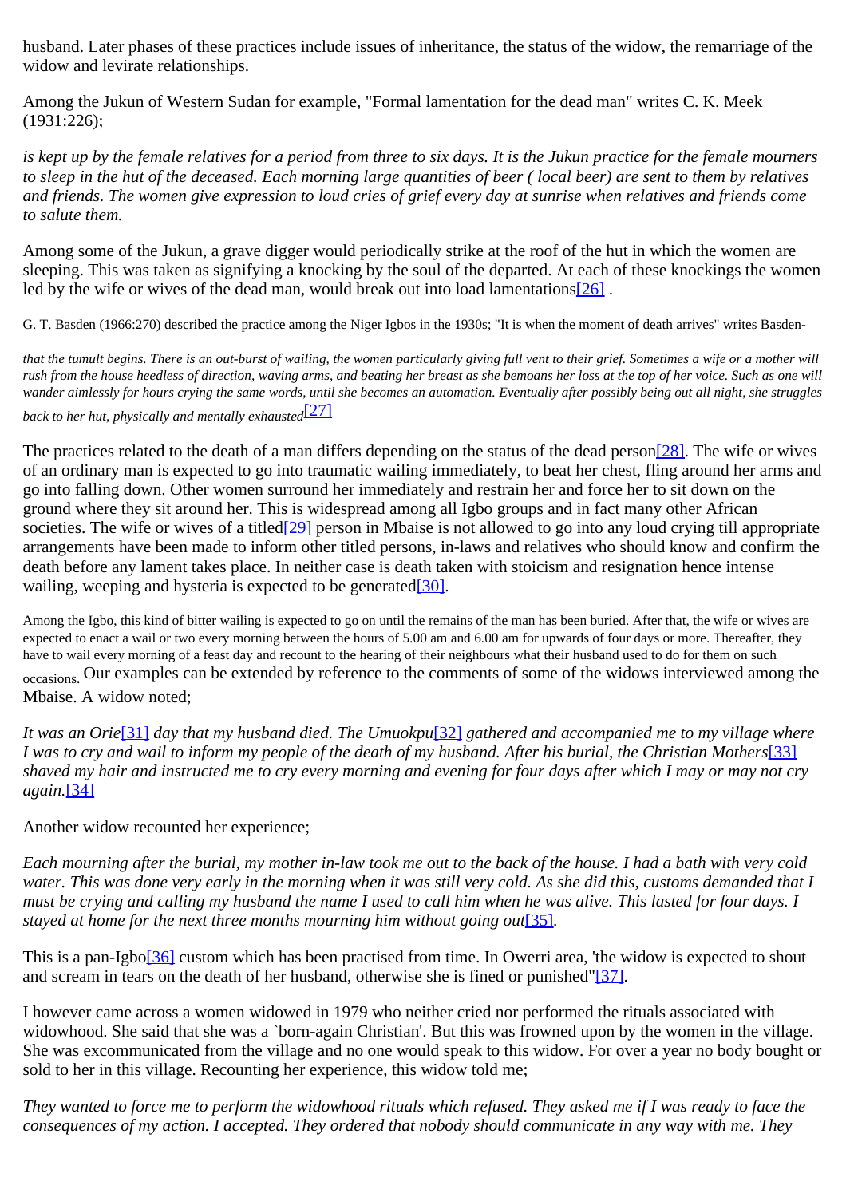husband. Later phases of these practices include issues of inheritance, the status of the widow, the remarriage of the widow and levirate relationships.

Among the Jukun of Western Sudan for example, "Formal lamentation for the dead man" writes C. K. Meek (1931:226);

*is kept up by the female relatives for a period from three to six days. It is the Jukun practice for the female mourners to sleep in the hut of the deceased. Each morning large quantities of beer ( local beer) are sent to them by relatives and friends. The women give expression to loud cries of grief every day at sunrise when relatives and friends come to salute them.*

Among some of the Jukun, a grave digger would periodically strike at the roof of the hut in which the women are sleeping. This was taken as signifying a knocking by the soul of the departed. At each of these knockings the women led by the wife or wives of the dead man, would break out into load lamentations[26] .

G. T. Basden (1966:270) described the practice among the Niger Igbos in the 1930s; "It is when the moment of death arrives" writes Basden-

*that the tumult begins. There is an out-burst of wailing, the women particularly giving full vent to their grief. Sometimes a wife or a mother will rush from the house heedless of direction, waving arms, and beating her breast as she bemoans her loss at the top of her voice. Such as one will wander aimlessly for hours crying the same words, until she becomes an automation. Eventually after possibly being out all night, she struggles back to her hut, physically and mentally exhausted*[27]

The practices related to the death of a man differs depending on the status of the dead person[28]. The wife or wives of an ordinary man is expected to go into traumatic wailing immediately, to beat her chest, fling around her arms and go into falling down. Other women surround her immediately and restrain her and force her to sit down on the ground where they sit around her. This is widespread among all Igbo groups and in fact many other African societies. The wife or wives of a titled[29] person in Mbaise is not allowed to go into any loud crying till appropriate arrangements have been made to inform other titled persons, in-laws and relatives who should know and confirm the death before any lament takes place. In neither case is death taken with stoicism and resignation hence intense wailing, weeping and hysteria is expected to be generated[30].

Among the Igbo, this kind of bitter wailing is expected to go on until the remains of the man has been buried. After that, the wife or wives are expected to enact a wail or two every morning between the hours of 5.00 am and 6.00 am for upwards of four days or more. Thereafter, they have to wail every morning of a feast day and recount to the hearing of their neighbours what their husband used to do for them on such occasions. Our examples can be extended by reference to the comments of some of the widows interviewed among the Mbaise. A widow noted;

*It was an Orie*[31] *day that my husband died. The Umuokpu*[32] *gathered and accompanied me to my village where I was to cry and wail to inform my people of the death of my husband. After his burial, the Christian Mothers*[33] *shaved my hair and instructed me to cry every morning and evening for four days after which I may or may not cry again.*[34]

Another widow recounted her experience;

*Each mourning after the burial, my mother in-law took me out to the back of the house. I had a bath with very cold water. This was done very early in the morning when it was still very cold. As she did this, customs demanded that I must be crying and calling my husband the name I used to call him when he was alive. This lasted for four days. I stayed at home for the next three months mourning him without going out*[35].

This is a pan-Igbo[36] custom which has been practised from time. In Owerri area, 'the widow is expected to shout and scream in tears on the death of her husband, otherwise she is fined or punished"[37].

I however came across a women widowed in 1979 who neither cried nor performed the rituals associated with widowhood. She said that she was a `born-again Christian'. But this was frowned upon by the women in the village. She was excommunicated from the village and no one would speak to this widow. For over a year no body bought or sold to her in this village. Recounting her experience, this widow told me;

*They wanted to force me to perform the widowhood rituals which refused. They asked me if I was ready to face the consequences of my action. I accepted. They ordered that nobody should communicate in any way with me. They*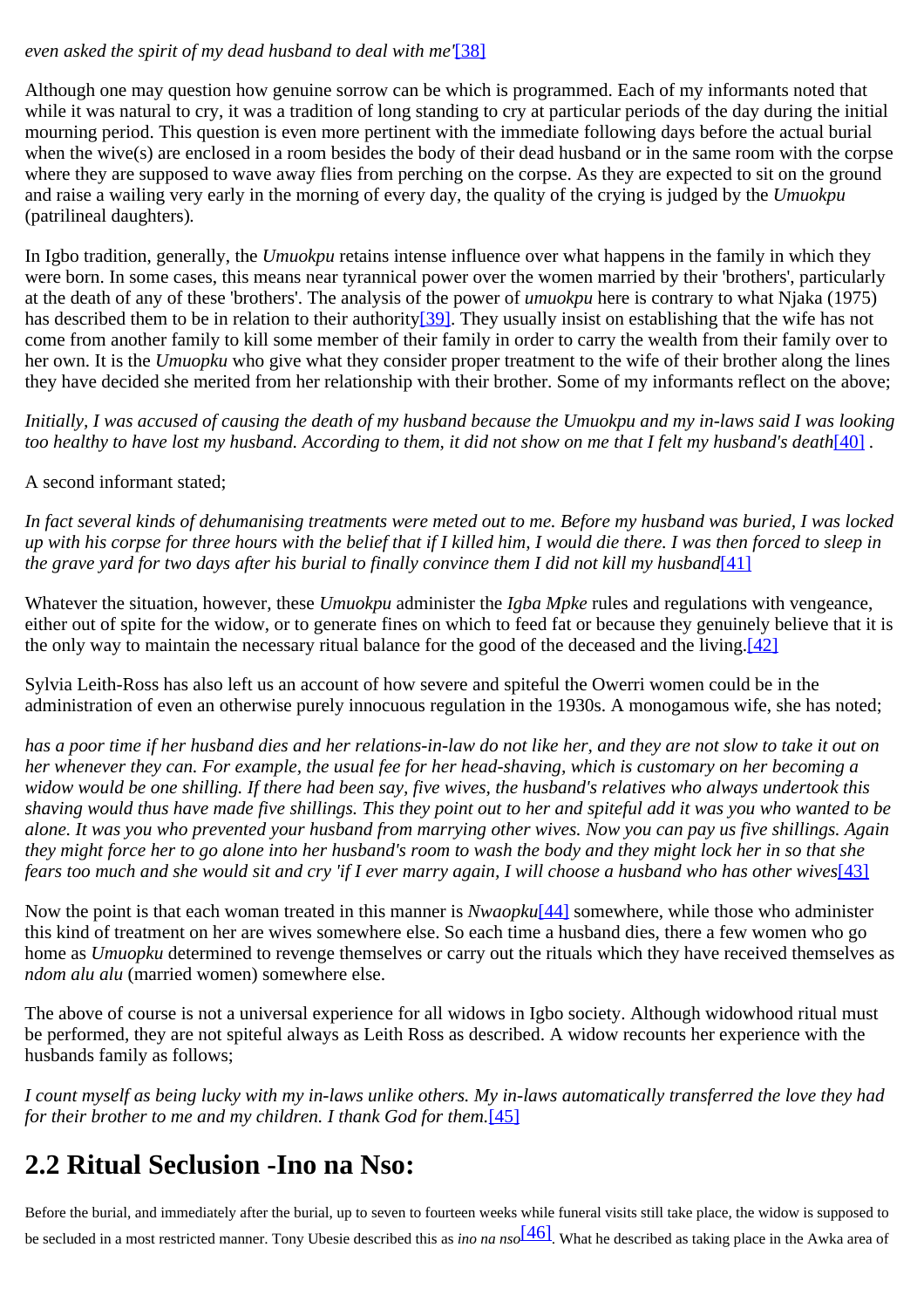*even asked the spirit of my dead husband to deal with me'*[38]

Although one may question how genuine sorrow can be which is programmed. Each of my informants noted that while it was natural to cry, it was a tradition of long standing to cry at particular periods of the day during the initial mourning period. This question is even more pertinent with the immediate following days before the actual burial when the wive(s) are enclosed in a room besides the body of their dead husband or in the same room with the corpse where they are supposed to wave away flies from perching on the corpse. As they are expected to sit on the ground and raise a wailing very early in the morning of every day, the quality of the crying is judged by the *Umuokpu* (patrilineal daughters).

In Igbo tradition, generally, the *Umuokpu* retains intense influence over what happens in the family in which they were born. In some cases, this means near tyrannical power over the women married by their 'brothers', particularly at the death of any of these 'brothers'. The analysis of the power of *umuokpu* here is contrary to what Njaka (1975) has described them to be in relation to their authority[39]. They usually insist on establishing that the wife has not come from another family to kill some member of their family in order to carry the wealth from their family over to her own. It is the *Umuopku* who give what they consider proper treatment to the wife of their brother along the lines they have decided she merited from her relationship with their brother. Some of my informants reflect on the above;

*Initially, I was accused of causing the death of my husband because the Umuokpu and my in-laws said I was looking too healthy to have lost my husband. According to them, it did not show on me that I felt my husband's death*[40] .

A second informant stated;

*In fact several kinds of dehumanising treatments were meted out to me. Before my husband was buried, I was locked up with his corpse for three hours with the belief that if I killed him, I would die there. I was then forced to sleep in the grave yard for two days after his burial to finally convince them I did not kill my husband*[41]

Whatever the situation, however, these *Umuokpu* administer the *Igba Mpke* rules and regulations with vengeance, either out of spite for the widow, or to generate fines on which to feed fat or because they genuinely believe that it is the only way to maintain the necessary ritual balance for the good of the deceased and the living.[42]

Sylvia Leith-Ross has also left us an account of how severe and spiteful the Owerri women could be in the administration of even an otherwise purely innocuous regulation in the 1930s. A monogamous wife, she has noted;

*has a poor time if her husband dies and her relations-in-law do not like her, and they are not slow to take it out on her whenever they can. For example, the usual fee for her head-shaving, which is customary on her becoming a widow would be one shilling. If there had been say, five wives, the husband's relatives who always undertook this shaving would thus have made five shillings. This they point out to her and spiteful add it was you who wanted to be alone. It was you who prevented your husband from marrying other wives. Now you can pay us five shillings. Again they might force her to go alone into her husband's room to wash the body and they might lock her in so that she fears too much and she would sit and cry 'if I ever marry again, I will choose a husband who has other wives*[43]

Now the point is that each woman treated in this manner is *Nwaopku*[44] somewhere, while those who administer this kind of treatment on her are wives somewhere else. So each time a husband dies, there a few women who go home as *Umuopku* determined to revenge themselves or carry out the rituals which they have received themselves as *ndom alu alu* (married women) somewhere else.

The above of course is not a universal experience for all widows in Igbo society. Although widowhood ritual must be performed, they are not spiteful always as Leith Ross as described. A widow recounts her experience with the husbands family as follows;

*I count myself as being lucky with my in-laws unlike others. My in-laws automatically transferred the love they had for their brother to me and my children. I thank God for them.*[45]

## 2.2 Ritual Seclusion -Ino na Nso:

Before the burial, and immediately after the burial, up to seven to fourteen weeks while funeral visits still take place, the widow is supposed to be secluded in a most restricted manner. Tony Ubesie described this as *ino na nso*[46]. What he described as taking place in the Awka area of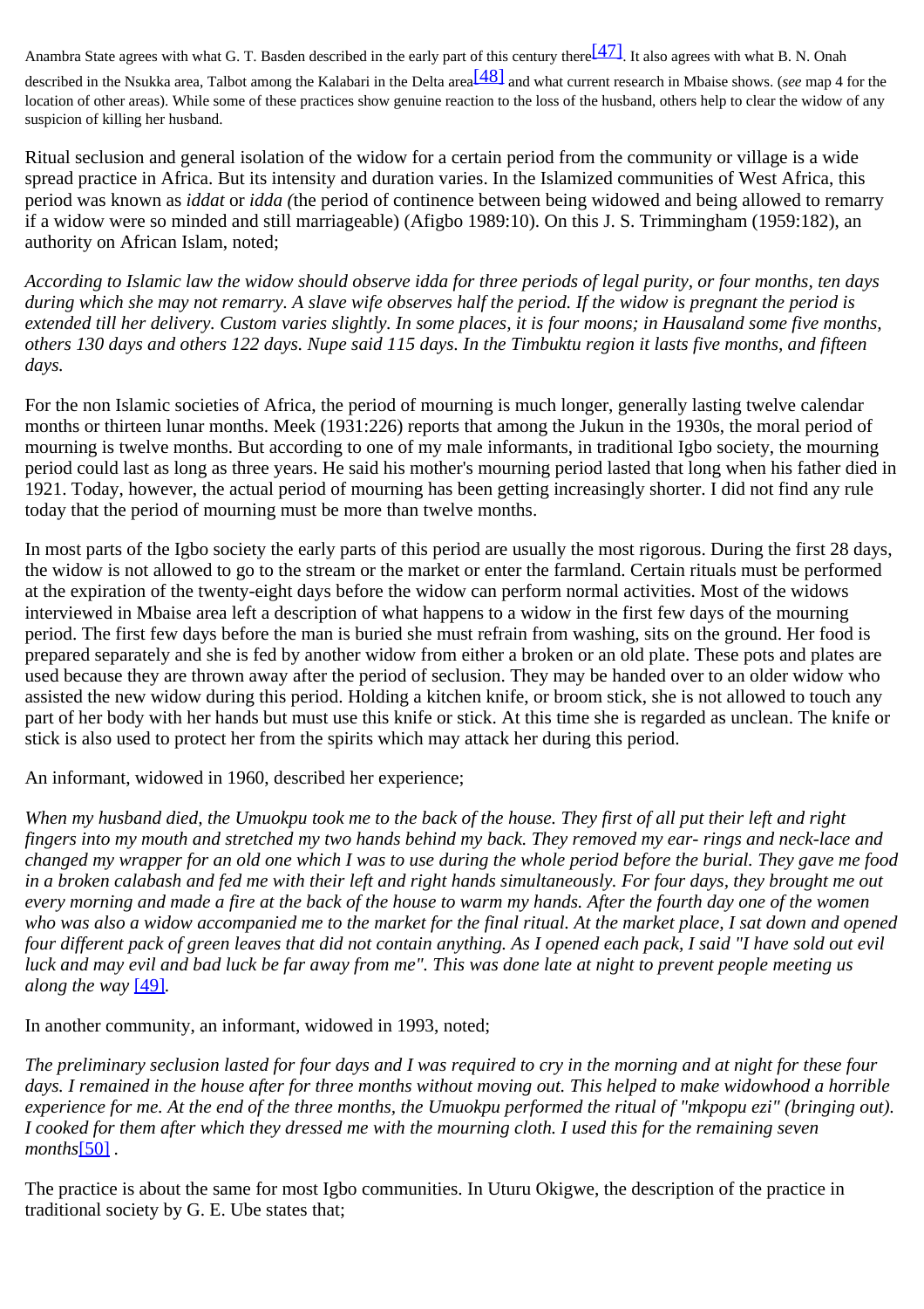Anambra State agrees with what G. T. Basden described in the early part of this century there[47]. It also agrees with what B. N. Onah described in the Nsukka area, Talbot among the Kalabari in the Delta area[48] and what current research in Mbaise shows. (*see* map 4 for the location of other areas). While some of these practices show genuine reaction to the loss of the husband, others help to clear the widow of any suspicion of killing her husband.

Ritual seclusion and general isolation of the widow for a certain period from the community or village is a wide spread practice in Africa. But its intensity and duration varies. In the Islamized communities of West Africa, this period was known as *iddat* or *idda (*the period of continence between being widowed and being allowed to remarry if a widow were so minded and still marriageable) (Afigbo 1989:10). On this J. S. Trimmingham (1959:182), an authority on African Islam, noted;

*According to Islamic law the widow should observe idda for three periods of legal purity, or four months, ten days during which she may not remarry. A slave wife observes half the period. If the widow is pregnant the period is extended till her delivery. Custom varies slightly. In some places, it is four moons; in Hausaland some five months, others 130 days and others 122 days. Nupe said 115 days. In the Timbuktu region it lasts five months, and fifteen days.*

For the non Islamic societies of Africa, the period of mourning is much longer, generally lasting twelve calendar months or thirteen lunar months. Meek (1931:226) reports that among the Jukun in the 1930s, the moral period of mourning is twelve months. But according to one of my male informants, in traditional Igbo society, the mourning period could last as long as three years. He said his mother's mourning period lasted that long when his father died in 1921. Today, however, the actual period of mourning has been getting increasingly shorter. I did not find any rule today that the period of mourning must be more than twelve months.

In most parts of the Igbo society the early parts of this period are usually the most rigorous. During the first 28 days, the widow is not allowed to go to the stream or the market or enter the farmland. Certain rituals must be performed at the expiration of the twenty-eight days before the widow can perform normal activities. Most of the widows interviewed in Mbaise area left a description of what happens to a widow in the first few days of the mourning period. The first few days before the man is buried she must refrain from washing, sits on the ground. Her food is prepared separately and she is fed by another widow from either a broken or an old plate. These pots and plates are used because they are thrown away after the period of seclusion. They may be handed over to an older widow who assisted the new widow during this period. Holding a kitchen knife, or broom stick, she is not allowed to touch any part of her body with her hands but must use this knife or stick. At this time she is regarded as unclean. The knife or stick is also used to protect her from the spirits which may attack her during this period.

An informant, widowed in 1960, described her experience;

*When my husband died, the Umuokpu took me to the back of the house. They first of all put their left and right fingers into my mouth and stretched my two hands behind my back. They removed my ear- rings and neck-lace and changed my wrapper for an old one which I was to use during the whole period before the burial. They gave me food in a broken calabash and fed me with their left and right hands simultaneously. For four days, they brought me out every morning and made a fire at the back of the house to warm my hands. After the fourth day one of the women who was also a widow accompanied me to the market for the final ritual. At the market place, I sat down and opened four different pack of green leaves that did not contain anything. As I opened each pack, I said "I have sold out evil luck and may evil and bad luck be far away from me". This was done late at night to prevent people meeting us along the way* [49].

In another community, an informant, widowed in 1993, noted;

*The preliminary seclusion lasted for four days and I was required to cry in the morning and at night for these four days. I remained in the house after for three months without moving out. This helped to make widowhood a horrible experience for me. At the end of the three months, the Umuokpu performed the ritual of "mkpopu ezi" (bringing out). I cooked for them after which they dressed me with the mourning cloth. I used this for the remaining seven months*[50] .

The practice is about the same for most Igbo communities. In Uturu Okigwe, the description of the practice in traditional society by G. E. Ube states that;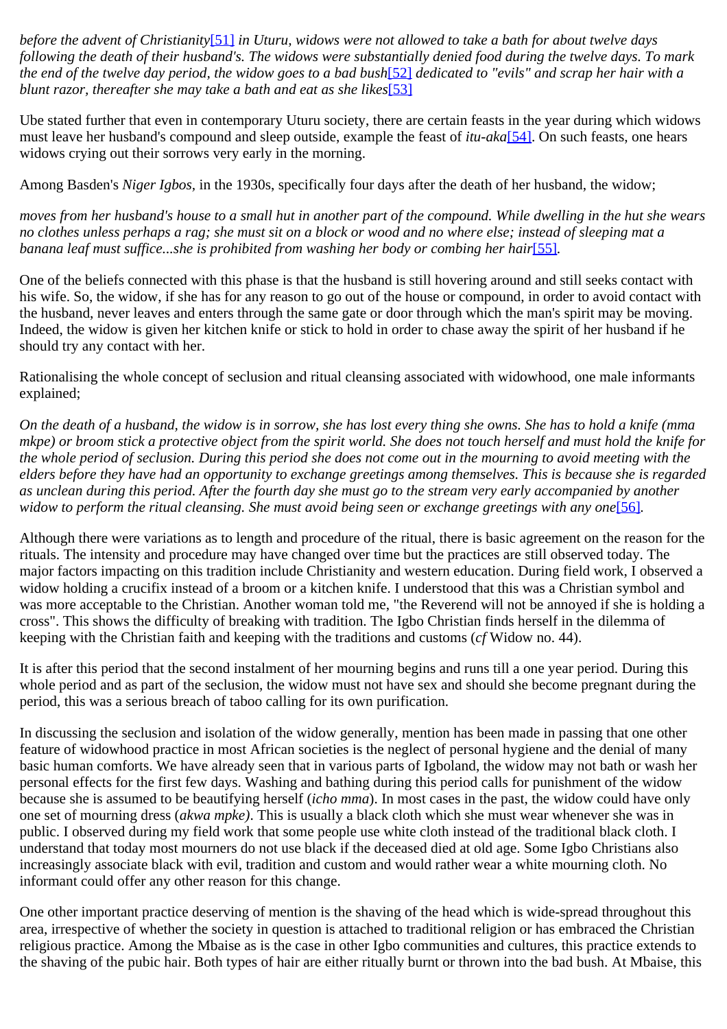*before the advent of Christianity*[51] *in Uturu, widows were not allowed to take a bath for about twelve days following the death of their husband's. The widows were substantially denied food during the twelve days. To mark the end of the twelve day period, the widow goes to a bad bush*[52] *dedicated to "evils" and scrap her hair with a blunt razor, thereafter she may take a bath and eat as she likes*[53]

Ube stated further that even in contemporary Uturu society, there are certain feasts in the year during which widows must leave her husband's compound and sleep outside, example the feast of *itu-aka*[54]. On such feasts, one hears widows crying out their sorrows very early in the morning.

Among Basden's *Niger Igbos*, in the 1930s, specifically four days after the death of her husband, the widow;

*moves from her husband's house to a small hut in another part of the compound. While dwelling in the hut she wears no clothes unless perhaps a rag; she must sit on a block or wood and no where else; instead of sleeping mat a banana leaf must suffice...she is prohibited from washing her body or combing her hair*[55].

One of the beliefs connected with this phase is that the husband is still hovering around and still seeks contact with his wife. So, the widow, if she has for any reason to go out of the house or compound, in order to avoid contact with the husband, never leaves and enters through the same gate or door through which the man's spirit may be moving. Indeed, the widow is given her kitchen knife or stick to hold in order to chase away the spirit of her husband if he should try any contact with her.

Rationalising the whole concept of seclusion and ritual cleansing associated with widowhood, one male informants explained;

*On the death of a husband, the widow is in sorrow, she has lost every thing she owns. She has to hold a knife (mma mkpe) or broom stick a protective object from the spirit world. She does not touch herself and must hold the knife for the whole period of seclusion. During this period she does not come out in the mourning to avoid meeting with the elders before they have had an opportunity to exchange greetings among themselves. This is because she is regarded as unclean during this period. After the fourth day she must go to the stream very early accompanied by another widow to perform the ritual cleansing. She must avoid being seen or exchange greetings with any one*[56].

Although there were variations as to length and procedure of the ritual, there is basic agreement on the reason for the rituals. The intensity and procedure may have changed over time but the practices are still observed today. The major factors impacting on this tradition include Christianity and western education. During field work, I observed a widow holding a crucifix instead of a broom or a kitchen knife. I understood that this was a Christian symbol and was more acceptable to the Christian. Another woman told me, "the Reverend will not be annoyed if she is holding a cross". This shows the difficulty of breaking with tradition. The Igbo Christian finds herself in the dilemma of keeping with the Christian faith and keeping with the traditions and customs (*cf* Widow no. 44).

It is after this period that the second instalment of her mourning begins and runs till a one year period. During this whole period and as part of the seclusion, the widow must not have sex and should she become pregnant during the period, this was a serious breach of taboo calling for its own purification.

In discussing the seclusion and isolation of the widow generally, mention has been made in passing that one other feature of widowhood practice in most African societies is the neglect of personal hygiene and the denial of many basic human comforts. We have already seen that in various parts of Igboland, the widow may not bath or wash her personal effects for the first few days. Washing and bathing during this period calls for punishment of the widow because she is assumed to be beautifying herself (*icho mma*). In most cases in the past, the widow could have only one set of mourning dress (*akwa mpke)*. This is usually a black cloth which she must wear whenever she was in public. I observed during my field work that some people use white cloth instead of the traditional black cloth. I understand that today most mourners do not use black if the deceased died at old age. Some Igbo Christians also increasingly associate black with evil, tradition and custom and would rather wear a white mourning cloth. No informant could offer any other reason for this change.

One other important practice deserving of mention is the shaving of the head which is wide-spread throughout this area, irrespective of whether the society in question is attached to traditional religion or has embraced the Christian religious practice. Among the Mbaise as is the case in other Igbo communities and cultures, this practice extends to the shaving of the pubic hair. Both types of hair are either ritually burnt or thrown into the bad bush. At Mbaise, this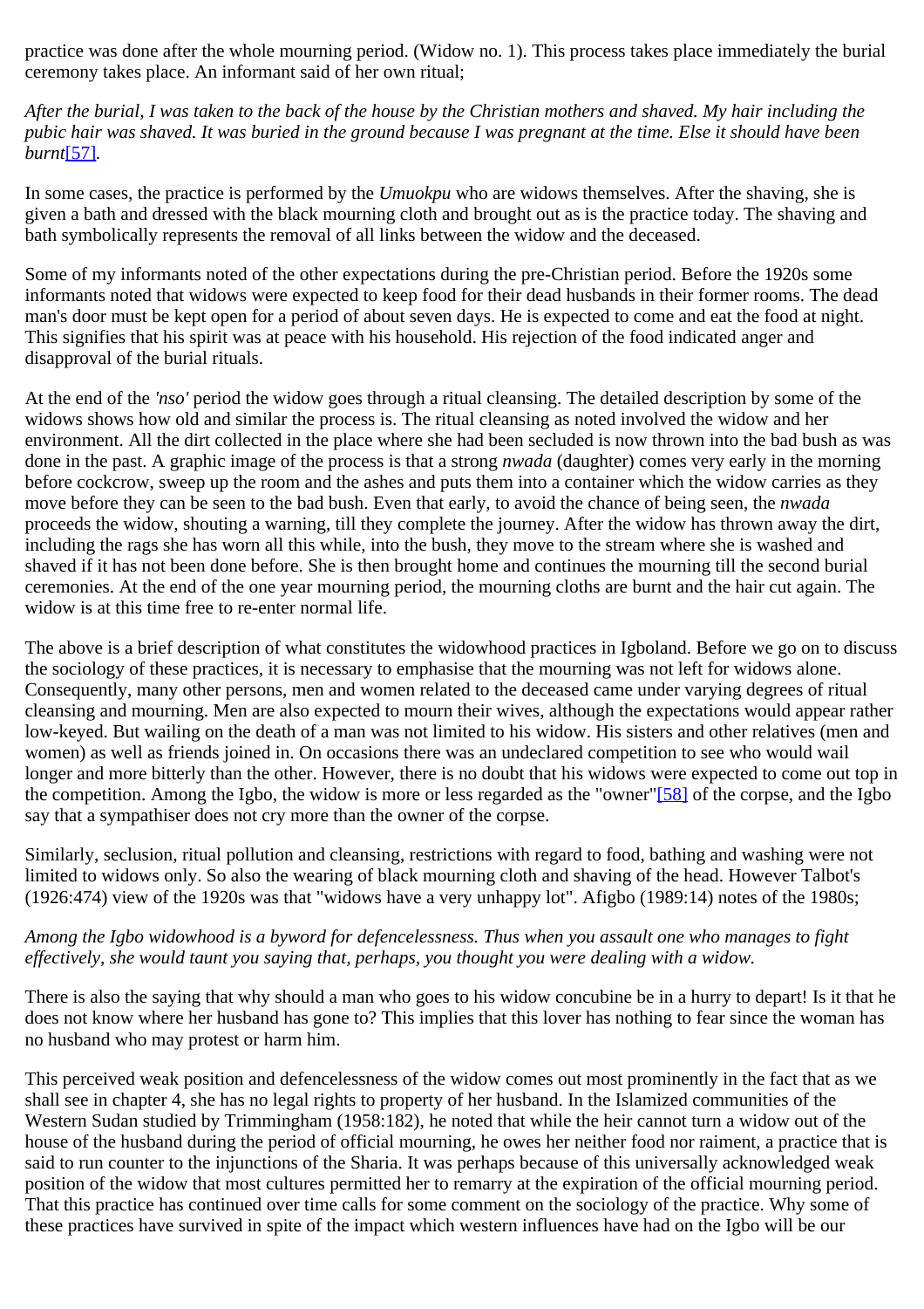practice was done after the whole mourning period. (Widow no. 1). This process takes place immediately the burial ceremony takes place. An informant said of her own ritual;

*After the burial, I was taken to the back of the house by the Christian mothers and shaved. My hair including the pubic hair was shaved. It was buried in the ground because I was pregnant at the time. Else it should have been burnt*[57].

In some cases, the practice is performed by the *Umuokpu* who are widows themselves. After the shaving, she is given a bath and dressed with the black mourning cloth and brought out as is the practice today. The shaving and bath symbolically represents the removal of all links between the widow and the deceased.

Some of my informants noted of the other expectations during the pre-Christian period. Before the 1920s some informants noted that widows were expected to keep food for their dead husbands in their former rooms. The dead man's door must be kept open for a period of about seven days. He is expected to come and eat the food at night. This signifies that his spirit was at peace with his household. His rejection of the food indicated anger and disapproval of the burial rituals.

At the end of the *'nso'* period the widow goes through a ritual cleansing. The detailed description by some of the widows shows how old and similar the process is. The ritual cleansing as noted involved the widow and her environment. All the dirt collected in the place where she had been secluded is now thrown into the bad bush as was done in the past. A graphic image of the process is that a strong *nwada* (daughter) comes very early in the morning before cockcrow, sweep up the room and the ashes and puts them into a container which the widow carries as they move before they can be seen to the bad bush. Even that early, to avoid the chance of being seen, the *nwada* proceeds the widow, shouting a warning, till they complete the journey. After the widow has thrown away the dirt, including the rags she has worn all this while, into the bush, they move to the stream where she is washed and shaved if it has not been done before. She is then brought home and continues the mourning till the second burial ceremonies. At the end of the one year mourning period, the mourning cloths are burnt and the hair cut again. The widow is at this time free to re-enter normal life.

The above is a brief description of what constitutes the widowhood practices in Igboland. Before we go on to discuss the sociology of these practices, it is necessary to emphasise that the mourning was not left for widows alone. Consequently, many other persons, men and women related to the deceased came under varying degrees of ritual cleansing and mourning. Men are also expected to mourn their wives, although the expectations would appear rather low-keyed. But wailing on the death of a man was not limited to his widow. His sisters and other relatives (men and women) as well as friends joined in. On occasions there was an undeclared competition to see who would wail longer and more bitterly than the other. However, there is no doubt that his widows were expected to come out top in the competition. Among the Igbo, the widow is more or less regarded as the "owner"[58] of the corpse, and the Igbo say that a sympathiser does not cry more than the owner of the corpse.

Similarly, seclusion, ritual pollution and cleansing, restrictions with regard to food, bathing and washing were not limited to widows only. So also the wearing of black mourning cloth and shaving of the head. However Talbot's (1926:474) view of the 1920s was that "widows have a very unhappy lot". Afigbo (1989:14) notes of the 1980s;

*Among the Igbo widowhood is a byword for defencelessness. Thus when you assault one who manages to fight effectively, she would taunt you saying that, perhaps, you thought you were dealing with a widow.*

There is also the saying that why should a man who goes to his widow concubine be in a hurry to depart! Is it that he does not know where her husband has gone to? This implies that this lover has nothing to fear since the woman has no husband who may protest or harm him.

This perceived weak position and defencelessness of the widow comes out most prominently in the fact that as we shall see in chapter 4, she has no legal rights to property of her husband. In the Islamized communities of the Western Sudan studied by Trimmingham (1958:182), he noted that while the heir cannot turn a widow out of the house of the husband during the period of official mourning, he owes her neither food nor raiment, a practice that is said to run counter to the injunctions of the Sharia. It was perhaps because of this universally acknowledged weak position of the widow that most cultures permitted her to remarry at the expiration of the official mourning period. That this practice has continued over time calls for some comment on the sociology of the practice. Why some of these practices have survived in spite of the impact which western influences have had on the Igbo will be our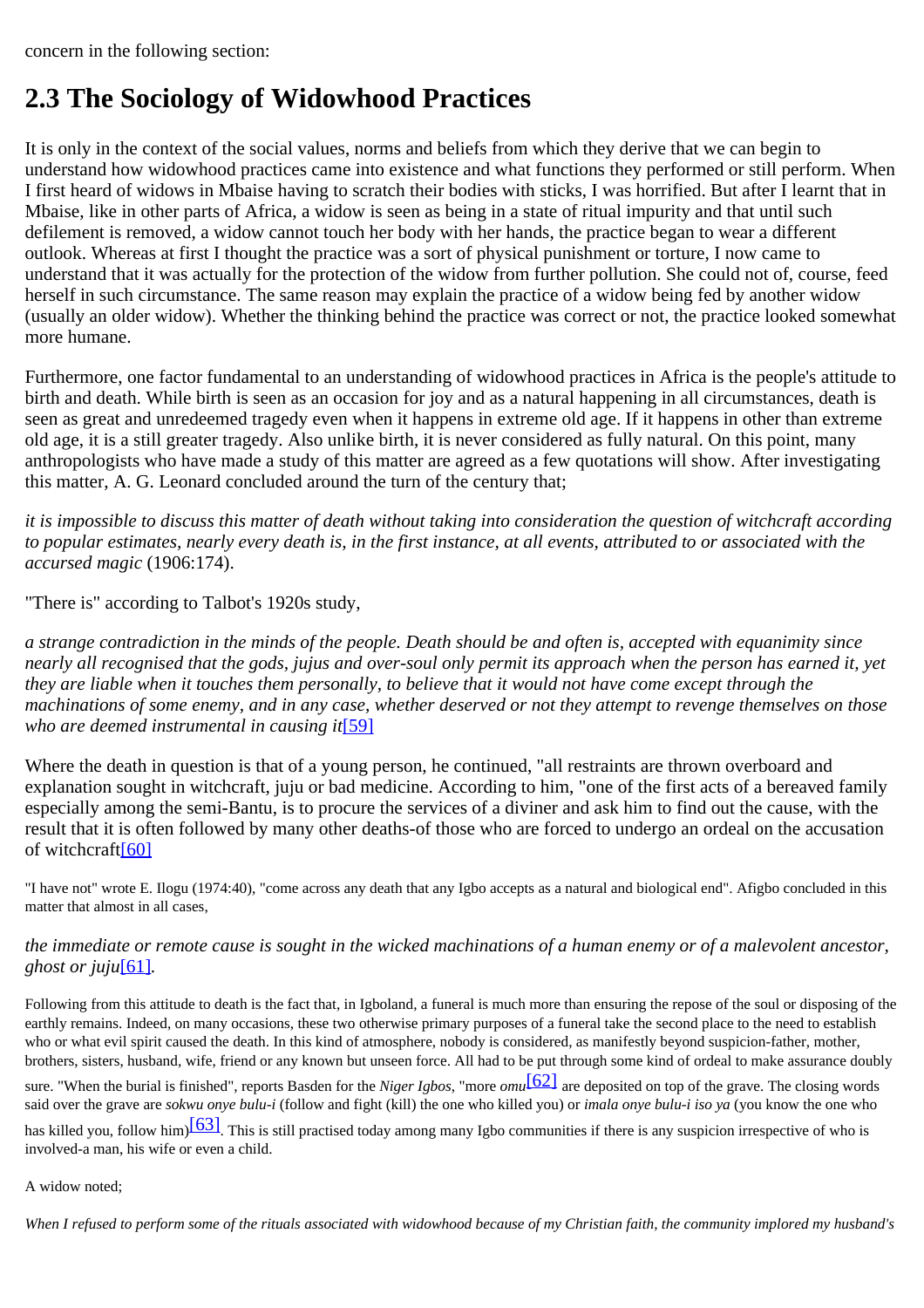concern in the following section:

## 2.3 The Sociology of Widowhood Practices

It is only in the context of the social values, norms and beliefs from which they derive that we can begin to understand how widowhood practices came into existence and what functions they performed or still perform. When I first heard of widows in Mbaise having to scratch their bodies with sticks, I was horrified. But after I learnt that in Mbaise, like in other parts of Africa, a widow is seen as being in a state of ritual impurity and that until such defilement is removed, a widow cannot touch her body with her hands, the practice began to wear a different outlook. Whereas at first I thought the practice was a sort of physical punishment or torture, I now came to understand that it was actually for the protection of the widow from further pollution. She could not of, course, feed herself in such circumstance. The same reason may explain the practice of a widow being fed by another widow (usually an older widow). Whether the thinking behind the practice was correct or not, the practice looked somewhat more humane.

Furthermore, one factor fundamental to an understanding of widowhood practices in Africa is the people's attitude to birth and death. While birth is seen as an occasion for joy and as a natural happening in all circumstances, death is seen as great and unredeemed tragedy even when it happens in extreme old age. If it happens in other than extreme old age, it is a still greater tragedy. Also unlike birth, it is never considered as fully natural. On this point, many anthropologists who have made a study of this matter are agreed as a few quotations will show. After investigating this matter, A. G. Leonard concluded around the turn of the century that;

*it is impossible to discuss this matter of death without taking into consideration the question of witchcraft according to popular estimates, nearly every death is, in the first instance, at all events, attributed to or associated with the accursed magic* (1906:174).

"There is" according to Talbot's 1920s study,

*a strange contradiction in the minds of the people. Death should be and often is, accepted with equanimity since nearly all recognised that the gods, jujus and over-soul only permit its approach when the person has earned it, yet they are liable when it touches them personally, to believe that it would not have come except through the machinations of some enemy, and in any case, whether deserved or not they attempt to revenge themselves on those who are deemed instrumental in causing it*[59]

Where the death in question is that of a young person, he continued, "all restraints are thrown overboard and explanation sought in witchcraft, juju or bad medicine. According to him, "one of the first acts of a bereaved family especially among the semi-Bantu, is to procure the services of a diviner and ask him to find out the cause, with the result that it is often followed by many other deaths-of those who are forced to undergo an ordeal on the accusation of witchcraft[60]

"I have not" wrote E. Ilogu (1974:40), "come across any death that any Igbo accepts as a natural and biological end". Afigbo concluded in this matter that almost in all cases,

*the immediate or remote cause is sought in the wicked machinations of a human enemy or of a malevolent ancestor, ghost or juju*[61].

Following from this attitude to death is the fact that, in Igboland, a funeral is much more than ensuring the repose of the soul or disposing of the earthly remains. Indeed, on many occasions, these two otherwise primary purposes of a funeral take the second place to the need to establish who or what evil spirit caused the death. In this kind of atmosphere, nobody is considered, as manifestly beyond suspicion-father, mother, brothers, sisters, husband, wife, friend or any known but unseen force. All had to be put through some kind of ordeal to make assurance doubly sure. "When the burial is finished", reports Basden for the *Niger Igbos*, "more *omu*[62] are deposited on top of the grave. The closing words said over the grave are *sokwu onye bulu-i* (follow and fight (kill) the one who killed you) or *imala onye bulu-i iso ya* (you know the one who has killed you, follow him)[63]. This is still practised today among many Igbo communities if there is any suspicion irrespective of who is involved-a man, his wife or even a child.

A widow noted;

*When I refused to perform some of the rituals associated with widowhood because of my Christian faith, the community implored my husband's*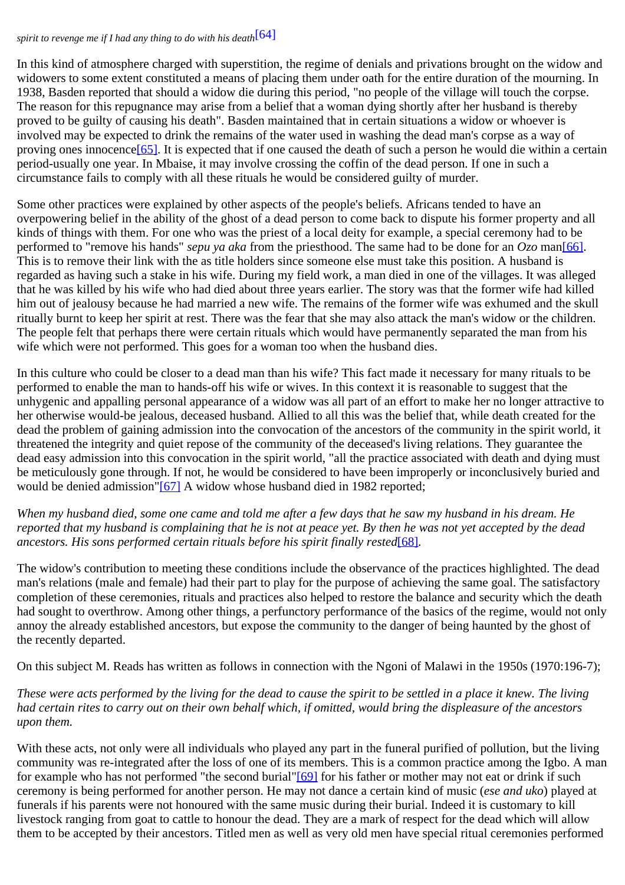*spirit to revenge me if I had any thing to do with his death*[64]

In this kind of atmosphere charged with superstition, the regime of denials and privations brought on the widow and widowers to some extent constituted a means of placing them under oath for the entire duration of the mourning. In 1938, Basden reported that should a widow die during this period, "no people of the village will touch the corpse. The reason for this repugnance may arise from a belief that a woman dying shortly after her husband is thereby proved to be guilty of causing his death". Basden maintained that in certain situations a widow or whoever is involved may be expected to drink the remains of the water used in washing the dead man's corpse as a way of proving ones innocence[65]. It is expected that if one caused the death of such a person he would die within a certain period-usually one year. In Mbaise, it may involve crossing the coffin of the dead person. If one in such a circumstance fails to comply with all these rituals he would be considered guilty of murder.

Some other practices were explained by other aspects of the people's beliefs. Africans tended to have an overpowering belief in the ability of the ghost of a dead person to come back to dispute his former property and all kinds of things with them. For one who was the priest of a local deity for example, a special ceremony had to be performed to "remove his hands" *sepu ya aka* from the priesthood. The same had to be done for an *Ozo* man[66]. This is to remove their link with the as title holders since someone else must take this position. A husband is regarded as having such a stake in his wife. During my field work, a man died in one of the villages. It was alleged that he was killed by his wife who had died about three years earlier. The story was that the former wife had killed him out of jealousy because he had married a new wife. The remains of the former wife was exhumed and the skull ritually burnt to keep her spirit at rest. There was the fear that she may also attack the man's widow or the children. The people felt that perhaps there were certain rituals which would have permanently separated the man from his wife which were not performed. This goes for a woman too when the husband dies.

In this culture who could be closer to a dead man than his wife? This fact made it necessary for many rituals to be performed to enable the man to hands-off his wife or wives. In this context it is reasonable to suggest that the unhygenic and appalling personal appearance of a widow was all part of an effort to make her no longer attractive to her otherwise would-be jealous, deceased husband. Allied to all this was the belief that, while death created for the dead the problem of gaining admission into the convocation of the ancestors of the community in the spirit world, it threatened the integrity and quiet repose of the community of the deceased's living relations. They guarantee the dead easy admission into this convocation in the spirit world, "all the practice associated with death and dying must be meticulously gone through. If not, he would be considered to have been improperly or inconclusively buried and would be denied admission"[67] A widow whose husband died in 1982 reported;

*When my husband died, some one came and told me after a few days that he saw my husband in his dream. He reported that my husband is complaining that he is not at peace yet. By then he was not yet accepted by the dead ancestors. His sons performed certain rituals before his spirit finally rested*[68].

The widow's contribution to meeting these conditions include the observance of the practices highlighted. The dead man's relations (male and female) had their part to play for the purpose of achieving the same goal. The satisfactory completion of these ceremonies, rituals and practices also helped to restore the balance and security which the death had sought to overthrow. Among other things, a perfunctory performance of the basics of the regime, would not only annoy the already established ancestors, but expose the community to the danger of being haunted by the ghost of the recently departed.

On this subject M. Reads has written as follows in connection with the Ngoni of Malawi in the 1950s (1970:196-7);

*These were acts performed by the living for the dead to cause the spirit to be settled in a place it knew. The living had certain rites to carry out on their own behalf which, if omitted, would bring the displeasure of the ancestors upon them.*

With these acts, not only were all individuals who played any part in the funeral purified of pollution, but the living community was re-integrated after the loss of one of its members. This is a common practice among the Igbo. A man for example who has not performed "the second burial"[69] for his father or mother may not eat or drink if such ceremony is being performed for another person. He may not dance a certain kind of music (*ese and uko*) played at funerals if his parents were not honoured with the same music during their burial. Indeed it is customary to kill livestock ranging from goat to cattle to honour the dead. They are a mark of respect for the dead which will allow them to be accepted by their ancestors. Titled men as well as very old men have special ritual ceremonies performed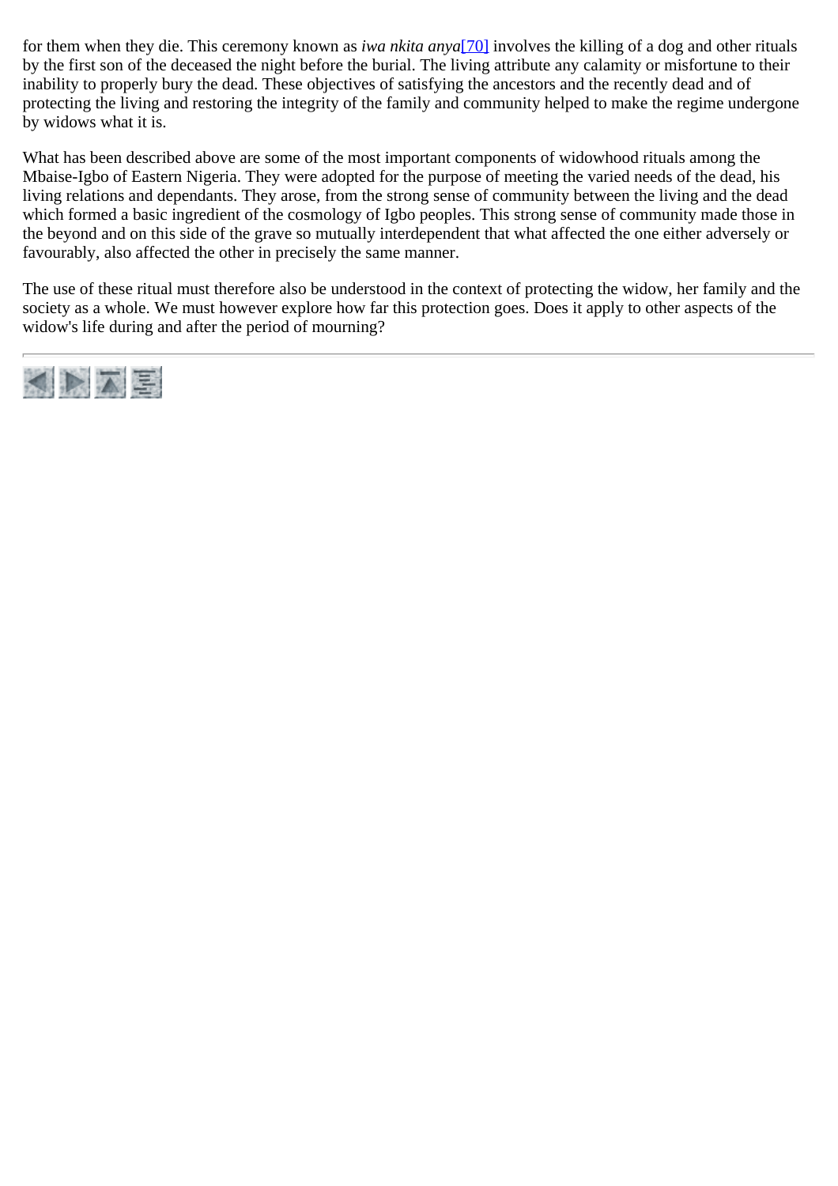for them when they die. This ceremony known as *iwa nkita anya*[70] involves the killing of a dog and other rituals by the first son of the deceased the night before the burial. The living attribute any calamity or misfortune to their inability to properly bury the dead. These objectives of satisfying the ancestors and the recently dead and of protecting the living and restoring the integrity of the family and community helped to make the regime undergone by widows what it is.

What has been described above are some of the most important components of widowhood rituals among the Mbaise-Igbo of Eastern Nigeria. They were adopted for the purpose of meeting the varied needs of the dead, his living relations and dependants. They arose, from the strong sense of community between the living and the dead which formed a basic ingredient of the cosmology of Igbo peoples. This strong sense of community made those in the beyond and on this side of the grave so mutually interdependent that what affected the one either adversely or favourably, also affected the other in precisely the same manner.

The use of these ritual must therefore also be understood in the context of protecting the widow, her family and the society as a whole. We must however explore how far this protection goes. Does it apply to other aspects of the widow's life during and after the period of mourning?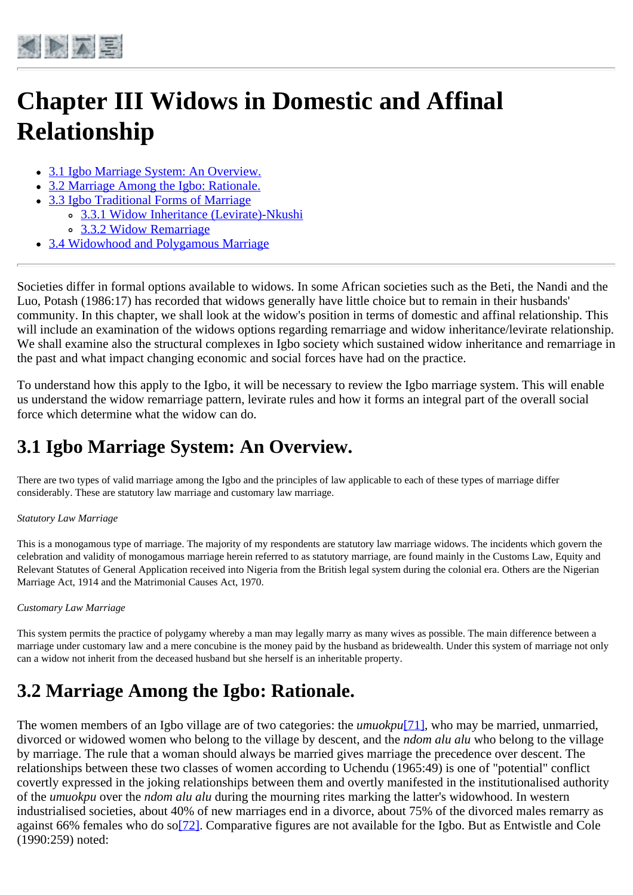# Chapter III Widows in Domestic and Affinal Relationship

- [3.1 Igbo Marriage System: An Overview.]
- [3.2 Marriage Among the Igbo: Rationale.]
- [3.3 Igbo Traditional Forms of Marriage]
  - [3.3.1 Widow Inheritance (Levirate)-Nkushi]
  - [3.3.2 Widow Remarriage]
- [3.4 Widowhood and Polygamous Marriage]

Societies differ in formal options available to widows. In some African societies such as the Beti, the Nandi and the Luo, Potash (1986:17) has recorded that widows generally have little choice but to remain in their husbands' community. In this chapter, we shall look at the widow's position in terms of domestic and affinal relationship. This will include an examination of the widows options regarding remarriage and widow inheritance/levirate relationship. We shall examine also the structural complexes in Igbo society which sustained widow inheritance and remarriage in the past and what impact changing economic and social forces have had on the practice.

To understand how this apply to the Igbo, it will be necessary to review the Igbo marriage system. This will enable us understand the widow remarriage pattern, levirate rules and how it forms an integral part of the overall social force which determine what the widow can do.

## 3.1 Igbo Marriage System: An Overview.

There are two types of valid marriage among the Igbo and the principles of law applicable to each of these types of marriage differ considerably. These are statutory law marriage and customary law marriage.

*Statutory Law Marriage*

This is a monogamous type of marriage. The majority of my respondents are statutory law marriage widows. The incidents which govern the celebration and validity of monogamous marriage herein referred to as statutory marriage, are found mainly in the Customs Law, Equity and Relevant Statutes of General Application received into Nigeria from the British legal system during the colonial era. Others are the Nigerian Marriage Act, 1914 and the Matrimonial Causes Act, 1970.

*Customary Law Marriage*

This system permits the practice of polygamy whereby a man may legally marry as many wives as possible. The main difference between a marriage under customary law and a mere concubine is the money paid by the husband as bridewealth. Under this system of marriage not only can a widow not inherit from the deceased husband but she herself is an inheritable property.

## 3.2 Marriage Among the Igbo: Rationale.

The women members of an Igbo village are of two categories: the *umuokpu*[71], who may be married, unmarried, divorced or widowed women who belong to the village by descent, and the *ndom alu alu* who belong to the village by marriage. The rule that a woman should always be married gives marriage the precedence over descent. The relationships between these two classes of women according to Uchendu (1965:49) is one of "potential" conflict covertly expressed in the joking relationships between them and overtly manifested in the institutionalised authority of the *umuokpu* over the *ndom alu alu* during the mourning rites marking the latter's widowhood. In western industrialised societies, about 40% of new marriages end in a divorce, about 75% of the divorced males remarry as against 66% females who do so[72]. Comparative figures are not available for the Igbo. But as Entwistle and Cole (1990:259) noted: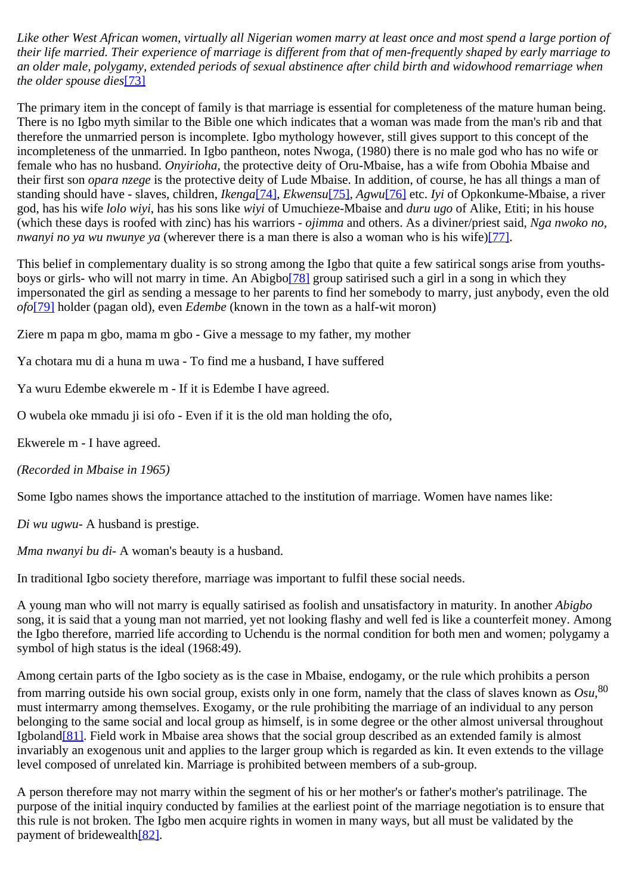*Like other West African women, virtually all Nigerian women marry at least once and most spend a large portion of their life married. Their experience of marriage is different from that of men-frequently shaped by early marriage to an older male, polygamy, extended periods of sexual abstinence after child birth and widowhood remarriage when the older spouse dies*[73]

The primary item in the concept of family is that marriage is essential for completeness of the mature human being. There is no Igbo myth similar to the Bible one which indicates that a woman was made from the man's rib and that therefore the unmarried person is incomplete. Igbo mythology however, still gives support to this concept of the incompleteness of the unmarried. In Igbo pantheon, notes Nwoga, (1980) there is no male god who has no wife or female who has no husband. *Onyirioha*, the protective deity of Oru-Mbaise, has a wife from Obohia Mbaise and their first son *opara nzege* is the protective deity of Lude Mbaise. In addition, of course, he has all things a man of standing should have - slaves, children, *Ikenga*[74], *Ekwensu*[75], *Agwu*[76] etc. *Iyi* of Opkonkume-Mbaise, a river god, has his wife *lolo wiyi*, has his sons like *wiyi* of Umuchieze-Mbaise and *duru ugo* of Alike, Etiti; in his house (which these days is roofed with zinc) has his warriors - *ojimma* and others. As a diviner/priest said, *Nga nwoko no, nwanyi no ya wu nwunye ya* (wherever there is a man there is also a woman who is his wife)[77].

This belief in complementary duality is so strong among the Igbo that quite a few satirical songs arise from youths-boys or girls- who will not marry in time. An Abigbo[78] group satirised such a girl in a song in which they impersonated the girl as sending a message to her parents to find her somebody to marry, just anybody, even the old *ofo*[79] holder (pagan old), even *Edembe* (known in the town as a half-wit moron)

Ziere m papa m gbo, mama m gbo - Give a message to my father, my mother

Ya chotara mu di a huna m uwa - To find me a husband, I have suffered

Ya wuru Edembe ekwerele m - If it is Edembe I have agreed.

O wubela oke mmadu ji isi ofo - Even if it is the old man holding the ofo,

Ekwerele m - I have agreed.

*(Recorded in Mbaise in 1965)*

Some Igbo names shows the importance attached to the institution of marriage. Women have names like:

*Di wu ugwu*- A husband is prestige.

*Mma nwanyi bu di*- A woman's beauty is a husband.

In traditional Igbo society therefore, marriage was important to fulfil these social needs.

A young man who will not marry is equally satirised as foolish and unsatisfactory in maturity. In another *Abigbo* song, it is said that a young man not married, yet not looking flashy and well fed is like a counterfeit money. Among the Igbo therefore, married life according to Uchendu is the normal condition for both men and women; polygamy a symbol of high status is the ideal (1968:49).

Among certain parts of the Igbo society as is the case in Mbaise, endogamy, or the rule which prohibits a person from marring outside his own social group, exists only in one form, namely that the class of slaves known as *Osu*,[80] must intermarry among themselves. Exogamy, or the rule prohibiting the marriage of an individual to any person belonging to the same social and local group as himself, is in some degree or the other almost universal throughout Igboland[81]. Field work in Mbaise area shows that the social group described as an extended family is almost invariably an exogenous unit and applies to the larger group which is regarded as kin. It even extends to the village level composed of unrelated kin. Marriage is prohibited between members of a sub-group.

A person therefore may not marry within the segment of his or her mother's or father's mother's patrilinage. The purpose of the initial inquiry conducted by families at the earliest point of the marriage negotiation is to ensure that this rule is not broken. The Igbo men acquire rights in women in many ways, but all must be validated by the payment of bridewealth[82].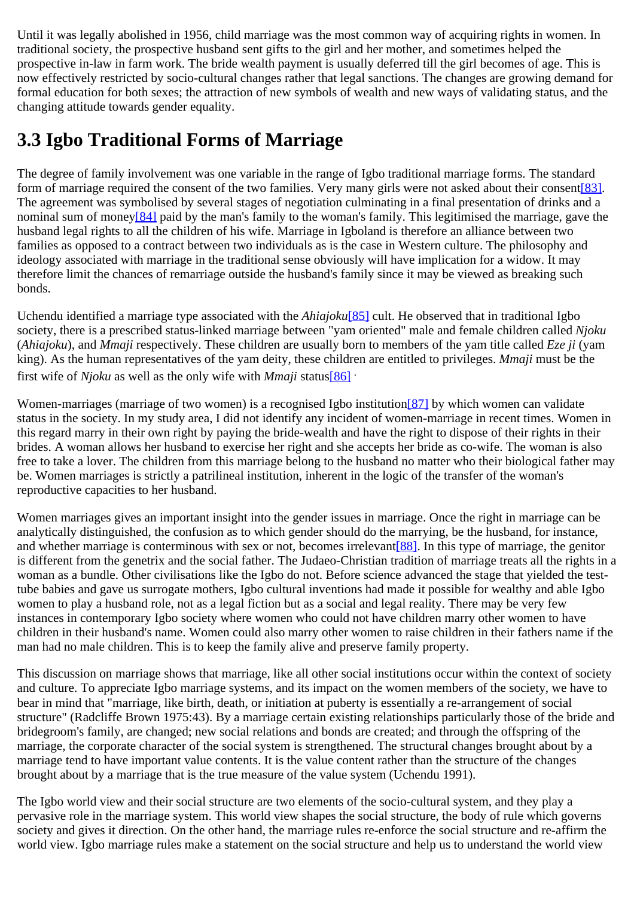Until it was legally abolished in 1956, child marriage was the most common way of acquiring rights in women. In traditional society, the prospective husband sent gifts to the girl and her mother, and sometimes helped the prospective in-law in farm work. The bride wealth payment is usually deferred till the girl becomes of age. This is now effectively restricted by socio-cultural changes rather that legal sanctions. The changes are growing demand for formal education for both sexes; the attraction of new symbols of wealth and new ways of validating status, and the changing attitude towards gender equality.

## 3.3 Igbo Traditional Forms of Marriage

The degree of family involvement was one variable in the range of Igbo traditional marriage forms. The standard form of marriage required the consent of the two families. Very many girls were not asked about their consent[83]. The agreement was symbolised by several stages of negotiation culminating in a final presentation of drinks and a nominal sum of money[84] paid by the man's family to the woman's family. This legitimised the marriage, gave the husband legal rights to all the children of his wife. Marriage in Igboland is therefore an alliance between two families as opposed to a contract between two individuals as is the case in Western culture. The philosophy and ideology associated with marriage in the traditional sense obviously will have implication for a widow. It may therefore limit the chances of remarriage outside the husband's family since it may be viewed as breaking such bonds.

Uchendu identified a marriage type associated with the *Ahiajoku*[85] cult. He observed that in traditional Igbo society, there is a prescribed status-linked marriage between "yam oriented" male and female children called *Njoku* (*Ahiajoku*), and *Mmaji* respectively. These children are usually born to members of the yam title called *Eze ji* (yam king). As the human representatives of the yam deity, these children are entitled to privileges. *Mmaji* must be the first wife of *Njoku* as well as the only wife with *Mmaji* status[86].

Women-marriages (marriage of two women) is a recognised Igbo institution[87] by which women can validate status in the society. In my study area, I did not identify any incident of women-marriage in recent times. Women in this regard marry in their own right by paying the bride-wealth and have the right to dispose of their rights in their brides. A woman allows her husband to exercise her right and she accepts her bride as co-wife. The woman is also free to take a lover. The children from this marriage belong to the husband no matter who their biological father may be. Women marriages is strictly a patrilineal institution, inherent in the logic of the transfer of the woman's reproductive capacities to her husband.

Women marriages gives an important insight into the gender issues in marriage. Once the right in marriage can be analytically distinguished, the confusion as to which gender should do the marrying, be the husband, for instance, and whether marriage is conterminous with sex or not, becomes irrelevant[88]. In this type of marriage, the genitor is different from the genetrix and the social father. The Judaeo-Christian tradition of marriage treats all the rights in a woman as a bundle. Other civilisations like the Igbo do not. Before science advanced the stage that yielded the test-tube babies and gave us surrogate mothers, Igbo cultural inventions had made it possible for wealthy and able Igbo women to play a husband role, not as a legal fiction but as a social and legal reality. There may be very few instances in contemporary Igbo society where women who could not have children marry other women to have children in their husband's name. Women could also marry other women to raise children in their fathers name if the man had no male children. This is to keep the family alive and preserve family property.

This discussion on marriage shows that marriage, like all other social institutions occur within the context of society and culture. To appreciate Igbo marriage systems, and its impact on the women members of the society, we have to bear in mind that "marriage, like birth, death, or initiation at puberty is essentially a re-arrangement of social structure" (Radcliffe Brown 1975:43). By a marriage certain existing relationships particularly those of the bride and bridegroom's family, are changed; new social relations and bonds are created; and through the offspring of the marriage, the corporate character of the social system is strengthened. The structural changes brought about by a marriage tend to have important value contents. It is the value content rather than the structure of the changes brought about by a marriage that is the true measure of the value system (Uchendu 1991).

The Igbo world view and their social structure are two elements of the socio-cultural system, and they play a pervasive role in the marriage system. This world view shapes the social structure, the body of rule which governs society and gives it direction. On the other hand, the marriage rules re-enforce the social structure and re-affirm the world view. Igbo marriage rules make a statement on the social structure and help us to understand the world view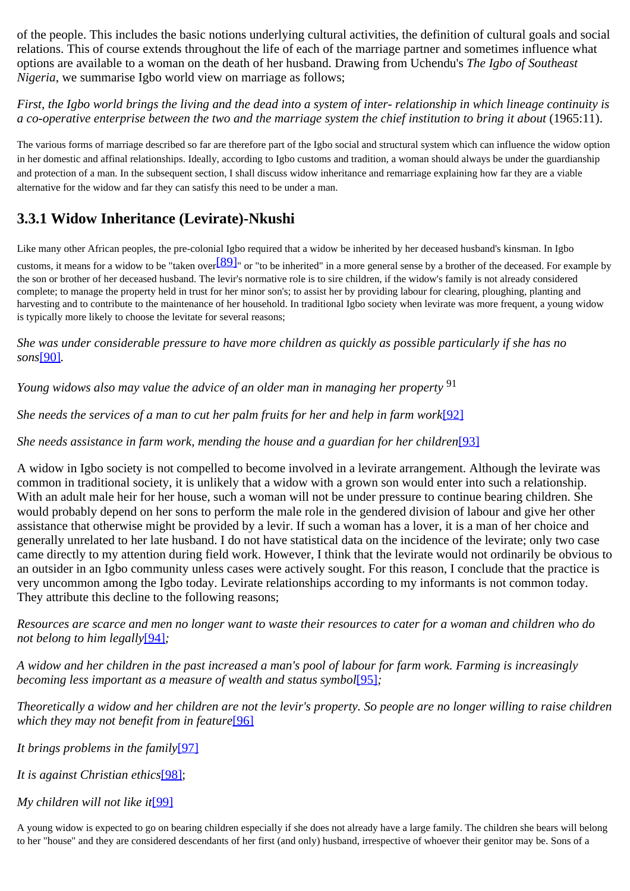of the people. This includes the basic notions underlying cultural activities, the definition of cultural goals and social relations. This of course extends throughout the life of each of the marriage partner and sometimes influence what options are available to a woman on the death of her husband. Drawing from Uchendu's *The Igbo of Southeast Nigeria*, we summarise Igbo world view on marriage as follows;

*First, the Igbo world brings the living and the dead into a system of inter- relationship in which lineage continuity is a co-operative enterprise between the two and the marriage system the chief institution to bring it about* (1965:11).

The various forms of marriage described so far are therefore part of the Igbo social and structural system which can influence the widow option in her domestic and affinal relationships. Ideally, according to Igbo customs and tradition, a woman should always be under the guardianship and protection of a man. In the subsequent section, I shall discuss widow inheritance and remarriage explaining how far they are a viable alternative for the widow and far they can satisfy this need to be under a man.

## 3.3.1 Widow Inheritance (Levirate)-Nkushi

Like many other African peoples, the pre-colonial Igbo required that a widow be inherited by her deceased husband's kinsman. In Igbo customs, it means for a widow to be "taken over[89]" or "to be inherited" in a more general sense by a brother of the deceased. For example by the son or brother of her deceased husband. The levir's normative role is to sire children, if the widow's family is not already considered complete; to manage the property held in trust for her minor son's; to assist her by providing labour for clearing, ploughing, planting and harvesting and to contribute to the maintenance of her household. In traditional Igbo society when levirate was more frequent, a young widow is typically more likely to choose the levitate for several reasons;

*She was under considerable pressure to have more children as quickly as possible particularly if she has no sons*[90].

*Young widows also may value the advice of an older man in managing her property* [91]

*She needs the services of a man to cut her palm fruits for her and help in farm work*[92]

*She needs assistance in farm work, mending the house and a guardian for her children*[93]

A widow in Igbo society is not compelled to become involved in a levirate arrangement. Although the levirate was common in traditional society, it is unlikely that a widow with a grown son would enter into such a relationship. With an adult male heir for her house, such a woman will not be under pressure to continue bearing children. She would probably depend on her sons to perform the male role in the gendered division of labour and give her other assistance that otherwise might be provided by a levir. If such a woman has a lover, it is a man of her choice and generally unrelated to her late husband. I do not have statistical data on the incidence of the levirate; only two case came directly to my attention during field work. However, I think that the levirate would not ordinarily be obvious to an outsider in an Igbo community unless cases were actively sought. For this reason, I conclude that the practice is very uncommon among the Igbo today. Levirate relationships according to my informants is not common today. They attribute this decline to the following reasons;

*Resources are scarce and men no longer want to waste their resources to cater for a woman and children who do not belong to him legally*[94];

*A widow and her children in the past increased a man's pool of labour for farm work. Farming is increasingly becoming less important as a measure of wealth and status symbol*[95];

*Theoretically a widow and her children are not the levir's property. So people are no longer willing to raise children which they may not benefit from in feature*[96]

*It brings problems in the family*[97]

*It is against Christian ethics*[98];

*My children will not like it*[99]

A young widow is expected to go on bearing children especially if she does not already have a large family. The children she bears will belong to her "house" and they are considered descendants of her first (and only) husband, irrespective of whoever their genitor may be. Sons of a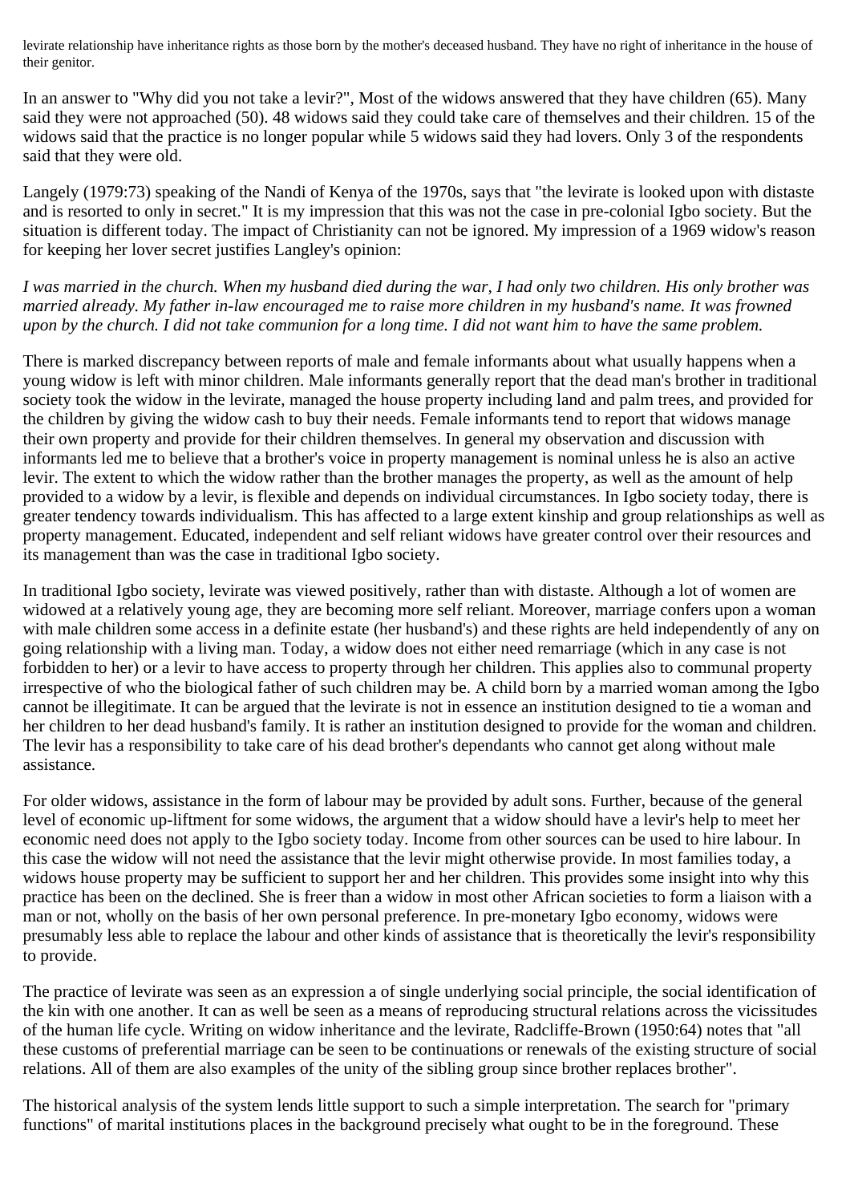levirate relationship have inheritance rights as those born by the mother's deceased husband. They have no right of inheritance in the house of their genitor.

In an answer to "Why did you not take a levir?", Most of the widows answered that they have children (65). Many said they were not approached (50). 48 widows said they could take care of themselves and their children. 15 of the widows said that the practice is no longer popular while 5 widows said they had lovers. Only 3 of the respondents said that they were old.

Langely (1979:73) speaking of the Nandi of Kenya of the 1970s, says that "the levirate is looked upon with distaste and is resorted to only in secret." It is my impression that this was not the case in pre-colonial Igbo society. But the situation is different today. The impact of Christianity can not be ignored. My impression of a 1969 widow's reason for keeping her lover secret justifies Langley's opinion:

*I was married in the church. When my husband died during the war, I had only two children. His only brother was married already. My father in-law encouraged me to raise more children in my husband's name. It was frowned upon by the church. I did not take communion for a long time. I did not want him to have the same problem.*

There is marked discrepancy between reports of male and female informants about what usually happens when a young widow is left with minor children. Male informants generally report that the dead man's brother in traditional society took the widow in the levirate, managed the house property including land and palm trees, and provided for the children by giving the widow cash to buy their needs. Female informants tend to report that widows manage their own property and provide for their children themselves. In general my observation and discussion with informants led me to believe that a brother's voice in property management is nominal unless he is also an active levir. The extent to which the widow rather than the brother manages the property, as well as the amount of help provided to a widow by a levir, is flexible and depends on individual circumstances. In Igbo society today, there is greater tendency towards individualism. This has affected to a large extent kinship and group relationships as well as property management. Educated, independent and self reliant widows have greater control over their resources and its management than was the case in traditional Igbo society.

In traditional Igbo society, levirate was viewed positively, rather than with distaste. Although a lot of women are widowed at a relatively young age, they are becoming more self reliant. Moreover, marriage confers upon a woman with male children some access in a definite estate (her husband's) and these rights are held independently of any on going relationship with a living man. Today, a widow does not either need remarriage (which in any case is not forbidden to her) or a levir to have access to property through her children. This applies also to communal property irrespective of who the biological father of such children may be. A child born by a married woman among the Igbo cannot be illegitimate. It can be argued that the levirate is not in essence an institution designed to tie a woman and her children to her dead husband's family. It is rather an institution designed to provide for the woman and children. The levir has a responsibility to take care of his dead brother's dependants who cannot get along without male assistance.

For older widows, assistance in the form of labour may be provided by adult sons. Further, because of the general level of economic up-liftment for some widows, the argument that a widow should have a levir's help to meet her economic need does not apply to the Igbo society today. Income from other sources can be used to hire labour. In this case the widow will not need the assistance that the levir might otherwise provide. In most families today, a widows house property may be sufficient to support her and her children. This provides some insight into why this practice has been on the declined. She is freer than a widow in most other African societies to form a liaison with a man or not, wholly on the basis of her own personal preference. In pre-monetary Igbo economy, widows were presumably less able to replace the labour and other kinds of assistance that is theoretically the levir's responsibility to provide.

The practice of levirate was seen as an expression a of single underlying social principle, the social identification of the kin with one another. It can as well be seen as a means of reproducing structural relations across the vicissitudes of the human life cycle. Writing on widow inheritance and the levirate, Radcliffe-Brown (1950:64) notes that "all these customs of preferential marriage can be seen to be continuations or renewals of the existing structure of social relations. All of them are also examples of the unity of the sibling group since brother replaces brother".

The historical analysis of the system lends little support to such a simple interpretation. The search for "primary functions" of marital institutions places in the background precisely what ought to be in the foreground. These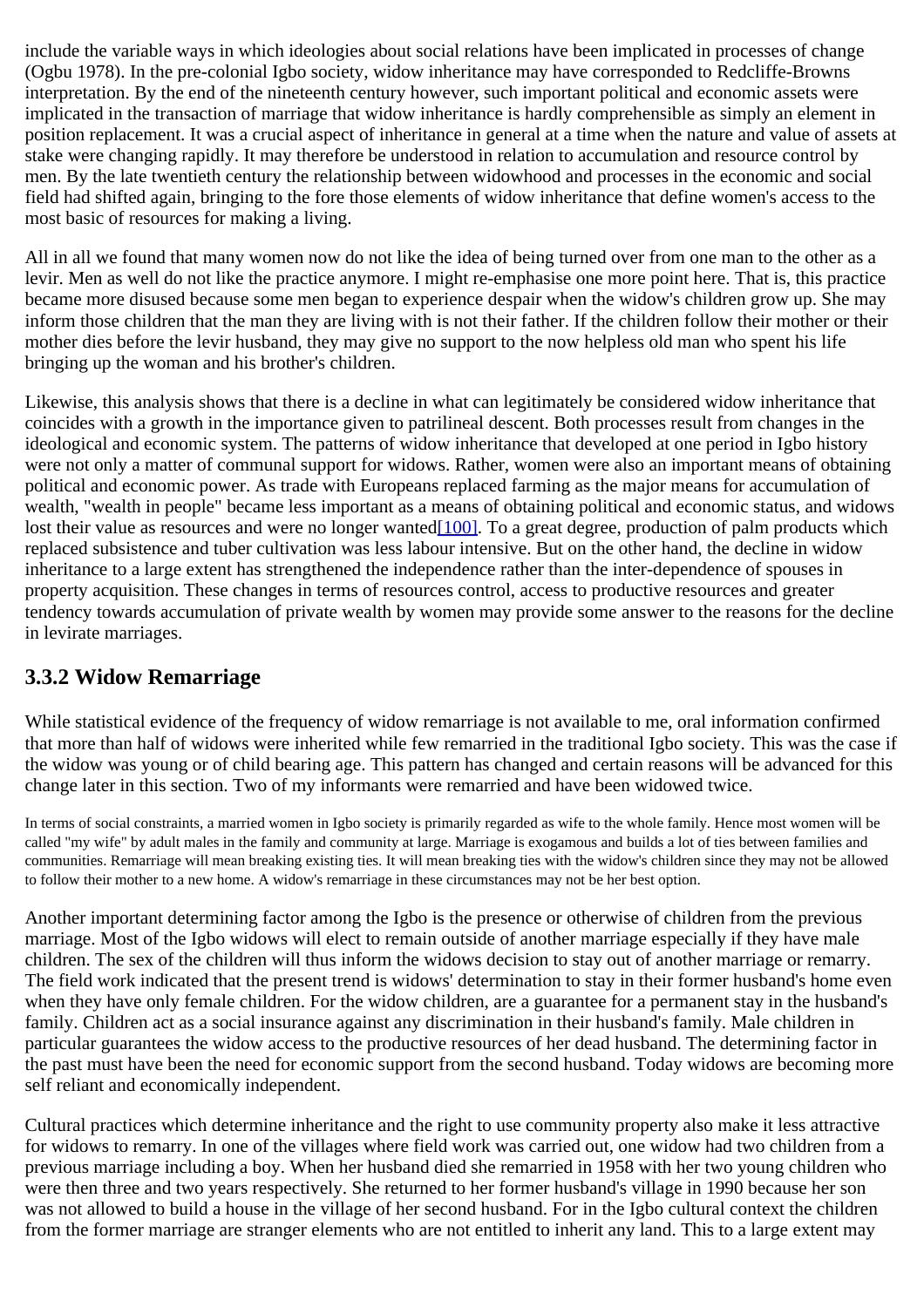include the variable ways in which ideologies about social relations have been implicated in processes of change (Ogbu 1978). In the pre-colonial Igbo society, widow inheritance may have corresponded to Redcliffe-Browns interpretation. By the end of the nineteenth century however, such important political and economic assets were implicated in the transaction of marriage that widow inheritance is hardly comprehensible as simply an element in position replacement. It was a crucial aspect of inheritance in general at a time when the nature and value of assets at stake were changing rapidly. It may therefore be understood in relation to accumulation and resource control by men. By the late twentieth century the relationship between widowhood and processes in the economic and social field had shifted again, bringing to the fore those elements of widow inheritance that define women's access to the most basic of resources for making a living.

All in all we found that many women now do not like the idea of being turned over from one man to the other as a levir. Men as well do not like the practice anymore. I might re-emphasise one more point here. That is, this practice became more disused because some men began to experience despair when the widow's children grow up. She may inform those children that the man they are living with is not their father. If the children follow their mother or their mother dies before the levir husband, they may give no support to the now helpless old man who spent his life bringing up the woman and his brother's children.

Likewise, this analysis shows that there is a decline in what can legitimately be considered widow inheritance that coincides with a growth in the importance given to patrilineal descent. Both processes result from changes in the ideological and economic system. The patterns of widow inheritance that developed at one period in Igbo history were not only a matter of communal support for widows. Rather, women were also an important means of obtaining political and economic power. As trade with Europeans replaced farming as the major means for accumulation of wealth, "wealth in people" became less important as a means of obtaining political and economic status, and widows lost their value as resources and were no longer wanted[100]. To a great degree, production of palm products which replaced subsistence and tuber cultivation was less labour intensive. But on the other hand, the decline in widow inheritance to a large extent has strengthened the independence rather than the inter-dependence of spouses in property acquisition. These changes in terms of resources control, access to productive resources and greater tendency towards accumulation of private wealth by women may provide some answer to the reasons for the decline in levirate marriages.

### 3.3.2 Widow Remarriage

While statistical evidence of the frequency of widow remarriage is not available to me, oral information confirmed that more than half of widows were inherited while few remarried in the traditional Igbo society. This was the case if the widow was young or of child bearing age. This pattern has changed and certain reasons will be advanced for this change later in this section. Two of my informants were remarried and have been widowed twice.

In terms of social constraints, a married women in Igbo society is primarily regarded as wife to the whole family. Hence most women will be called "my wife" by adult males in the family and community at large. Marriage is exogamous and builds a lot of ties between families and communities. Remarriage will mean breaking existing ties. It will mean breaking ties with the widow's children since they may not be allowed to follow their mother to a new home. A widow's remarriage in these circumstances may not be her best option.

Another important determining factor among the Igbo is the presence or otherwise of children from the previous marriage. Most of the Igbo widows will elect to remain outside of another marriage especially if they have male children. The sex of the children will thus inform the widows decision to stay out of another marriage or remarry. The field work indicated that the present trend is widows' determination to stay in their former husband's home even when they have only female children. For the widow children, are a guarantee for a permanent stay in the husband's family. Children act as a social insurance against any discrimination in their husband's family. Male children in particular guarantees the widow access to the productive resources of her dead husband. The determining factor in the past must have been the need for economic support from the second husband. Today widows are becoming more self reliant and economically independent.

Cultural practices which determine inheritance and the right to use community property also make it less attractive for widows to remarry. In one of the villages where field work was carried out, one widow had two children from a previous marriage including a boy. When her husband died she remarried in 1958 with her two young children who were then three and two years respectively. She returned to her former husband's village in 1990 because her son was not allowed to build a house in the village of her second husband. For in the Igbo cultural context the children from the former marriage are stranger elements who are not entitled to inherit any land. This to a large extent may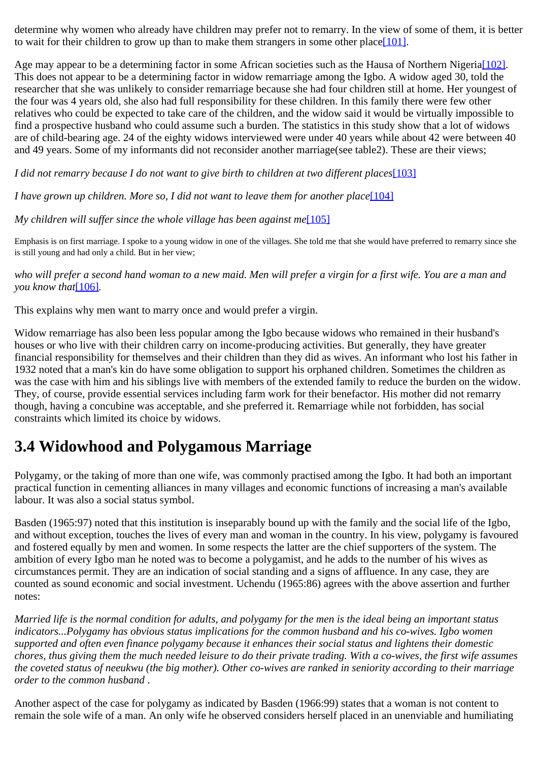determine why women who already have children may prefer not to remarry. In the view of some of them, it is better to wait for their children to grow up than to make them strangers in some other place[101].

Age may appear to be a determining factor in some African societies such as the Hausa of Northern Nigeria[102]. This does not appear to be a determining factor in widow remarriage among the Igbo. A widow aged 30, told the researcher that she was unlikely to consider remarriage because she had four children still at home. Her youngest of the four was 4 years old, she also had full responsibility for these children. In this family there were few other relatives who could be expected to take care of the children, and the widow said it would be virtually impossible to find a prospective husband who could assume such a burden. The statistics in this study show that a lot of widows are of child-bearing age. 24 of the eighty widows interviewed were under 40 years while about 42 were between 40 and 49 years. Some of my informants did not reconsider another marriage(see table2). These are their views;

*I did not remarry because I do not want to give birth to children at two different places*[103]

*I have grown up children. More so, I did not want to leave them for another place*[104]

*My children will suffer since the whole village has been against me*[105]

Emphasis is on first marriage. I spoke to a young widow in one of the villages. She told me that she would have preferred to remarry since she is still young and had only a child. But in her view;

*who will prefer a second hand woman to a new maid. Men will prefer a virgin for a first wife. You are a man and you know that*[106].

This explains why men want to marry once and would prefer a virgin.

Widow remarriage has also been less popular among the Igbo because widows who remained in their husband's houses or who live with their children carry on income-producing activities. But generally, they have greater financial responsibility for themselves and their children than they did as wives. An informant who lost his father in 1932 noted that a man's kin do have some obligation to support his orphaned children. Sometimes the children as was the case with him and his siblings live with members of the extended family to reduce the burden on the widow. They, of course, provide essential services including farm work for their benefactor. His mother did not remarry though, having a concubine was acceptable, and she preferred it. Remarriage while not forbidden, has social constraints which limited its choice by widows.

## 3.4 Widowhood and Polygamous Marriage

Polygamy, or the taking of more than one wife, was commonly practised among the Igbo. It had both an important practical function in cementing alliances in many villages and economic functions of increasing a man's available labour. It was also a social status symbol.

Basden (1965:97) noted that this institution is inseparably bound up with the family and the social life of the Igbo, and without exception, touches the lives of every man and woman in the country. In his view, polygamy is favoured and fostered equally by men and women. In some respects the latter are the chief supporters of the system. The ambition of every Igbo man he noted was to become a polygamist, and he adds to the number of his wives as circumstances permit. They are an indication of social standing and a signs of affluence. In any case, they are counted as sound economic and social investment. Uchendu (1965:86) agrees with the above assertion and further notes:

*Married life is the normal condition for adults, and polygamy for the men is the ideal being an important status indicators...Polygamy has obvious status implications for the common husband and his co-wives. Igbo women supported and often even finance polygamy because it enhances their social status and lightens their domestic chores, thus giving them the much needed leisure to do their private trading. With a co-wives, the first wife assumes the coveted status of neeukwu (the big mother). Other co-wives are ranked in seniority according to their marriage order to the common husband .*

Another aspect of the case for polygamy as indicated by Basden (1966:99) states that a woman is not content to remain the sole wife of a man. An only wife he observed considers herself placed in an unenviable and humiliating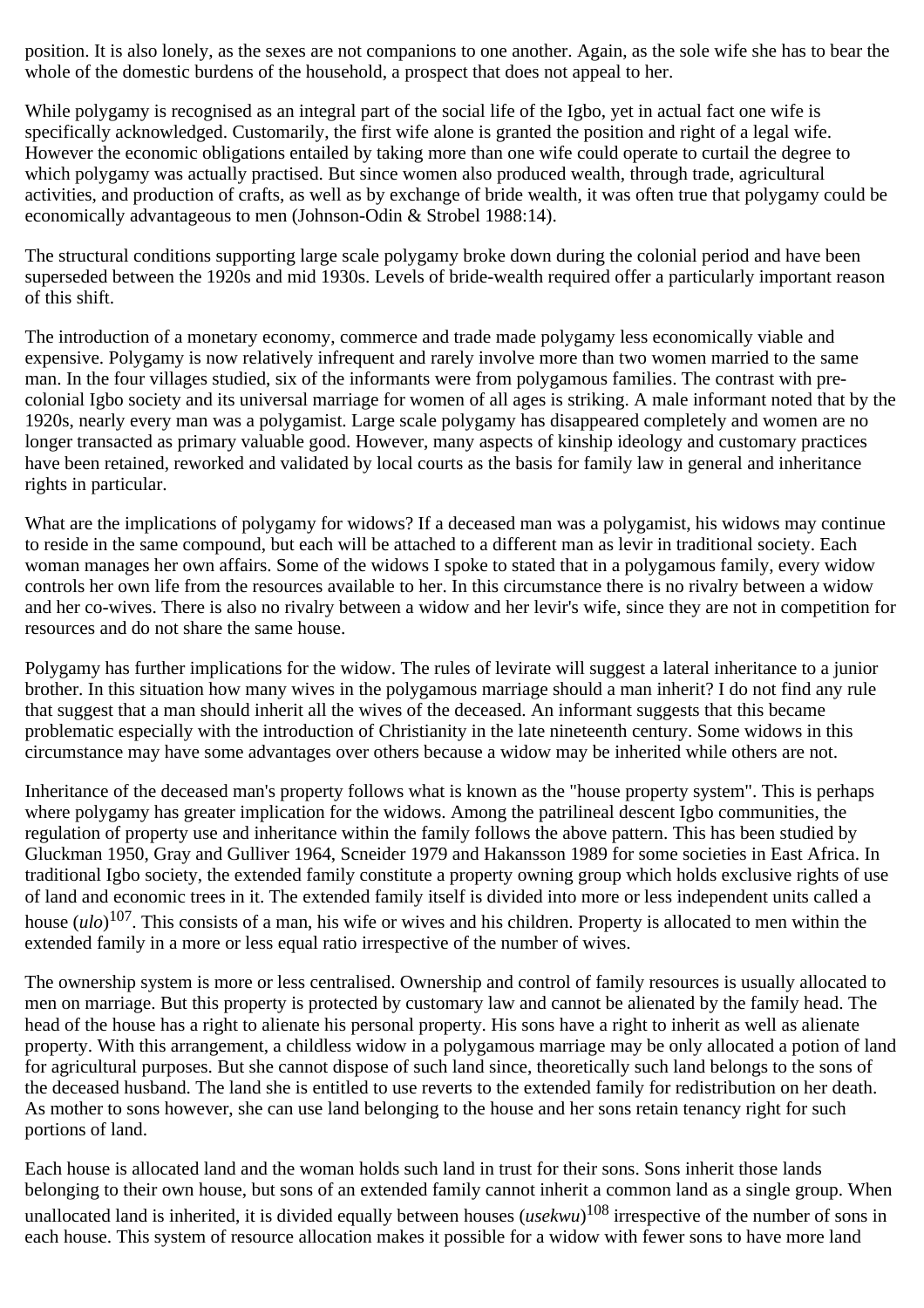position. It is also lonely, as the sexes are not companions to one another. Again, as the sole wife she has to bear the whole of the domestic burdens of the household, a prospect that does not appeal to her.

While polygamy is recognised as an integral part of the social life of the Igbo, yet in actual fact one wife is specifically acknowledged. Customarily, the first wife alone is granted the position and right of a legal wife. However the economic obligations entailed by taking more than one wife could operate to curtail the degree to which polygamy was actually practised. But since women also produced wealth, through trade, agricultural activities, and production of crafts, as well as by exchange of bride wealth, it was often true that polygamy could be economically advantageous to men (Johnson-Odin & Strobel 1988:14).

The structural conditions supporting large scale polygamy broke down during the colonial period and have been superseded between the 1920s and mid 1930s. Levels of bride-wealth required offer a particularly important reason of this shift.

The introduction of a monetary economy, commerce and trade made polygamy less economically viable and expensive. Polygamy is now relatively infrequent and rarely involve more than two women married to the same man. In the four villages studied, six of the informants were from polygamous families. The contrast with pre-colonial Igbo society and its universal marriage for women of all ages is striking. A male informant noted that by the 1920s, nearly every man was a polygamist. Large scale polygamy has disappeared completely and women are no longer transacted as primary valuable good. However, many aspects of kinship ideology and customary practices have been retained, reworked and validated by local courts as the basis for family law in general and inheritance rights in particular.

What are the implications of polygamy for widows? If a deceased man was a polygamist, his widows may continue to reside in the same compound, but each will be attached to a different man as levir in traditional society. Each woman manages her own affairs. Some of the widows I spoke to stated that in a polygamous family, every widow controls her own life from the resources available to her. In this circumstance there is no rivalry between a widow and her co-wives. There is also no rivalry between a widow and her levir's wife, since they are not in competition for resources and do not share the same house.

Polygamy has further implications for the widow. The rules of levirate will suggest a lateral inheritance to a junior brother. In this situation how many wives in the polygamous marriage should a man inherit? I do not find any rule that suggest that a man should inherit all the wives of the deceased. An informant suggests that this became problematic especially with the introduction of Christianity in the late nineteenth century. Some widows in this circumstance may have some advantages over others because a widow may be inherited while others are not.

Inheritance of the deceased man's property follows what is known as the "house property system". This is perhaps where polygamy has greater implication for the widows. Among the patrilineal descent Igbo communities, the regulation of property use and inheritance within the family follows the above pattern. This has been studied by Gluckman 1950, Gray and Gulliver 1964, Scneider 1979 and Hakansson 1989 for some societies in East Africa. In traditional Igbo society, the extended family constitute a property owning group which holds exclusive rights of use of land and economic trees in it. The extended family itself is divided into more or less independent units called a house (*ulo*)[107]. This consists of a man, his wife or wives and his children. Property is allocated to men within the extended family in a more or less equal ratio irrespective of the number of wives.

The ownership system is more or less centralised. Ownership and control of family resources is usually allocated to men on marriage. But this property is protected by customary law and cannot be alienated by the family head. The head of the house has a right to alienate his personal property. His sons have a right to inherit as well as alienate property. With this arrangement, a childless widow in a polygamous marriage may be only allocated a potion of land for agricultural purposes. But she cannot dispose of such land since, theoretically such land belongs to the sons of the deceased husband. The land she is entitled to use reverts to the extended family for redistribution on her death. As mother to sons however, she can use land belonging to the house and her sons retain tenancy right for such portions of land.

Each house is allocated land and the woman holds such land in trust for their sons. Sons inherit those lands belonging to their own house, but sons of an extended family cannot inherit a common land as a single group. When unallocated land is inherited, it is divided equally between houses (*usekwu*)[108] irrespective of the number of sons in each house. This system of resource allocation makes it possible for a widow with fewer sons to have more land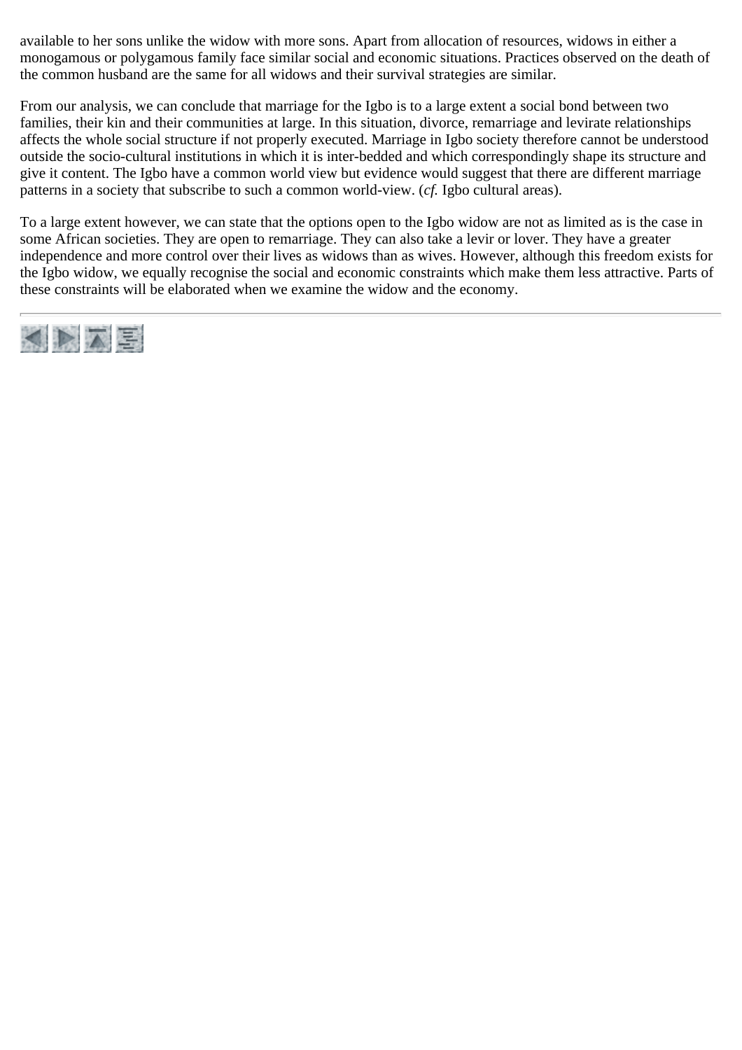available to her sons unlike the widow with more sons. Apart from allocation of resources, widows in either a monogamous or polygamous family face similar social and economic situations. Practices observed on the death of the common husband are the same for all widows and their survival strategies are similar.

From our analysis, we can conclude that marriage for the Igbo is to a large extent a social bond between two families, their kin and their communities at large. In this situation, divorce, remarriage and levirate relationships affects the whole social structure if not properly executed. Marriage in Igbo society therefore cannot be understood outside the socio-cultural institutions in which it is inter-bedded and which correspondingly shape its structure and give it content. The Igbo have a common world view but evidence would suggest that there are different marriage patterns in a society that subscribe to such a common world-view. (*cf.* Igbo cultural areas).

To a large extent however, we can state that the options open to the Igbo widow are not as limited as is the case in some African societies. They are open to remarriage. They can also take a levir or lover. They have a greater independence and more control over their lives as widows than as wives. However, although this freedom exists for the Igbo widow, we equally recognise the social and economic constraints which make them less attractive. Parts of these constraints will be elaborated when we examine the widow and the economy.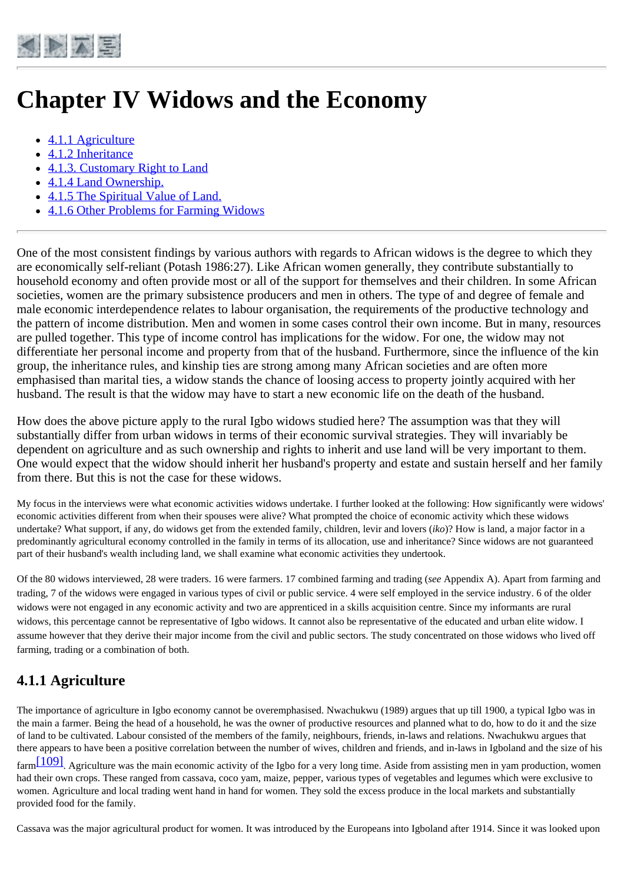# Chapter IV Widows and the Economy

- 4.1.1 Agriculture
- 4.1.2 Inheritance
- 4.1.3. Customary Right to Land
- 4.1.4 Land Ownership.
- 4.1.5 The Spiritual Value of Land.
- 4.1.6 Other Problems for Farming Widows

One of the most consistent findings by various authors with regards to African widows is the degree to which they are economically self-reliant (Potash 1986:27). Like African women generally, they contribute substantially to household economy and often provide most or all of the support for themselves and their children. In some African societies, women are the primary subsistence producers and men in others. The type of and degree of female and male economic interdependence relates to labour organisation, the requirements of the productive technology and the pattern of income distribution. Men and women in some cases control their own income. But in many, resources are pulled together. This type of income control has implications for the widow. For one, the widow may not differentiate her personal income and property from that of the husband. Furthermore, since the influence of the kin group, the inheritance rules, and kinship ties are strong among many African societies and are often more emphasised than marital ties, a widow stands the chance of loosing access to property jointly acquired with her husband. The result is that the widow may have to start a new economic life on the death of the husband.

How does the above picture apply to the rural Igbo widows studied here? The assumption was that they will substantially differ from urban widows in terms of their economic survival strategies. They will invariably be dependent on agriculture and as such ownership and rights to inherit and use land will be very important to them. One would expect that the widow should inherit her husband's property and estate and sustain herself and her family from there. But this is not the case for these widows.

My focus in the interviews were what economic activities widows undertake. I further looked at the following: How significantly were widows' economic activities different from when their spouses were alive? What prompted the choice of economic activity which these widows undertake? What support, if any, do widows get from the extended family, children, levir and lovers (*iko*)? How is land, a major factor in a predominantly agricultural economy controlled in the family in terms of its allocation, use and inheritance? Since widows are not guaranteed part of their husband's wealth including land, we shall examine what economic activities they undertook.

Of the 80 widows interviewed, 28 were traders. 16 were farmers. 17 combined farming and trading (*see* Appendix A). Apart from farming and trading, 7 of the widows were engaged in various types of civil or public service. 4 were self employed in the service industry. 6 of the older widows were not engaged in any economic activity and two are apprenticed in a skills acquisition centre. Since my informants are rural widows, this percentage cannot be representative of Igbo widows. It cannot also be representative of the educated and urban elite widow. I assume however that they derive their major income from the civil and public sectors. The study concentrated on those widows who lived off farming, trading or a combination of both.

## 4.1.1 Agriculture

The importance of agriculture in Igbo economy cannot be overemphasised. Nwachukwu (1989) argues that up till 1900, a typical Igbo was in the main a farmer. Being the head of a household, he was the owner of productive resources and planned what to do, how to do it and the size of land to be cultivated. Labour consisted of the members of the family, neighbours, friends, in-laws and relations. Nwachukwu argues that there appears to have been a positive correlation between the number of wives, children and friends, and in-laws in Igboland and the size of his farm[109]. Agriculture was the main economic activity of the Igbo for a very long time. Aside from assisting men in yam production, women had their own crops. These ranged from cassava, coco yam, maize, pepper, various types of vegetables and legumes which were exclusive to women. Agriculture and local trading went hand in hand for women. They sold the excess produce in the local markets and substantially provided food for the family.

Cassava was the major agricultural product for women. It was introduced by the Europeans into Igboland after 1914. Since it was looked upon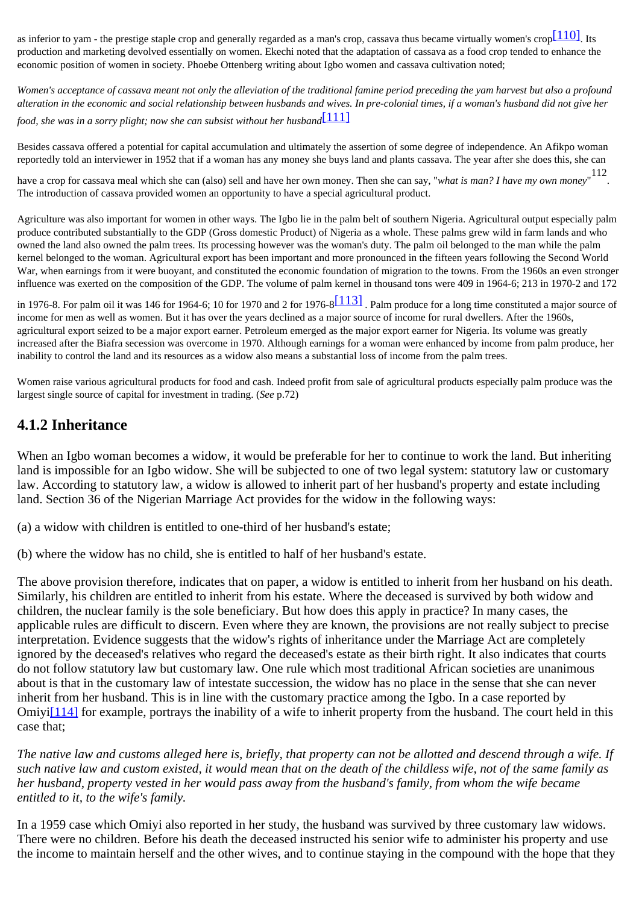as inferior to yam - the prestige staple crop and generally regarded as a man's crop, cassava thus became virtually women's crop[110]. Its production and marketing devolved essentially on women. Ekechi noted that the adaptation of cassava as a food crop tended to enhance the economic position of women in society. Phoebe Ottenberg writing about Igbo women and cassava cultivation noted;

*Women's acceptance of cassava meant not only the alleviation of the traditional famine period preceding the yam harvest but also a profound alteration in the economic and social relationship between husbands and wives. In pre-colonial times, if a woman's husband did not give her food, she was in a sorry plight; now she can subsist without her husband*[111]

Besides cassava offered a potential for capital accumulation and ultimately the assertion of some degree of independence. An Afikpo woman reportedly told an interviewer in 1952 that if a woman has any money she buys land and plants cassava. The year after she does this, she can have a crop for cassava meal which she can (also) sell and have her own money. Then she can say, "*what is man? I have my own money*"[112]. The introduction of cassava provided women an opportunity to have a special agricultural product.

Agriculture was also important for women in other ways. The Igbo lie in the palm belt of southern Nigeria. Agricultural output especially palm produce contributed substantially to the GDP (Gross domestic Product) of Nigeria as a whole. These palms grew wild in farm lands and who owned the land also owned the palm trees. Its processing however was the woman's duty. The palm oil belonged to the man while the palm kernel belonged to the woman. Agricultural export has been important and more pronounced in the fifteen years following the Second World War, when earnings from it were buoyant, and constituted the economic foundation of migration to the towns. From the 1960s an even stronger influence was exerted on the composition of the GDP. The volume of palm kernel in thousand tons were 409 in 1964-6; 213 in 1970-2 and 172 in 1976-8. For palm oil it was 146 for 1964-6; 10 for 1970 and 2 for 1976-8[113]. Palm produce for a long time constituted a major source of income for men as well as women. But it has over the years declined as a major source of income for rural dwellers. After the 1960s, agricultural export seized to be a major export earner. Petroleum emerged as the major export earner for Nigeria. Its volume was greatly increased after the Biafra secession was overcome in 1970. Although earnings for a woman were enhanced by income from palm produce, her inability to control the land and its resources as a widow also means a substantial loss of income from the palm trees.

Women raise various agricultural products for food and cash. Indeed profit from sale of agricultural products especially palm produce was the largest single source of capital for investment in trading. (*See* p.72)

## 4.1.2 Inheritance

When an Igbo woman becomes a widow, it would be preferable for her to continue to work the land. But inheriting land is impossible for an Igbo widow. She will be subjected to one of two legal system: statutory law or customary law. According to statutory law, a widow is allowed to inherit part of her husband's property and estate including land. Section 36 of the Nigerian Marriage Act provides for the widow in the following ways:

(a) a widow with children is entitled to one-third of her husband's estate;

(b) where the widow has no child, she is entitled to half of her husband's estate.

The above provision therefore, indicates that on paper, a widow is entitled to inherit from her husband on his death. Similarly, his children are entitled to inherit from his estate. Where the deceased is survived by both widow and children, the nuclear family is the sole beneficiary. But how does this apply in practice? In many cases, the applicable rules are difficult to discern. Even where they are known, the provisions are not really subject to precise interpretation. Evidence suggests that the widow's rights of inheritance under the Marriage Act are completely ignored by the deceased's relatives who regard the deceased's estate as their birth right. It also indicates that courts do not follow statutory law but customary law. One rule which most traditional African societies are unanimous about is that in the customary law of intestate succession, the widow has no place in the sense that she can never inherit from her husband. This is in line with the customary practice among the Igbo. In a case reported by Omiyi[114] for example, portrays the inability of a wife to inherit property from the husband. The court held in this case that;

*The native law and customs alleged here is, briefly, that property can not be allotted and descend through a wife. If such native law and custom existed, it would mean that on the death of the childless wife, not of the same family as her husband, property vested in her would pass away from the husband's family, from whom the wife became entitled to it, to the wife's family.*

In a 1959 case which Omiyi also reported in her study, the husband was survived by three customary law widows. There were no children. Before his death the deceased instructed his senior wife to administer his property and use the income to maintain herself and the other wives, and to continue staying in the compound with the hope that they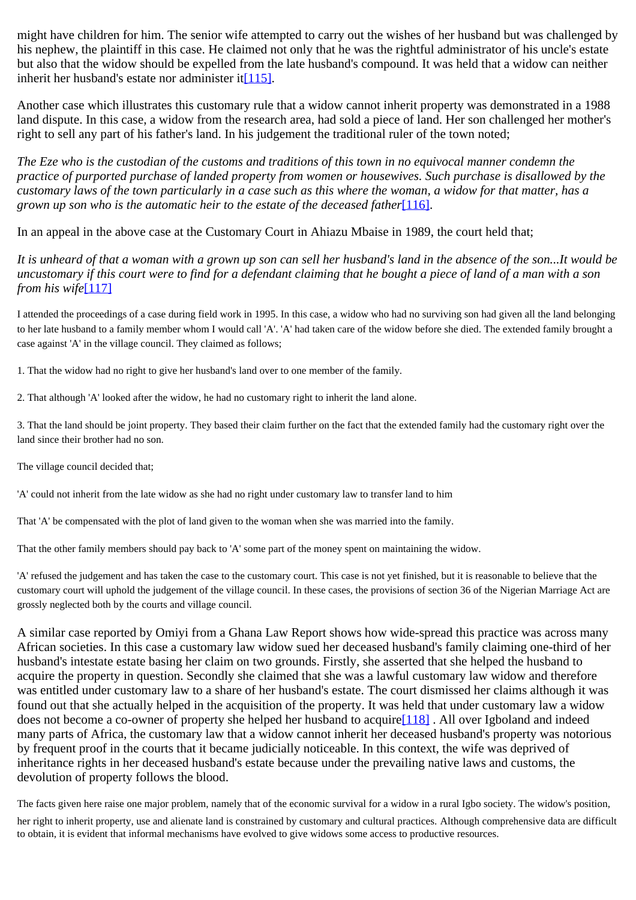might have children for him. The senior wife attempted to carry out the wishes of her husband but was challenged by his nephew, the plaintiff in this case. He claimed not only that he was the rightful administrator of his uncle's estate but also that the widow should be expelled from the late husband's compound. It was held that a widow can neither inherit her husband's estate nor administer it[115].

Another case which illustrates this customary rule that a widow cannot inherit property was demonstrated in a 1988 land dispute. In this case, a widow from the research area, had sold a piece of land. Her son challenged her mother's right to sell any part of his father's land. In his judgement the traditional ruler of the town noted;

*The Eze who is the custodian of the customs and traditions of this town in no equivocal manner condemn the practice of purported purchase of landed property from women or housewives. Such purchase is disallowed by the customary laws of the town particularly in a case such as this where the woman, a widow for that matter, has a grown up son who is the automatic heir to the estate of the deceased father*[116].

In an appeal in the above case at the Customary Court in Ahiazu Mbaise in 1989, the court held that;

*It is unheard of that a woman with a grown up son can sell her husband's land in the absence of the son...It would be uncustomary if this court were to find for a defendant claiming that he bought a piece of land of a man with a son from his wife*[117]

I attended the proceedings of a case during field work in 1995. In this case, a widow who had no surviving son had given all the land belonging to her late husband to a family member whom I would call 'A'. 'A' had taken care of the widow before she died. The extended family brought a case against 'A' in the village council. They claimed as follows;

1. That the widow had no right to give her husband's land over to one member of the family.

2. That although 'A' looked after the widow, he had no customary right to inherit the land alone.

3. That the land should be joint property. They based their claim further on the fact that the extended family had the customary right over the land since their brother had no son.

The village council decided that;

'A' could not inherit from the late widow as she had no right under customary law to transfer land to him

That 'A' be compensated with the plot of land given to the woman when she was married into the family.

That the other family members should pay back to 'A' some part of the money spent on maintaining the widow.

'A' refused the judgement and has taken the case to the customary court. This case is not yet finished, but it is reasonable to believe that the customary court will uphold the judgement of the village council. In these cases, the provisions of section 36 of the Nigerian Marriage Act are grossly neglected both by the courts and village council.

A similar case reported by Omiyi from a Ghana Law Report shows how wide-spread this practice was across many African societies. In this case a customary law widow sued her deceased husband's family claiming one-third of her husband's intestate estate basing her claim on two grounds. Firstly, she asserted that she helped the husband to acquire the property in question. Secondly she claimed that she was a lawful customary law widow and therefore was entitled under customary law to a share of her husband's estate. The court dismissed her claims although it was found out that she actually helped in the acquisition of the property. It was held that under customary law a widow does not become a co-owner of property she helped her husband to acquire[118] . All over Igboland and indeed many parts of Africa, the customary law that a widow cannot inherit her deceased husband's property was notorious by frequent proof in the courts that it became judicially noticeable. In this context, the wife was deprived of inheritance rights in her deceased husband's estate because under the prevailing native laws and customs, the devolution of property follows the blood.

The facts given here raise one major problem, namely that of the economic survival for a widow in a rural Igbo society. The widow's position, her right to inherit property, use and alienate land is constrained by customary and cultural practices. Although comprehensive data are difficult to obtain, it is evident that informal mechanisms have evolved to give widows some access to productive resources.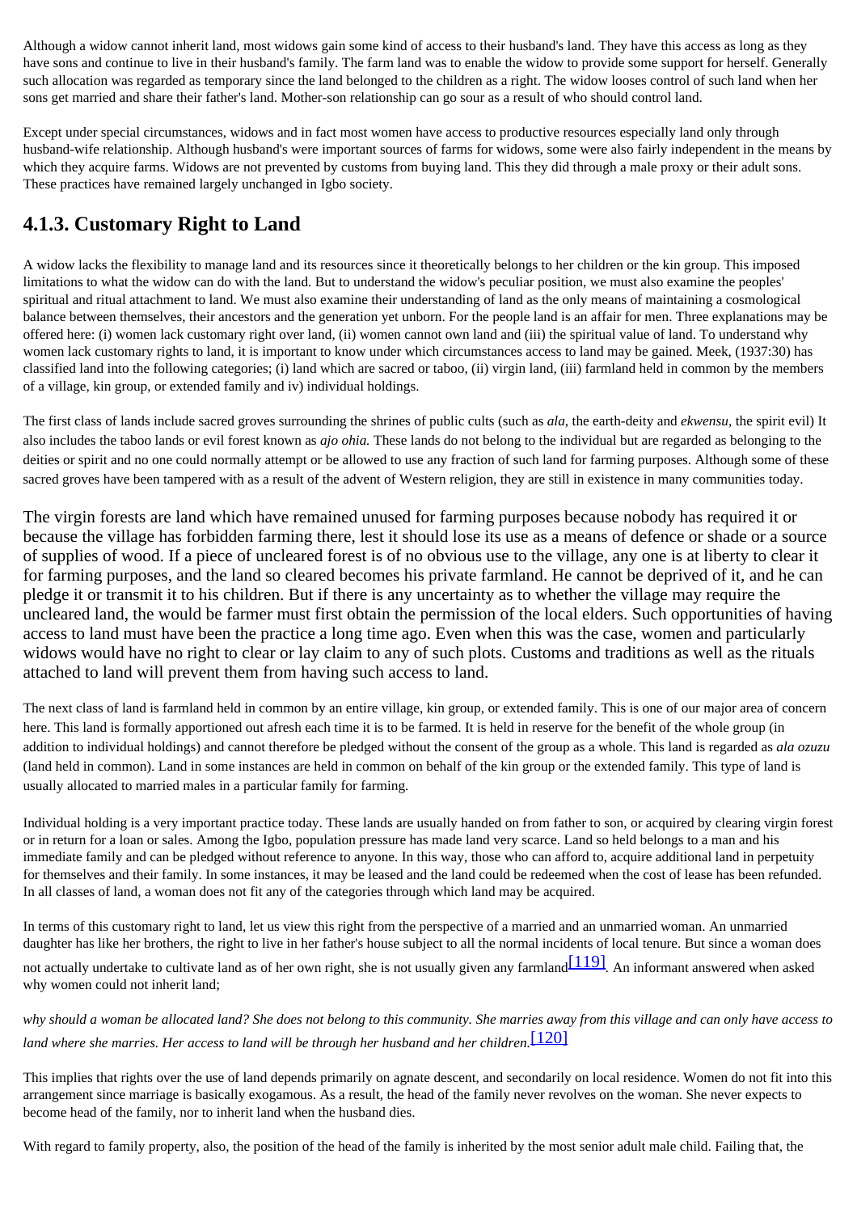Although a widow cannot inherit land, most widows gain some kind of access to their husband's land. They have this access as long as they have sons and continue to live in their husband's family. The farm land was to enable the widow to provide some support for herself. Generally such allocation was regarded as temporary since the land belonged to the children as a right. The widow looses control of such land when her sons get married and share their father's land. Mother-son relationship can go sour as a result of who should control land.

Except under special circumstances, widows and in fact most women have access to productive resources especially land only through husband-wife relationship. Although husband's were important sources of farms for widows, some were also fairly independent in the means by which they acquire farms. Widows are not prevented by customs from buying land. This they did through a male proxy or their adult sons. These practices have remained largely unchanged in Igbo society.

## 4.1.3. Customary Right to Land

A widow lacks the flexibility to manage land and its resources since it theoretically belongs to her children or the kin group. This imposed limitations to what the widow can do with the land. But to understand the widow's peculiar position, we must also examine the peoples' spiritual and ritual attachment to land. We must also examine their understanding of land as the only means of maintaining a cosmological balance between themselves, their ancestors and the generation yet unborn. For the people land is an affair for men. Three explanations may be offered here: (i) women lack customary right over land, (ii) women cannot own land and (iii) the spiritual value of land. To understand why women lack customary rights to land, it is important to know under which circumstances access to land may be gained. Meek, (1937:30) has classified land into the following categories; (i) land which are sacred or taboo, (ii) virgin land, (iii) farmland held in common by the members of a village, kin group, or extended family and iv) individual holdings.

The first class of lands include sacred groves surrounding the shrines of public cults (such as *ala*, the earth-deity and *ekwensu*, the spirit evil) It also includes the taboo lands or evil forest known as *ajo ohia.* These lands do not belong to the individual but are regarded as belonging to the deities or spirit and no one could normally attempt or be allowed to use any fraction of such land for farming purposes. Although some of these sacred groves have been tampered with as a result of the advent of Western religion, they are still in existence in many communities today.

The virgin forests are land which have remained unused for farming purposes because nobody has required it or because the village has forbidden farming there, lest it should lose its use as a means of defence or shade or a source of supplies of wood. If a piece of uncleared forest is of no obvious use to the village, any one is at liberty to clear it for farming purposes, and the land so cleared becomes his private farmland. He cannot be deprived of it, and he can pledge it or transmit it to his children. But if there is any uncertainty as to whether the village may require the uncleared land, the would be farmer must first obtain the permission of the local elders. Such opportunities of having access to land must have been the practice a long time ago. Even when this was the case, women and particularly widows would have no right to clear or lay claim to any of such plots. Customs and traditions as well as the rituals attached to land will prevent them from having such access to land.

The next class of land is farmland held in common by an entire village, kin group, or extended family. This is one of our major area of concern here. This land is formally apportioned out afresh each time it is to be farmed. It is held in reserve for the benefit of the whole group (in addition to individual holdings) and cannot therefore be pledged without the consent of the group as a whole. This land is regarded as *ala ozuzu* (land held in common). Land in some instances are held in common on behalf of the kin group or the extended family. This type of land is usually allocated to married males in a particular family for farming.

Individual holding is a very important practice today. These lands are usually handed on from father to son, or acquired by clearing virgin forest or in return for a loan or sales. Among the Igbo, population pressure has made land very scarce. Land so held belongs to a man and his immediate family and can be pledged without reference to anyone. In this way, those who can afford to, acquire additional land in perpetuity for themselves and their family. In some instances, it may be leased and the land could be redeemed when the cost of lease has been refunded. In all classes of land, a woman does not fit any of the categories through which land may be acquired.

In terms of this customary right to land, let us view this right from the perspective of a married and an unmarried woman. An unmarried daughter has like her brothers, the right to live in her father's house subject to all the normal incidents of local tenure. But since a woman does not actually undertake to cultivate land as of her own right, she is not usually given any farmland[119]. An informant answered when asked why women could not inherit land;

*why should a woman be allocated land? She does not belong to this community. She marries away from this village and can only have access to land where she marries. Her access to land will be through her husband and her children.*[120]

This implies that rights over the use of land depends primarily on agnate descent, and secondarily on local residence. Women do not fit into this arrangement since marriage is basically exogamous. As a result, the head of the family never revolves on the woman. She never expects to become head of the family, nor to inherit land when the husband dies.

With regard to family property, also, the position of the head of the family is inherited by the most senior adult male child. Failing that, the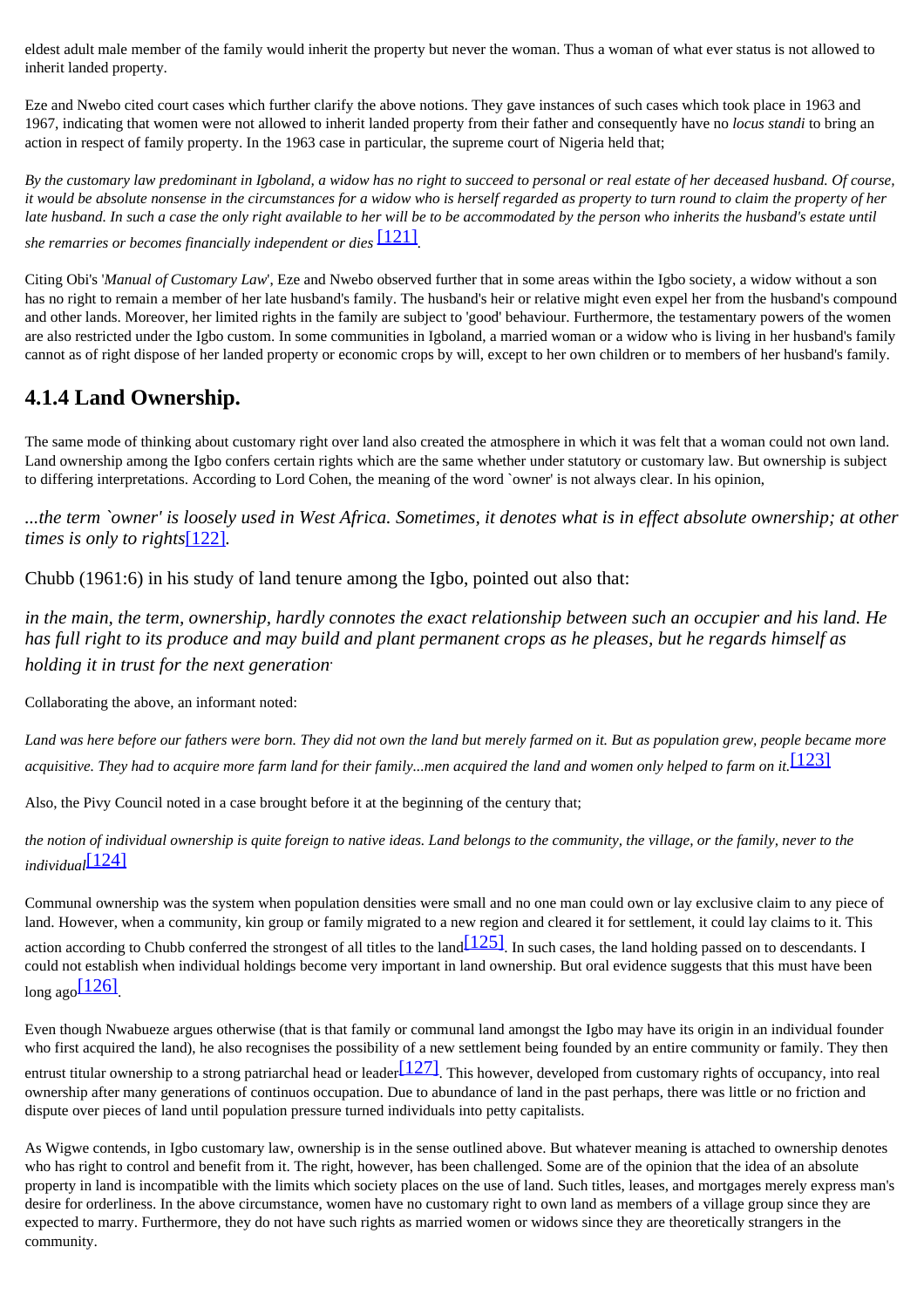eldest adult male member of the family would inherit the property but never the woman. Thus a woman of what ever status is not allowed to inherit landed property.

Eze and Nwebo cited court cases which further clarify the above notions. They gave instances of such cases which took place in 1963 and 1967, indicating that women were not allowed to inherit landed property from their father and consequently have no *locus standi* to bring an action in respect of family property. In the 1963 case in particular, the supreme court of Nigeria held that;

*By the customary law predominant in Igboland, a widow has no right to succeed to personal or real estate of her deceased husband. Of course, it would be absolute nonsense in the circumstances for a widow who is herself regarded as property to turn round to claim the property of her late husband. In such a case the only right available to her will be to be accommodated by the person who inherits the husband's estate until she remarries or becomes financially independent or dies* [121].

Citing Obi's '*Manual of Customary Law*', Eze and Nwebo observed further that in some areas within the Igbo society, a widow without a son has no right to remain a member of her late husband's family. The husband's heir or relative might even expel her from the husband's compound and other lands. Moreover, her limited rights in the family are subject to 'good' behaviour. Furthermore, the testamentary powers of the women are also restricted under the Igbo custom. In some communities in Igboland, a married woman or a widow who is living in her husband's family cannot as of right dispose of her landed property or economic crops by will, except to her own children or to members of her husband's family.

## 4.1.4 Land Ownership.

The same mode of thinking about customary right over land also created the atmosphere in which it was felt that a woman could not own land. Land ownership among the Igbo confers certain rights which are the same whether under statutory or customary law. But ownership is subject to differing interpretations. According to Lord Cohen, the meaning of the word `owner' is not always clear. In his opinion,

*...the term `owner' is loosely used in West Africa. Sometimes, it denotes what is in effect absolute ownership; at other times is only to rights*[122].

Chubb (1961:6) in his study of land tenure among the Igbo, pointed out also that:

*in the main, the term, ownership, hardly connotes the exact relationship between such an occupier and his land. He has full right to its produce and may build and plant permanent crops as he pleases, but he regards himself as holding it in trust for the next generation.*

Collaborating the above, an informant noted:

*Land was here before our fathers were born. They did not own the land but merely farmed on it. But as population grew, people became more acquisitive. They had to acquire more farm land for their family...men acquired the land and women only helped to farm on it.*[123]

Also, the Pivy Council noted in a case brought before it at the beginning of the century that;

*the notion of individual ownership is quite foreign to native ideas. Land belongs to the community, the village, or the family, never to the individual*[124]

Communal ownership was the system when population densities were small and no one man could own or lay exclusive claim to any piece of land. However, when a community, kin group or family migrated to a new region and cleared it for settlement, it could lay claims to it. This action according to Chubb conferred the strongest of all titles to the land[125]. In such cases, the land holding passed on to descendants. I could not establish when individual holdings become very important in land ownership. But oral evidence suggests that this must have been long ago[126].

Even though Nwabueze argues otherwise (that is that family or communal land amongst the Igbo may have its origin in an individual founder who first acquired the land), he also recognises the possibility of a new settlement being founded by an entire community or family. They then entrust titular ownership to a strong patriarchal head or leader[127]. This however, developed from customary rights of occupancy, into real ownership after many generations of continuos occupation. Due to abundance of land in the past perhaps, there was little or no friction and dispute over pieces of land until population pressure turned individuals into petty capitalists.

As Wigwe contends, in Igbo customary law, ownership is in the sense outlined above. But whatever meaning is attached to ownership denotes who has right to control and benefit from it. The right, however, has been challenged. Some are of the opinion that the idea of an absolute property in land is incompatible with the limits which society places on the use of land. Such titles, leases, and mortgages merely express man's desire for orderliness. In the above circumstance, women have no customary right to own land as members of a village group since they are expected to marry. Furthermore, they do not have such rights as married women or widows since they are theoretically strangers in the community.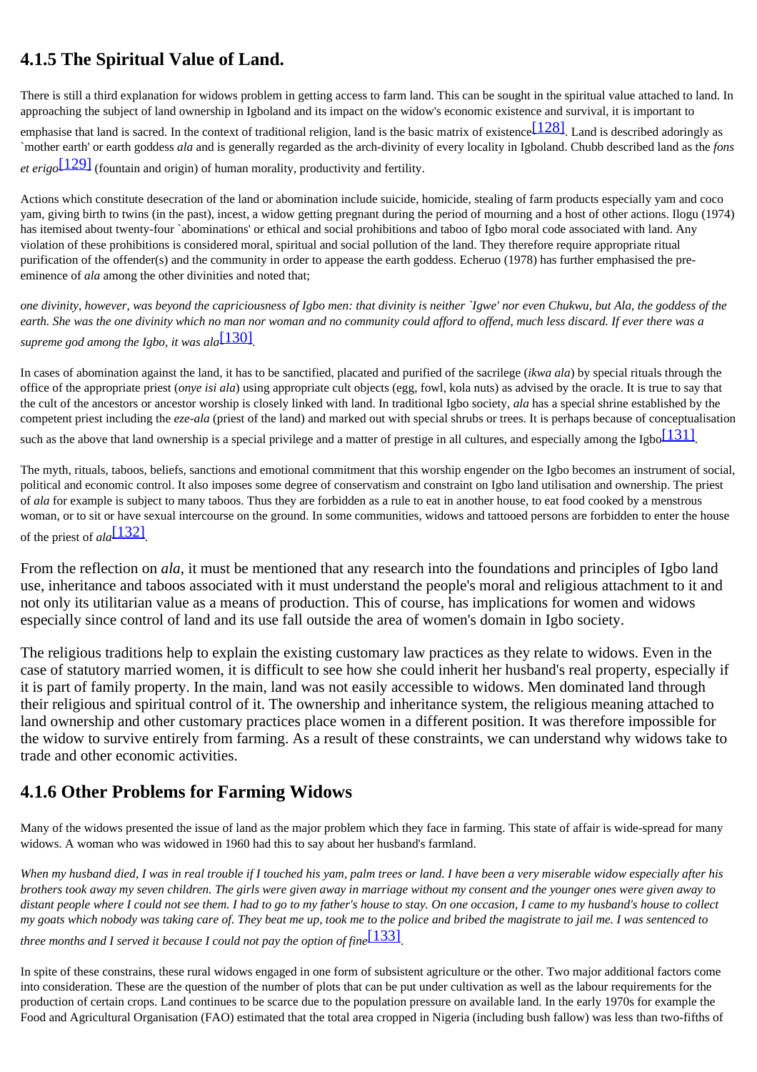## 4.1.5 The Spiritual Value of Land.

There is still a third explanation for widows problem in getting access to farm land. This can be sought in the spiritual value attached to land. In approaching the subject of land ownership in Igboland and its impact on the widow's economic existence and survival, it is important to emphasise that land is sacred. In the context of traditional religion, land is the basic matrix of existence[128]. Land is described adoringly as `mother earth' or earth goddess *ala* and is generally regarded as the arch-divinity of every locality in Igboland. Chubb described land as the *fons et erigo*[129] (fountain and origin) of human morality, productivity and fertility.

Actions which constitute desecration of the land or abomination include suicide, homicide, stealing of farm products especially yam and coco yam, giving birth to twins (in the past), incest, a widow getting pregnant during the period of mourning and a host of other actions. Ilogu (1974) has itemised about twenty-four `abominations' or ethical and social prohibitions and taboo of Igbo moral code associated with land. Any violation of these prohibitions is considered moral, spiritual and social pollution of the land. They therefore require appropriate ritual purification of the offender(s) and the community in order to appease the earth goddess. Echeruo (1978) has further emphasised the pre-eminence of *ala* among the other divinities and noted that;

*one divinity, however, was beyond the capriciousness of Igbo men: that divinity is neither `Igwe' nor even Chukwu, but Ala, the goddess of the earth. She was the one divinity which no man nor woman and no community could afford to offend, much less discard. If ever there was a supreme god among the Igbo, it was ala*[130].

In cases of abomination against the land, it has to be sanctified, placated and purified of the sacrilege (*ikwa ala*) by special rituals through the office of the appropriate priest (*onye isi ala*) using appropriate cult objects (egg, fowl, kola nuts) as advised by the oracle. It is true to say that the cult of the ancestors or ancestor worship is closely linked with land. In traditional Igbo society, *ala* has a special shrine established by the competent priest including the *eze-ala* (priest of the land) and marked out with special shrubs or trees. It is perhaps because of conceptualisation such as the above that land ownership is a special privilege and a matter of prestige in all cultures, and especially among the Igbo[131].

The myth, rituals, taboos, beliefs, sanctions and emotional commitment that this worship engender on the Igbo becomes an instrument of social, political and economic control. It also imposes some degree of conservatism and constraint on Igbo land utilisation and ownership. The priest of *ala* for example is subject to many taboos. Thus they are forbidden as a rule to eat in another house, to eat food cooked by a menstrous woman, or to sit or have sexual intercourse on the ground. In some communities, widows and tattooed persons are forbidden to enter the house of the priest of *ala*[132].

From the reflection on *ala*, it must be mentioned that any research into the foundations and principles of Igbo land use, inheritance and taboos associated with it must understand the people's moral and religious attachment to it and not only its utilitarian value as a means of production. This of course, has implications for women and widows especially since control of land and its use fall outside the area of women's domain in Igbo society.

The religious traditions help to explain the existing customary law practices as they relate to widows. Even in the case of statutory married women, it is difficult to see how she could inherit her husband's real property, especially if it is part of family property. In the main, land was not easily accessible to widows. Men dominated land through their religious and spiritual control of it. The ownership and inheritance system, the religious meaning attached to land ownership and other customary practices place women in a different position. It was therefore impossible for the widow to survive entirely from farming. As a result of these constraints, we can understand why widows take to trade and other economic activities.

## 4.1.6 Other Problems for Farming Widows

Many of the widows presented the issue of land as the major problem which they face in farming. This state of affair is wide-spread for many widows. A woman who was widowed in 1960 had this to say about her husband's farmland.

*When my husband died, I was in real trouble if I touched his yam, palm trees or land. I have been a very miserable widow especially after his brothers took away my seven children. The girls were given away in marriage without my consent and the younger ones were given away to distant people where I could not see them. I had to go to my father's house to stay. On one occasion, I came to my husband's house to collect my goats which nobody was taking care of. They beat me up, took me to the police and bribed the magistrate to jail me. I was sentenced to three months and I served it because I could not pay the option of fine*[133].

In spite of these constrains, these rural widows engaged in one form of subsistent agriculture or the other. Two major additional factors come into consideration. These are the question of the number of plots that can be put under cultivation as well as the labour requirements for the production of certain crops. Land continues to be scarce due to the population pressure on available land. In the early 1970s for example the Food and Agricultural Organisation (FAO) estimated that the total area cropped in Nigeria (including bush fallow) was less than two-fifths of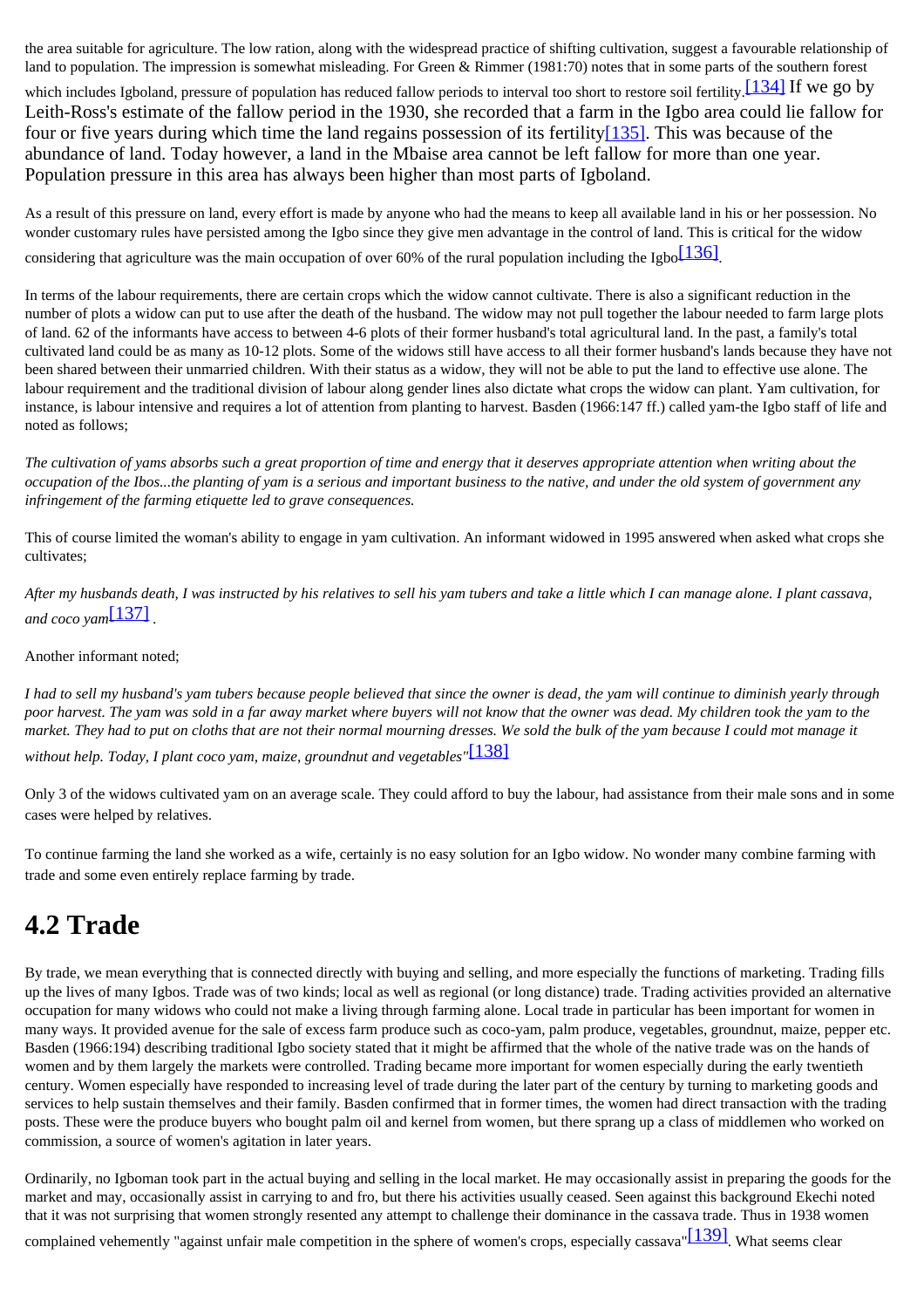the area suitable for agriculture. The low ration, along with the widespread practice of shifting cultivation, suggest a favourable relationship of land to population. The impression is somewhat misleading. For Green & Rimmer (1981:70) notes that in some parts of the southern forest which includes Igboland, pressure of population has reduced fallow periods to interval too short to restore soil fertility.[134] If we go by Leith-Ross's estimate of the fallow period in the 1930, she recorded that a farm in the Igbo area could lie fallow for four or five years during which time the land regains possession of its fertility[135]. This was because of the abundance of land. Today however, a land in the Mbaise area cannot be left fallow for more than one year. Population pressure in this area has always been higher than most parts of Igboland.

As a result of this pressure on land, every effort is made by anyone who had the means to keep all available land in his or her possession. No wonder customary rules have persisted among the Igbo since they give men advantage in the control of land. This is critical for the widow considering that agriculture was the main occupation of over 60% of the rural population including the Igbo[136].

In terms of the labour requirements, there are certain crops which the widow cannot cultivate. There is also a significant reduction in the number of plots a widow can put to use after the death of the husband. The widow may not pull together the labour needed to farm large plots of land. 62 of the informants have access to between 4-6 plots of their former husband's total agricultural land. In the past, a family's total cultivated land could be as many as 10-12 plots. Some of the widows still have access to all their former husband's lands because they have not been shared between their unmarried children. With their status as a widow, they will not be able to put the land to effective use alone. The labour requirement and the traditional division of labour along gender lines also dictate what crops the widow can plant. Yam cultivation, for instance, is labour intensive and requires a lot of attention from planting to harvest. Basden (1966:147 ff.) called yam-the Igbo staff of life and noted as follows;

*The cultivation of yams absorbs such a great proportion of time and energy that it deserves appropriate attention when writing about the occupation of the Ibos...the planting of yam is a serious and important business to the native, and under the old system of government any infringement of the farming etiquette led to grave consequences.*

This of course limited the woman's ability to engage in yam cultivation. An informant widowed in 1995 answered when asked what crops she cultivates;

*After my husbands death, I was instructed by his relatives to sell his yam tubers and take a little which I can manage alone. I plant cassava, and coco yam*[137] .

Another informant noted;

*I had to sell my husband's yam tubers because people believed that since the owner is dead, the yam will continue to diminish yearly through poor harvest. The yam was sold in a far away market where buyers will not know that the owner was dead. My children took the yam to the market. They had to put on cloths that are not their normal mourning dresses. We sold the bulk of the yam because I could mot manage it without help. Today, I plant coco yam, maize, groundnut and vegetables"*[138]

Only 3 of the widows cultivated yam on an average scale. They could afford to buy the labour, had assistance from their male sons and in some cases were helped by relatives.

To continue farming the land she worked as a wife, certainly is no easy solution for an Igbo widow. No wonder many combine farming with trade and some even entirely replace farming by trade.

## 4.2 Trade

By trade, we mean everything that is connected directly with buying and selling, and more especially the functions of marketing. Trading fills up the lives of many Igbos. Trade was of two kinds; local as well as regional (or long distance) trade. Trading activities provided an alternative occupation for many widows who could not make a living through farming alone. Local trade in particular has been important for women in many ways. It provided avenue for the sale of excess farm produce such as coco-yam, palm produce, vegetables, groundnut, maize, pepper etc. Basden (1966:194) describing traditional Igbo society stated that it might be affirmed that the whole of the native trade was on the hands of women and by them largely the markets were controlled. Trading became more important for women especially during the early twentieth century. Women especially have responded to increasing level of trade during the later part of the century by turning to marketing goods and services to help sustain themselves and their family. Basden confirmed that in former times, the women had direct transaction with the trading posts. These were the produce buyers who bought palm oil and kernel from women, but there sprang up a class of middlemen who worked on commission, a source of women's agitation in later years.

Ordinarily, no Igboman took part in the actual buying and selling in the local market. He may occasionally assist in preparing the goods for the market and may, occasionally assist in carrying to and fro, but there his activities usually ceased. Seen against this background Ekechi noted that it was not surprising that women strongly resented any attempt to challenge their dominance in the cassava trade. Thus in 1938 women complained vehemently "against unfair male competition in the sphere of women's crops, especially cassava"[139]. What seems clear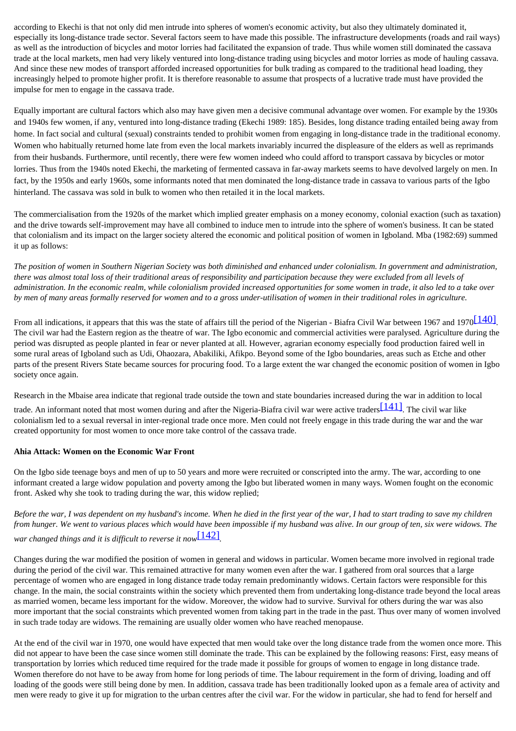according to Ekechi is that not only did men intrude into spheres of women's economic activity, but also they ultimately dominated it, especially its long-distance trade sector. Several factors seem to have made this possible. The infrastructure developments (roads and rail ways) as well as the introduction of bicycles and motor lorries had facilitated the expansion of trade. Thus while women still dominated the cassava trade at the local markets, men had very likely ventured into long-distance trading using bicycles and motor lorries as mode of hauling cassava. And since these new modes of transport afforded increased opportunities for bulk trading as compared to the traditional head loading, they increasingly helped to promote higher profit. It is therefore reasonable to assume that prospects of a lucrative trade must have provided the impulse for men to engage in the cassava trade.

Equally important are cultural factors which also may have given men a decisive communal advantage over women. For example by the 1930s and 1940s few women, if any, ventured into long-distance trading (Ekechi 1989: 185). Besides, long distance trading entailed being away from home. In fact social and cultural (sexual) constraints tended to prohibit women from engaging in long-distance trade in the traditional economy. Women who habitually returned home late from even the local markets invariably incurred the displeasure of the elders as well as reprimands from their husbands. Furthermore, until recently, there were few women indeed who could afford to transport cassava by bicycles or motor lorries. Thus from the 1940s noted Ekechi, the marketing of fermented cassava in far-away markets seems to have devolved largely on men. In fact, by the 1950s and early 1960s, some informants noted that men dominated the long-distance trade in cassava to various parts of the Igbo hinterland. The cassava was sold in bulk to women who then retailed it in the local markets.

The commercialisation from the 1920s of the market which implied greater emphasis on a money economy, colonial exaction (such as taxation) and the drive towards self-improvement may have all combined to induce men to intrude into the sphere of women's business. It can be stated that colonialism and its impact on the larger society altered the economic and political position of women in Igboland. Mba (1982:69) summed it up as follows:

*The position of women in Southern Nigerian Society was both diminished and enhanced under colonialism. In government and administration, there was almost total loss of their traditional areas of responsibility and participation because they were excluded from all levels of administration. In the economic realm, while colonialism provided increased opportunities for some women in trade, it also led to a take over by men of many areas formally reserved for women and to a gross under-utilisation of women in their traditional roles in agriculture.*

From all indications, it appears that this was the state of affairs till the period of the Nigerian - Biafra Civil War between 1967 and 1970[140]. The civil war had the Eastern region as the theatre of war. The Igbo economic and commercial activities were paralysed. Agriculture during the period was disrupted as people planted in fear or never planted at all. However, agrarian economy especially food production faired well in some rural areas of Igboland such as Udi, Ohaozara, Abakiliki, Afikpo. Beyond some of the Igbo boundaries, areas such as Etche and other parts of the present Rivers State became sources for procuring food. To a large extent the war changed the economic position of women in Igbo society once again.

Research in the Mbaise area indicate that regional trade outside the town and state boundaries increased during the war in addition to local trade. An informant noted that most women during and after the Nigeria-Biafra civil war were active traders[141]. The civil war like colonialism led to a sexual reversal in inter-regional trade once more. Men could not freely engage in this trade during the war and the war created opportunity for most women to once more take control of the cassava trade.

**Ahia Attack: Women on the Economic War Front**

On the Igbo side teenage boys and men of up to 50 years and more were recruited or conscripted into the army. The war, according to one informant created a large widow population and poverty among the Igbo but liberated women in many ways. Women fought on the economic front. Asked why she took to trading during the war, this widow replied;

*Before the war, I was dependent on my husband's income. When he died in the first year of the war, I had to start trading to save my children from hunger. We went to various places which would have been impossible if my husband was alive. In our group of ten, six were widows. The war changed things and it is difficult to reverse it now*[142].

Changes during the war modified the position of women in general and widows in particular. Women became more involved in regional trade during the period of the civil war. This remained attractive for many women even after the war. I gathered from oral sources that a large percentage of women who are engaged in long distance trade today remain predominantly widows. Certain factors were responsible for this change. In the main, the social constraints within the society which prevented them from undertaking long-distance trade beyond the local areas as married women, became less important for the widow. Moreover, the widow had to survive. Survival for others during the war was also more important that the social constraints which prevented women from taking part in the trade in the past. Thus over many of women involved in such trade today are widows. The remaining are usually older women who have reached menopause.

At the end of the civil war in 1970, one would have expected that men would take over the long distance trade from the women once more. This did not appear to have been the case since women still dominate the trade. This can be explained by the following reasons: First, easy means of transportation by lorries which reduced time required for the trade made it possible for groups of women to engage in long distance trade. Women therefore do not have to be away from home for long periods of time. The labour requirement in the form of driving, loading and off loading of the goods were still being done by men. In addition, cassava trade has been traditionally looked upon as a female area of activity and men were ready to give it up for migration to the urban centres after the civil war. For the widow in particular, she had to fend for herself and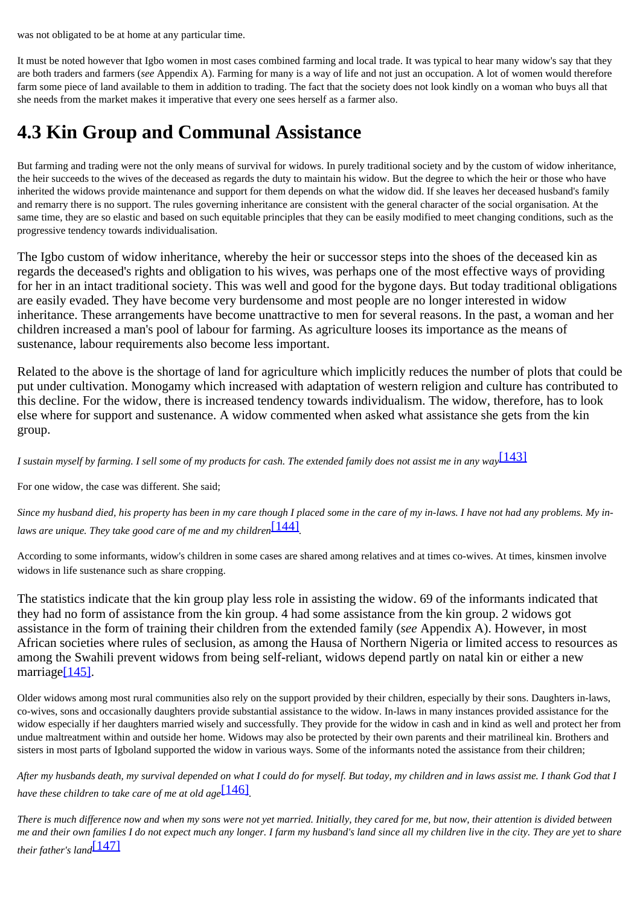was not obligated to be at home at any particular time.

It must be noted however that Igbo women in most cases combined farming and local trade. It was typical to hear many widow's say that they are both traders and farmers (*see* Appendix A). Farming for many is a way of life and not just an occupation. A lot of women would therefore farm some piece of land available to them in addition to trading. The fact that the society does not look kindly on a woman who buys all that she needs from the market makes it imperative that every one sees herself as a farmer also.

# 4.3 Kin Group and Communal Assistance

But farming and trading were not the only means of survival for widows. In purely traditional society and by the custom of widow inheritance, the heir succeeds to the wives of the deceased as regards the duty to maintain his widow. But the degree to which the heir or those who have inherited the widows provide maintenance and support for them depends on what the widow did. If she leaves her deceased husband's family and remarry there is no support. The rules governing inheritance are consistent with the general character of the social organisation. At the same time, they are so elastic and based on such equitable principles that they can be easily modified to meet changing conditions, such as the progressive tendency towards individualisation.

The Igbo custom of widow inheritance, whereby the heir or successor steps into the shoes of the deceased kin as regards the deceased's rights and obligation to his wives, was perhaps one of the most effective ways of providing for her in an intact traditional society. This was well and good for the bygone days. But today traditional obligations are easily evaded. They have become very burdensome and most people are no longer interested in widow inheritance. These arrangements have become unattractive to men for several reasons. In the past, a woman and her children increased a man's pool of labour for farming. As agriculture looses its importance as the means of sustenance, labour requirements also become less important.

Related to the above is the shortage of land for agriculture which implicitly reduces the number of plots that could be put under cultivation. Monogamy which increased with adaptation of western religion and culture has contributed to this decline. For the widow, there is increased tendency towards individualism. The widow, therefore, has to look else where for support and sustenance. A widow commented when asked what assistance she gets from the kin group.

*I sustain myself by farming. I sell some of my products for cash. The extended family does not assist me in any way*[143]

For one widow, the case was different. She said;

*Since my husband died, his property has been in my care though I placed some in the care of my in-laws. I have not had any problems. My in-laws are unique. They take good care of me and my children*[144].

According to some informants, widow's children in some cases are shared among relatives and at times co-wives. At times, kinsmen involve widows in life sustenance such as share cropping.

The statistics indicate that the kin group play less role in assisting the widow. 69 of the informants indicated that they had no form of assistance from the kin group. 4 had some assistance from the kin group. 2 widows got assistance in the form of training their children from the extended family (*see* Appendix A). However, in most African societies where rules of seclusion, as among the Hausa of Northern Nigeria or limited access to resources as among the Swahili prevent widows from being self-reliant, widows depend partly on natal kin or either a new marriage[145].

Older widows among most rural communities also rely on the support provided by their children, especially by their sons. Daughters in-laws, co-wives, sons and occasionally daughters provide substantial assistance to the widow. In-laws in many instances provided assistance for the widow especially if her daughters married wisely and successfully. They provide for the widow in cash and in kind as well and protect her from undue maltreatment within and outside her home. Widows may also be protected by their own parents and their matrilineal kin. Brothers and sisters in most parts of Igboland supported the widow in various ways. Some of the informants noted the assistance from their children;

*After my husbands death, my survival depended on what I could do for myself. But today, my children and in laws assist me. I thank God that I have these children to take care of me at old age*[146].

*There is much difference now and when my sons were not yet married. Initially, they cared for me, but now, their attention is divided between me and their own families I do not expect much any longer. I farm my husband's land since all my children live in the city. They are yet to share their father's land*[147]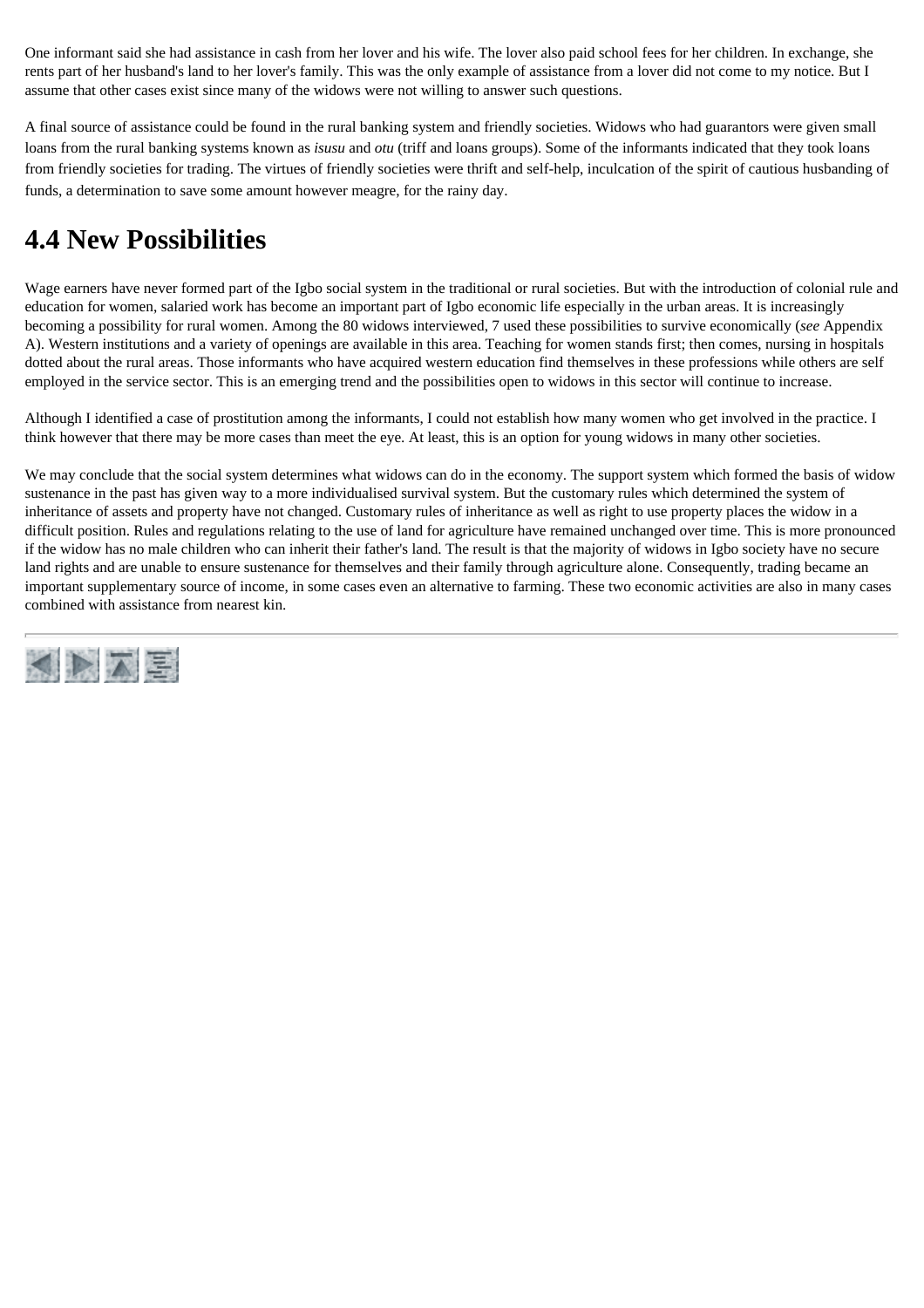One informant said she had assistance in cash from her lover and his wife. The lover also paid school fees for her children. In exchange, she rents part of her husband's land to her lover's family. This was the only example of assistance from a lover did not come to my notice. But I assume that other cases exist since many of the widows were not willing to answer such questions.

A final source of assistance could be found in the rural banking system and friendly societies. Widows who had guarantors were given small loans from the rural banking systems known as *isusu* and *otu* (triff and loans groups). Some of the informants indicated that they took loans from friendly societies for trading. The virtues of friendly societies were thrift and self-help, inculcation of the spirit of cautious husbanding of funds, a determination to save some amount however meagre, for the rainy day.

# 4.4 New Possibilities

Wage earners have never formed part of the Igbo social system in the traditional or rural societies. But with the introduction of colonial rule and education for women, salaried work has become an important part of Igbo economic life especially in the urban areas. It is increasingly becoming a possibility for rural women. Among the 80 widows interviewed, 7 used these possibilities to survive economically (*see* Appendix A). Western institutions and a variety of openings are available in this area. Teaching for women stands first; then comes, nursing in hospitals dotted about the rural areas. Those informants who have acquired western education find themselves in these professions while others are self employed in the service sector. This is an emerging trend and the possibilities open to widows in this sector will continue to increase.

Although I identified a case of prostitution among the informants, I could not establish how many women who get involved in the practice. I think however that there may be more cases than meet the eye. At least, this is an option for young widows in many other societies.

We may conclude that the social system determines what widows can do in the economy. The support system which formed the basis of widow sustenance in the past has given way to a more individualised survival system. But the customary rules which determined the system of inheritance of assets and property have not changed. Customary rules of inheritance as well as right to use property places the widow in a difficult position. Rules and regulations relating to the use of land for agriculture have remained unchanged over time. This is more pronounced if the widow has no male children who can inherit their father's land. The result is that the majority of widows in Igbo society have no secure land rights and are unable to ensure sustenance for themselves and their family through agriculture alone. Consequently, trading became an important supplementary source of income, in some cases even an alternative to farming. These two economic activities are also in many cases combined with assistance from nearest kin.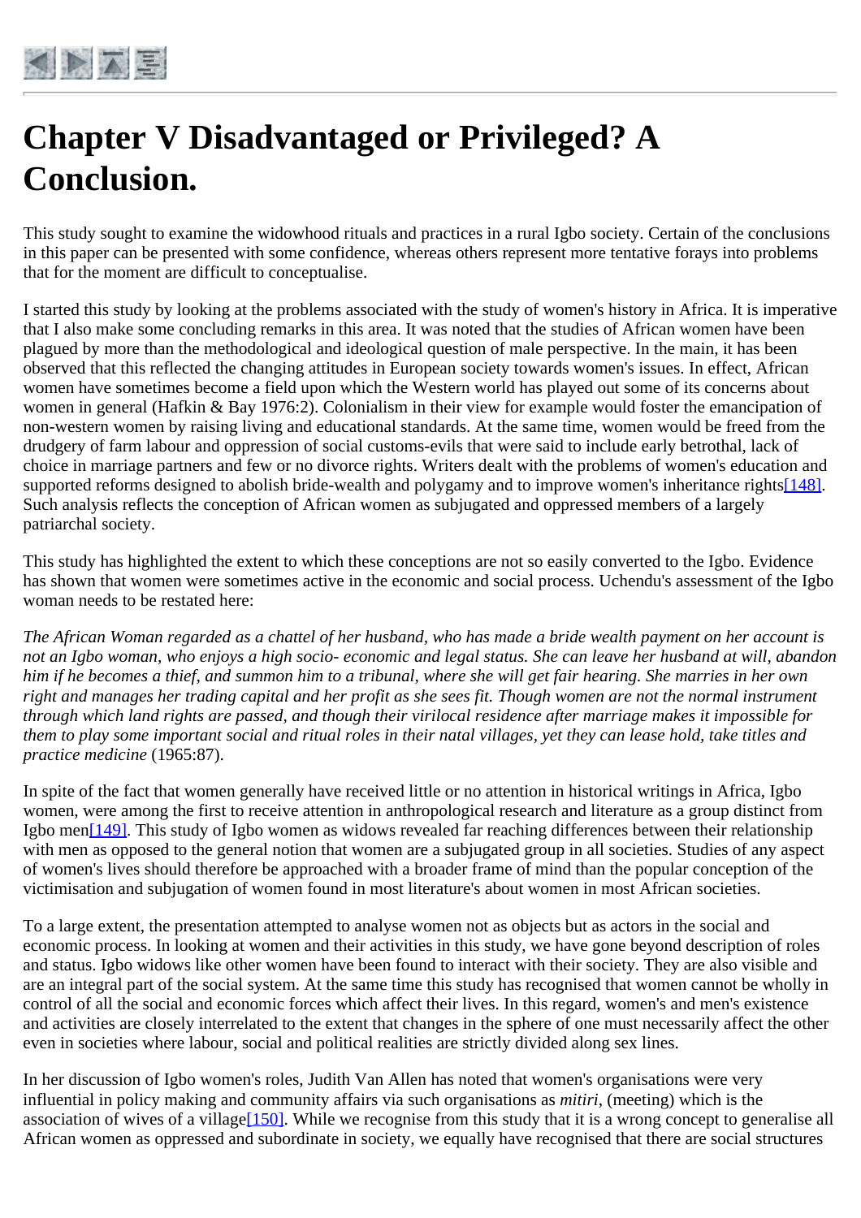# Chapter V Disadvantaged or Privileged? A Conclusion.

This study sought to examine the widowhood rituals and practices in a rural Igbo society. Certain of the conclusions in this paper can be presented with some confidence, whereas others represent more tentative forays into problems that for the moment are difficult to conceptualise.

I started this study by looking at the problems associated with the study of women's history in Africa. It is imperative that I also make some concluding remarks in this area. It was noted that the studies of African women have been plagued by more than the methodological and ideological question of male perspective. In the main, it has been observed that this reflected the changing attitudes in European society towards women's issues. In effect, African women have sometimes become a field upon which the Western world has played out some of its concerns about women in general (Hafkin & Bay 1976:2). Colonialism in their view for example would foster the emancipation of non-western women by raising living and educational standards. At the same time, women would be freed from the drudgery of farm labour and oppression of social customs-evils that were said to include early betrothal, lack of choice in marriage partners and few or no divorce rights. Writers dealt with the problems of women's education and supported reforms designed to abolish bride-wealth and polygamy and to improve women's inheritance rights[148]. Such analysis reflects the conception of African women as subjugated and oppressed members of a largely patriarchal society.

This study has highlighted the extent to which these conceptions are not so easily converted to the Igbo. Evidence has shown that women were sometimes active in the economic and social process. Uchendu's assessment of the Igbo woman needs to be restated here:

*The African Woman regarded as a chattel of her husband, who has made a bride wealth payment on her account is not an Igbo woman, who enjoys a high socio- economic and legal status. She can leave her husband at will, abandon him if he becomes a thief, and summon him to a tribunal, where she will get fair hearing. She marries in her own right and manages her trading capital and her profit as she sees fit. Though women are not the normal instrument through which land rights are passed, and though their virilocal residence after marriage makes it impossible for them to play some important social and ritual roles in their natal villages, yet they can lease hold, take titles and practice medicine* (1965:87).

In spite of the fact that women generally have received little or no attention in historical writings in Africa, Igbo women, were among the first to receive attention in anthropological research and literature as a group distinct from Igbo men[149]. This study of Igbo women as widows revealed far reaching differences between their relationship with men as opposed to the general notion that women are a subjugated group in all societies. Studies of any aspect of women's lives should therefore be approached with a broader frame of mind than the popular conception of the victimisation and subjugation of women found in most literature's about women in most African societies.

To a large extent, the presentation attempted to analyse women not as objects but as actors in the social and economic process. In looking at women and their activities in this study, we have gone beyond description of roles and status. Igbo widows like other women have been found to interact with their society. They are also visible and are an integral part of the social system. At the same time this study has recognised that women cannot be wholly in control of all the social and economic forces which affect their lives. In this regard, women's and men's existence and activities are closely interrelated to the extent that changes in the sphere of one must necessarily affect the other even in societies where labour, social and political realities are strictly divided along sex lines.

In her discussion of Igbo women's roles, Judith Van Allen has noted that women's organisations were very influential in policy making and community affairs via such organisations as *mitiri*, (meeting) which is the association of wives of a village[150]. While we recognise from this study that it is a wrong concept to generalise all African women as oppressed and subordinate in society, we equally have recognised that there are social structures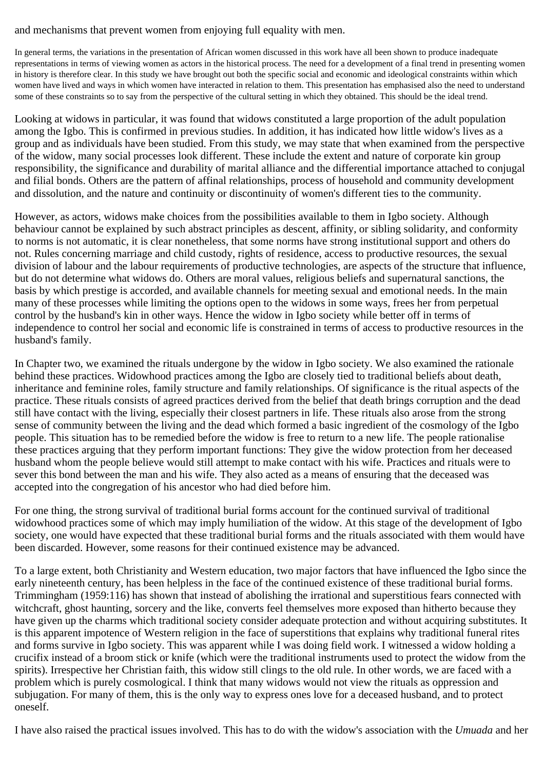and mechanisms that prevent women from enjoying full equality with men.

In general terms, the variations in the presentation of African women discussed in this work have all been shown to produce inadequate representations in terms of viewing women as actors in the historical process. The need for a development of a final trend in presenting women in history is therefore clear. In this study we have brought out both the specific social and economic and ideological constraints within which women have lived and ways in which women have interacted in relation to them. This presentation has emphasised also the need to understand some of these constraints so to say from the perspective of the cultural setting in which they obtained. This should be the ideal trend.

Looking at widows in particular, it was found that widows constituted a large proportion of the adult population among the Igbo. This is confirmed in previous studies. In addition, it has indicated how little widow's lives as a group and as individuals have been studied. From this study, we may state that when examined from the perspective of the widow, many social processes look different. These include the extent and nature of corporate kin group responsibility, the significance and durability of marital alliance and the differential importance attached to conjugal and filial bonds. Others are the pattern of affinal relationships, process of household and community development and dissolution, and the nature and continuity or discontinuity of women's different ties to the community.

However, as actors, widows make choices from the possibilities available to them in Igbo society. Although behaviour cannot be explained by such abstract principles as descent, affinity, or sibling solidarity, and conformity to norms is not automatic, it is clear nonetheless, that some norms have strong institutional support and others do not. Rules concerning marriage and child custody, rights of residence, access to productive resources, the sexual division of labour and the labour requirements of productive technologies, are aspects of the structure that influence, but do not determine what widows do. Others are moral values, religious beliefs and supernatural sanctions, the basis by which prestige is accorded, and available channels for meeting sexual and emotional needs. In the main many of these processes while limiting the options open to the widows in some ways, frees her from perpetual control by the husband's kin in other ways. Hence the widow in Igbo society while better off in terms of independence to control her social and economic life is constrained in terms of access to productive resources in the husband's family.

In Chapter two, we examined the rituals undergone by the widow in Igbo society. We also examined the rationale behind these practices. Widowhood practices among the Igbo are closely tied to traditional beliefs about death, inheritance and feminine roles, family structure and family relationships. Of significance is the ritual aspects of the practice. These rituals consists of agreed practices derived from the belief that death brings corruption and the dead still have contact with the living, especially their closest partners in life. These rituals also arose from the strong sense of community between the living and the dead which formed a basic ingredient of the cosmology of the Igbo people. This situation has to be remedied before the widow is free to return to a new life. The people rationalise these practices arguing that they perform important functions: They give the widow protection from her deceased husband whom the people believe would still attempt to make contact with his wife. Practices and rituals were to sever this bond between the man and his wife. They also acted as a means of ensuring that the deceased was accepted into the congregation of his ancestor who had died before him.

For one thing, the strong survival of traditional burial forms account for the continued survival of traditional widowhood practices some of which may imply humiliation of the widow. At this stage of the development of Igbo society, one would have expected that these traditional burial forms and the rituals associated with them would have been discarded. However, some reasons for their continued existence may be advanced.

To a large extent, both Christianity and Western education, two major factors that have influenced the Igbo since the early nineteenth century, has been helpless in the face of the continued existence of these traditional burial forms. Trimmingham (1959:116) has shown that instead of abolishing the irrational and superstitious fears connected with witchcraft, ghost haunting, sorcery and the like, converts feel themselves more exposed than hitherto because they have given up the charms which traditional society consider adequate protection and without acquiring substitutes. It is this apparent impotence of Western religion in the face of superstitions that explains why traditional funeral rites and forms survive in Igbo society. This was apparent while I was doing field work. I witnessed a widow holding a crucifix instead of a broom stick or knife (which were the traditional instruments used to protect the widow from the spirits). Irrespective her Christian faith, this widow still clings to the old rule. In other words, we are faced with a problem which is purely cosmological. I think that many widows would not view the rituals as oppression and subjugation. For many of them, this is the only way to express ones love for a deceased husband, and to protect oneself.

I have also raised the practical issues involved. This has to do with the widow's association with the *Umuada* and her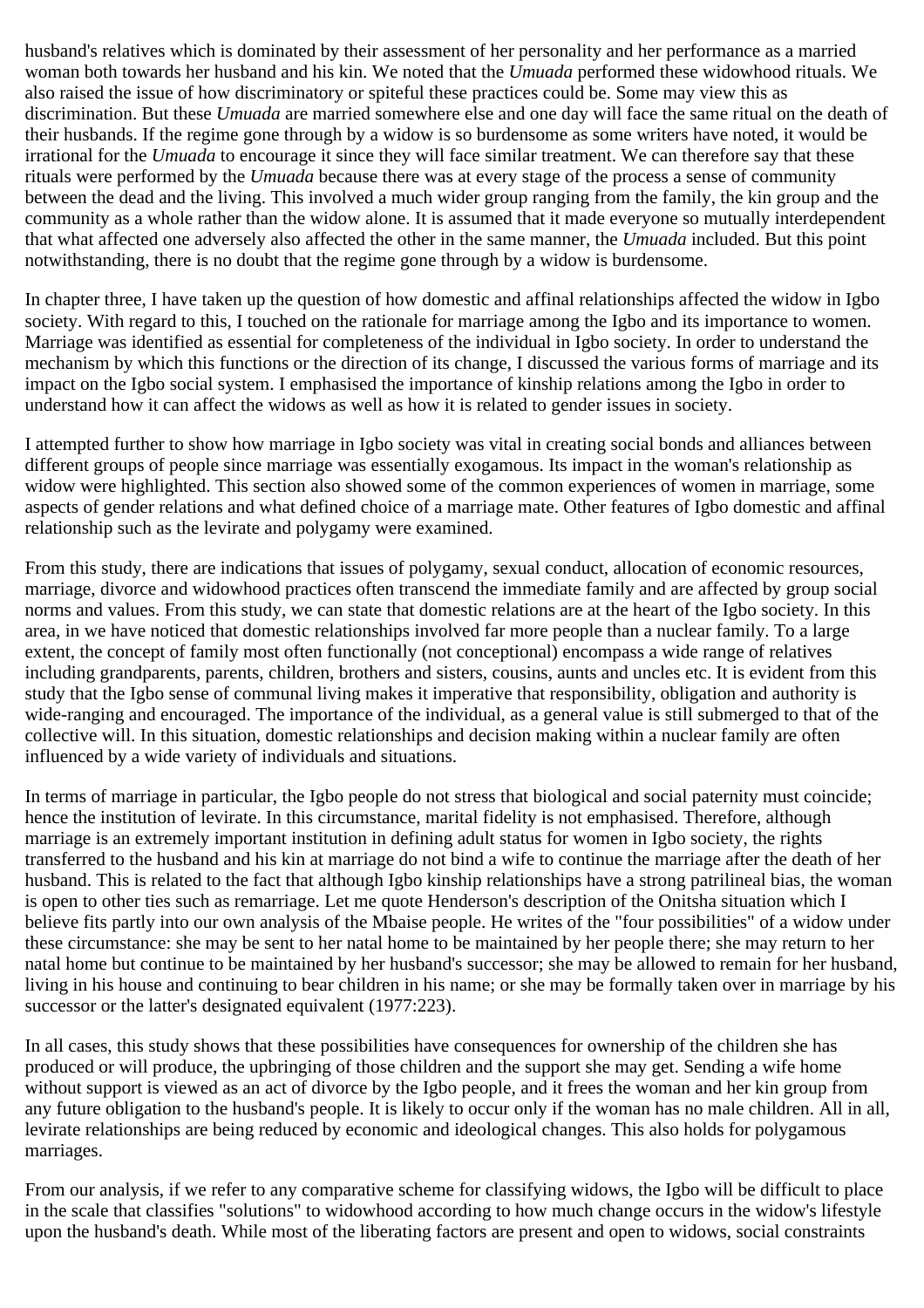husband's relatives which is dominated by their assessment of her personality and her performance as a married woman both towards her husband and his kin. We noted that the *Umuada* performed these widowhood rituals. We also raised the issue of how discriminatory or spiteful these practices could be. Some may view this as discrimination. But these *Umuada* are married somewhere else and one day will face the same ritual on the death of their husbands. If the regime gone through by a widow is so burdensome as some writers have noted, it would be irrational for the *Umuada* to encourage it since they will face similar treatment. We can therefore say that these rituals were performed by the *Umuada* because there was at every stage of the process a sense of community between the dead and the living. This involved a much wider group ranging from the family, the kin group and the community as a whole rather than the widow alone. It is assumed that it made everyone so mutually interdependent that what affected one adversely also affected the other in the same manner, the *Umuada* included. But this point notwithstanding, there is no doubt that the regime gone through by a widow is burdensome.

In chapter three, I have taken up the question of how domestic and affinal relationships affected the widow in Igbo society. With regard to this, I touched on the rationale for marriage among the Igbo and its importance to women. Marriage was identified as essential for completeness of the individual in Igbo society. In order to understand the mechanism by which this functions or the direction of its change, I discussed the various forms of marriage and its impact on the Igbo social system. I emphasised the importance of kinship relations among the Igbo in order to understand how it can affect the widows as well as how it is related to gender issues in society.

I attempted further to show how marriage in Igbo society was vital in creating social bonds and alliances between different groups of people since marriage was essentially exogamous. Its impact in the woman's relationship as widow were highlighted. This section also showed some of the common experiences of women in marriage, some aspects of gender relations and what defined choice of a marriage mate. Other features of Igbo domestic and affinal relationship such as the levirate and polygamy were examined.

From this study, there are indications that issues of polygamy, sexual conduct, allocation of economic resources, marriage, divorce and widowhood practices often transcend the immediate family and are affected by group social norms and values. From this study, we can state that domestic relations are at the heart of the Igbo society. In this area, in we have noticed that domestic relationships involved far more people than a nuclear family. To a large extent, the concept of family most often functionally (not conceptional) encompass a wide range of relatives including grandparents, parents, children, brothers and sisters, cousins, aunts and uncles etc. It is evident from this study that the Igbo sense of communal living makes it imperative that responsibility, obligation and authority is wide-ranging and encouraged. The importance of the individual, as a general value is still submerged to that of the collective will. In this situation, domestic relationships and decision making within a nuclear family are often influenced by a wide variety of individuals and situations.

In terms of marriage in particular, the Igbo people do not stress that biological and social paternity must coincide; hence the institution of levirate. In this circumstance, marital fidelity is not emphasised. Therefore, although marriage is an extremely important institution in defining adult status for women in Igbo society, the rights transferred to the husband and his kin at marriage do not bind a wife to continue the marriage after the death of her husband. This is related to the fact that although Igbo kinship relationships have a strong patrilineal bias, the woman is open to other ties such as remarriage. Let me quote Henderson's description of the Onitsha situation which I believe fits partly into our own analysis of the Mbaise people. He writes of the "four possibilities" of a widow under these circumstance: she may be sent to her natal home to be maintained by her people there; she may return to her natal home but continue to be maintained by her husband's successor; she may be allowed to remain for her husband, living in his house and continuing to bear children in his name; or she may be formally taken over in marriage by his successor or the latter's designated equivalent (1977:223).

In all cases, this study shows that these possibilities have consequences for ownership of the children she has produced or will produce, the upbringing of those children and the support she may get. Sending a wife home without support is viewed as an act of divorce by the Igbo people, and it frees the woman and her kin group from any future obligation to the husband's people. It is likely to occur only if the woman has no male children. All in all, levirate relationships are being reduced by economic and ideological changes. This also holds for polygamous marriages.

From our analysis, if we refer to any comparative scheme for classifying widows, the Igbo will be difficult to place in the scale that classifies "solutions" to widowhood according to how much change occurs in the widow's lifestyle upon the husband's death. While most of the liberating factors are present and open to widows, social constraints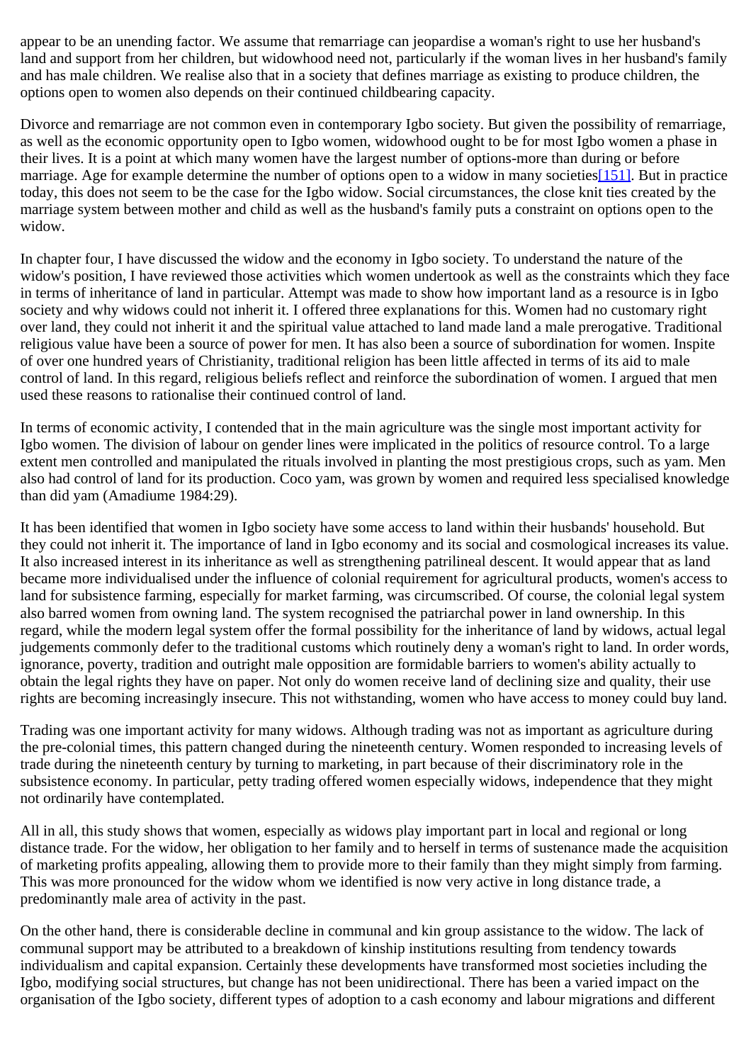appear to be an unending factor. We assume that remarriage can jeopardise a woman's right to use her husband's land and support from her children, but widowhood need not, particularly if the woman lives in her husband's family and has male children. We realise also that in a society that defines marriage as existing to produce children, the options open to women also depends on their continued childbearing capacity.

Divorce and remarriage are not common even in contemporary Igbo society. But given the possibility of remarriage, as well as the economic opportunity open to Igbo women, widowhood ought to be for most Igbo women a phase in their lives. It is a point at which many women have the largest number of options-more than during or before marriage. Age for example determine the number of options open to a widow in many societies[151]. But in practice today, this does not seem to be the case for the Igbo widow. Social circumstances, the close knit ties created by the marriage system between mother and child as well as the husband's family puts a constraint on options open to the widow.

In chapter four, I have discussed the widow and the economy in Igbo society. To understand the nature of the widow's position, I have reviewed those activities which women undertook as well as the constraints which they face in terms of inheritance of land in particular. Attempt was made to show how important land as a resource is in Igbo society and why widows could not inherit it. I offered three explanations for this. Women had no customary right over land, they could not inherit it and the spiritual value attached to land made land a male prerogative. Traditional religious value have been a source of power for men. It has also been a source of subordination for women. Inspite of over one hundred years of Christianity, traditional religion has been little affected in terms of its aid to male control of land. In this regard, religious beliefs reflect and reinforce the subordination of women. I argued that men used these reasons to rationalise their continued control of land.

In terms of economic activity, I contended that in the main agriculture was the single most important activity for Igbo women. The division of labour on gender lines were implicated in the politics of resource control. To a large extent men controlled and manipulated the rituals involved in planting the most prestigious crops, such as yam. Men also had control of land for its production. Coco yam, was grown by women and required less specialised knowledge than did yam (Amadiume 1984:29).

It has been identified that women in Igbo society have some access to land within their husbands' household. But they could not inherit it. The importance of land in Igbo economy and its social and cosmological increases its value. It also increased interest in its inheritance as well as strengthening patrilineal descent. It would appear that as land became more individualised under the influence of colonial requirement for agricultural products, women's access to land for subsistence farming, especially for market farming, was circumscribed. Of course, the colonial legal system also barred women from owning land. The system recognised the patriarchal power in land ownership. In this regard, while the modern legal system offer the formal possibility for the inheritance of land by widows, actual legal judgements commonly defer to the traditional customs which routinely deny a woman's right to land. In order words, ignorance, poverty, tradition and outright male opposition are formidable barriers to women's ability actually to obtain the legal rights they have on paper. Not only do women receive land of declining size and quality, their use rights are becoming increasingly insecure. This not withstanding, women who have access to money could buy land.

Trading was one important activity for many widows. Although trading was not as important as agriculture during the pre-colonial times, this pattern changed during the nineteenth century. Women responded to increasing levels of trade during the nineteenth century by turning to marketing, in part because of their discriminatory role in the subsistence economy. In particular, petty trading offered women especially widows, independence that they might not ordinarily have contemplated.

All in all, this study shows that women, especially as widows play important part in local and regional or long distance trade. For the widow, her obligation to her family and to herself in terms of sustenance made the acquisition of marketing profits appealing, allowing them to provide more to their family than they might simply from farming. This was more pronounced for the widow whom we identified is now very active in long distance trade, a predominantly male area of activity in the past.

On the other hand, there is considerable decline in communal and kin group assistance to the widow. The lack of communal support may be attributed to a breakdown of kinship institutions resulting from tendency towards individualism and capital expansion. Certainly these developments have transformed most societies including the Igbo, modifying social structures, but change has not been unidirectional. There has been a varied impact on the organisation of the Igbo society, different types of adoption to a cash economy and labour migrations and different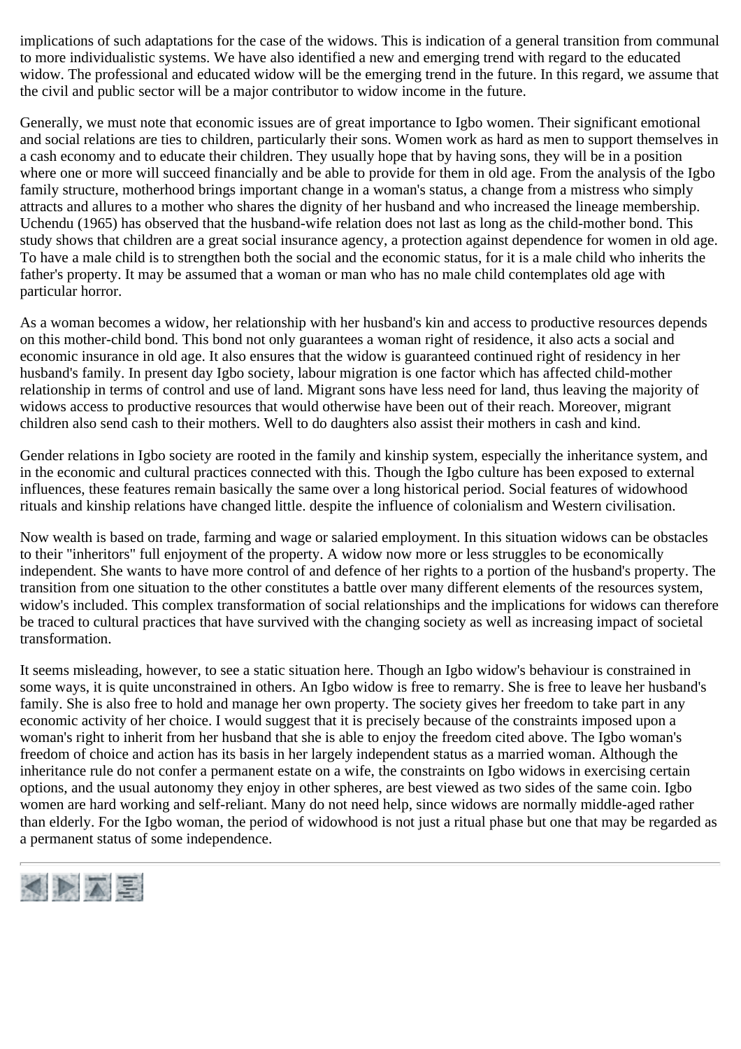implications of such adaptations for the case of the widows. This is indication of a general transition from communal to more individualistic systems. We have also identified a new and emerging trend with regard to the educated widow. The professional and educated widow will be the emerging trend in the future. In this regard, we assume that the civil and public sector will be a major contributor to widow income in the future.

Generally, we must note that economic issues are of great importance to Igbo women. Their significant emotional and social relations are ties to children, particularly their sons. Women work as hard as men to support themselves in a cash economy and to educate their children. They usually hope that by having sons, they will be in a position where one or more will succeed financially and be able to provide for them in old age. From the analysis of the Igbo family structure, motherhood brings important change in a woman's status, a change from a mistress who simply attracts and allures to a mother who shares the dignity of her husband and who increased the lineage membership. Uchendu (1965) has observed that the husband-wife relation does not last as long as the child-mother bond. This study shows that children are a great social insurance agency, a protection against dependence for women in old age. To have a male child is to strengthen both the social and the economic status, for it is a male child who inherits the father's property. It may be assumed that a woman or man who has no male child contemplates old age with particular horror.

As a woman becomes a widow, her relationship with her husband's kin and access to productive resources depends on this mother-child bond. This bond not only guarantees a woman right of residence, it also acts a social and economic insurance in old age. It also ensures that the widow is guaranteed continued right of residency in her husband's family. In present day Igbo society, labour migration is one factor which has affected child-mother relationship in terms of control and use of land. Migrant sons have less need for land, thus leaving the majority of widows access to productive resources that would otherwise have been out of their reach. Moreover, migrant children also send cash to their mothers. Well to do daughters also assist their mothers in cash and kind.

Gender relations in Igbo society are rooted in the family and kinship system, especially the inheritance system, and in the economic and cultural practices connected with this. Though the Igbo culture has been exposed to external influences, these features remain basically the same over a long historical period. Social features of widowhood rituals and kinship relations have changed little. despite the influence of colonialism and Western civilisation.

Now wealth is based on trade, farming and wage or salaried employment. In this situation widows can be obstacles to their "inheritors" full enjoyment of the property. A widow now more or less struggles to be economically independent. She wants to have more control of and defence of her rights to a portion of the husband's property. The transition from one situation to the other constitutes a battle over many different elements of the resources system, widow's included. This complex transformation of social relationships and the implications for widows can therefore be traced to cultural practices that have survived with the changing society as well as increasing impact of societal transformation.

It seems misleading, however, to see a static situation here. Though an Igbo widow's behaviour is constrained in some ways, it is quite unconstrained in others. An Igbo widow is free to remarry. She is free to leave her husband's family. She is also free to hold and manage her own property. The society gives her freedom to take part in any economic activity of her choice. I would suggest that it is precisely because of the constraints imposed upon a woman's right to inherit from her husband that she is able to enjoy the freedom cited above. The Igbo woman's freedom of choice and action has its basis in her largely independent status as a married woman. Although the inheritance rule do not confer a permanent estate on a wife, the constraints on Igbo widows in exercising certain options, and the usual autonomy they enjoy in other spheres, are best viewed as two sides of the same coin. Igbo women are hard working and self-reliant. Many do not need help, since widows are normally middle-aged rather than elderly. For the Igbo woman, the period of widowhood is not just a ritual phase but one that may be regarded as a permanent status of some independence.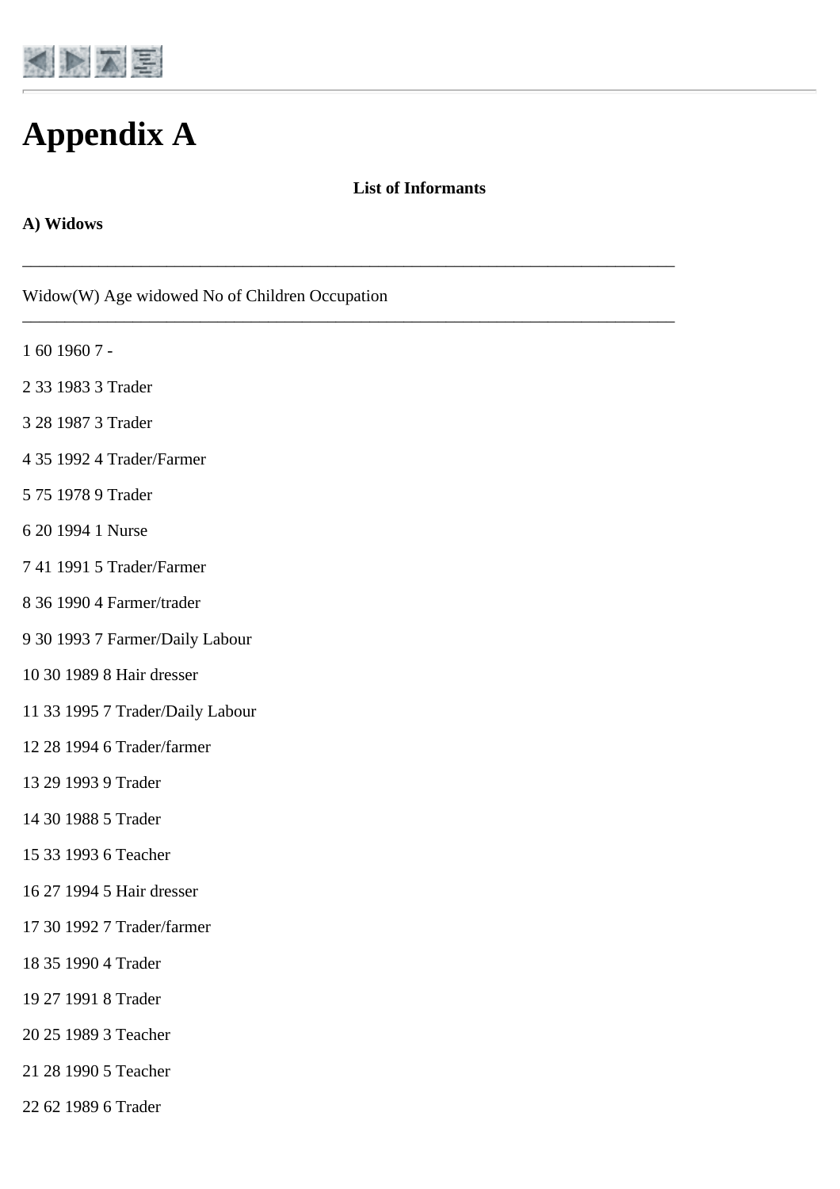# Appendix A

**List of Informants**

**A) Widows**

| Widow(W) | Age | widowed | No of Children | Occupation |
|---|---|---|---|---|
| 1 | 60 | 1960 | 7 | - |
| 2 | 33 | 1983 | 3 | Trader |
| 3 | 28 | 1987 | 3 | Trader |
| 4 | 35 | 1992 | 4 | Trader/Farmer |
| 5 | 75 | 1978 | 9 | Trader |
| 6 | 20 | 1994 | 1 | Nurse |
| 7 | 41 | 1991 | 5 | Trader/Farmer |
| 8 | 36 | 1990 | 4 | Farmer/trader |
| 9 | 30 | 1993 | 7 | Farmer/Daily Labour |
| 10 | 30 | 1989 | 8 | Hair dresser |
| 11 | 33 | 1995 | 7 | Trader/Daily Labour |
| 12 | 28 | 1994 | 6 | Trader/farmer |
| 13 | 29 | 1993 | 9 | Trader |
| 14 | 30 | 1988 | 5 | Trader |
| 15 | 33 | 1993 | 6 | Teacher |
| 16 | 27 | 1994 | 5 | Hair dresser |
| 17 | 30 | 1992 | 7 | Trader/farmer |
| 18 | 35 | 1990 | 4 | Trader |
| 19 | 27 | 1991 | 8 | Trader |
| 20 | 25 | 1989 | 3 | Teacher |
| 21 | 28 | 1990 | 5 | Teacher |
| 22 | 62 | 1989 | 6 | Trader |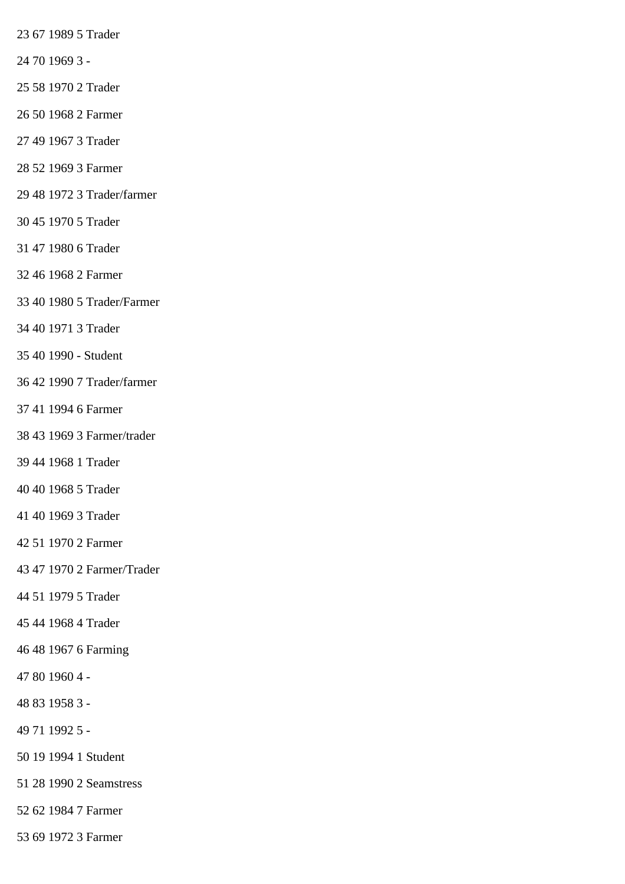23 67 1989 5 Trader

24 70 1969 3 -

25 58 1970 2 Trader

26 50 1968 2 Farmer

27 49 1967 3 Trader

28 52 1969 3 Farmer

29 48 1972 3 Trader/farmer

30 45 1970 5 Trader

31 47 1980 6 Trader

32 46 1968 2 Farmer

33 40 1980 5 Trader/Farmer

34 40 1971 3 Trader

35 40 1990 - Student

36 42 1990 7 Trader/farmer

37 41 1994 6 Farmer

38 43 1969 3 Farmer/trader

39 44 1968 1 Trader

40 40 1968 5 Trader

41 40 1969 3 Trader

42 51 1970 2 Farmer

43 47 1970 2 Farmer/Trader

44 51 1979 5 Trader

45 44 1968 4 Trader

46 48 1967 6 Farming

47 80 1960 4 -

48 83 1958 3 -

49 71 1992 5 -

50 19 1994 1 Student

51 28 1990 2 Seamstress

52 62 1984 7 Farmer

53 69 1972 3 Farmer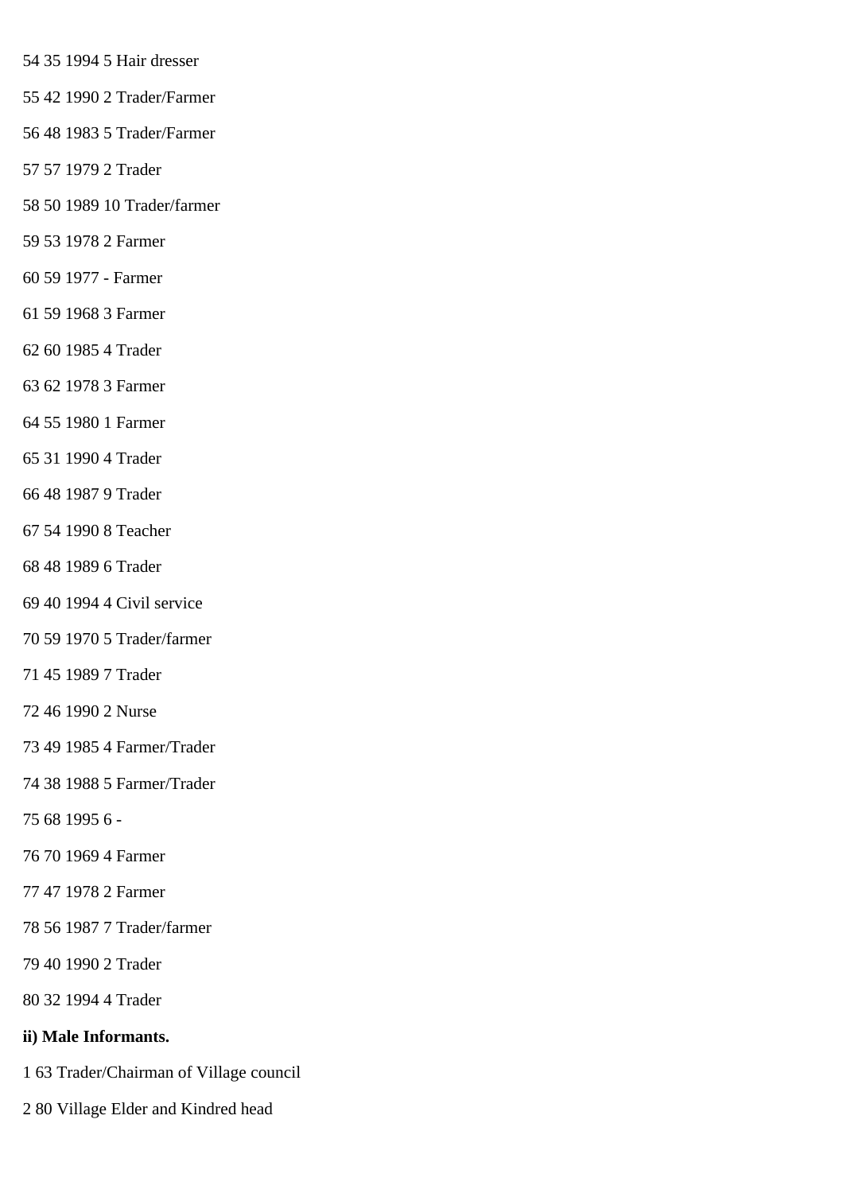54 35 1994 5 Hair dresser

55 42 1990 2 Trader/Farmer

56 48 1983 5 Trader/Farmer

57 57 1979 2 Trader

58 50 1989 10 Trader/farmer

59 53 1978 2 Farmer

60 59 1977 - Farmer

61 59 1968 3 Farmer

62 60 1985 4 Trader

63 62 1978 3 Farmer

64 55 1980 1 Farmer

65 31 1990 4 Trader

66 48 1987 9 Trader

67 54 1990 8 Teacher

68 48 1989 6 Trader

69 40 1994 4 Civil service

70 59 1970 5 Trader/farmer

71 45 1989 7 Trader

72 46 1990 2 Nurse

73 49 1985 4 Farmer/Trader

74 38 1988 5 Farmer/Trader

75 68 1995 6 -

76 70 1969 4 Farmer

77 47 1978 2 Farmer

78 56 1987 7 Trader/farmer

79 40 1990 2 Trader

80 32 1994 4 Trader

**ii) Male Informants.**

1 63 Trader/Chairman of Village council

2 80 Village Elder and Kindred head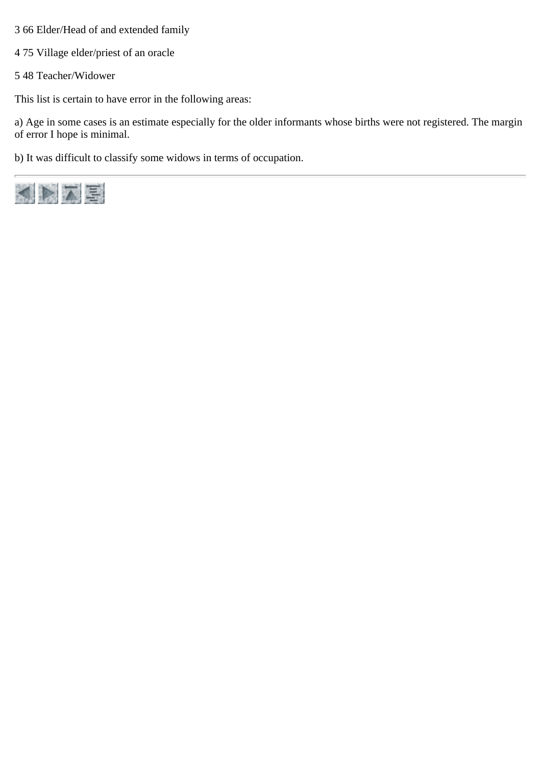3 66 Elder/Head of and extended family

4 75 Village elder/priest of an oracle

5 48 Teacher/Widower

This list is certain to have error in the following areas:

a) Age in some cases is an estimate especially for the older informants whose births were not registered. The margin of error I hope is minimal.

b) It was difficult to classify some widows in terms of occupation.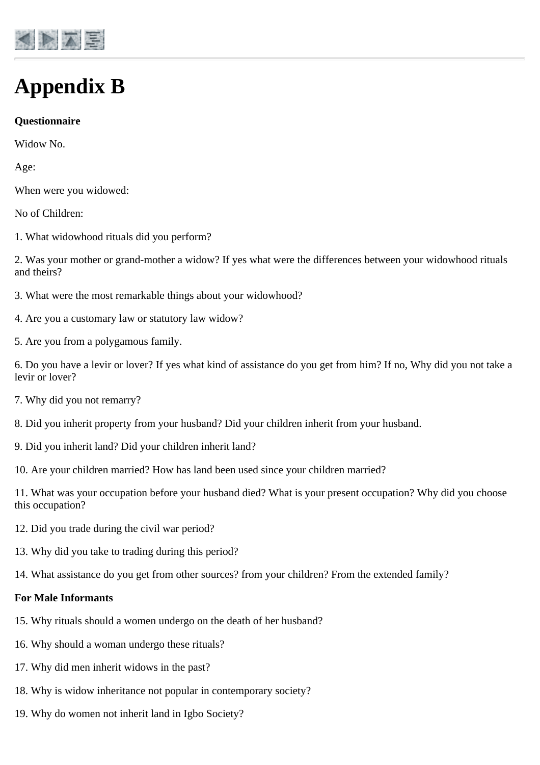# Appendix B

**Questionnaire**

Widow No.

Age:

When were you widowed:

No of Children:

1. What widowhood rituals did you perform?

2. Was your mother or grand-mother a widow? If yes what were the differences between your widowhood rituals and theirs?

3. What were the most remarkable things about your widowhood?

4. Are you a customary law or statutory law widow?

5. Are you from a polygamous family.

6. Do you have a levir or lover? If yes what kind of assistance do you get from him? If no, Why did you not take a levir or lover?

7. Why did you not remarry?

8. Did you inherit property from your husband? Did your children inherit from your husband.

9. Did you inherit land? Did your children inherit land?

10. Are your children married? How has land been used since your children married?

11. What was your occupation before your husband died? What is your present occupation? Why did you choose this occupation?

12. Did you trade during the civil war period?

13. Why did you take to trading during this period?

14. What assistance do you get from other sources? from your children? From the extended family?

**For Male Informants**

15. Why rituals should a women undergo on the death of her husband?

16. Why should a woman undergo these rituals?

17. Why did men inherit widows in the past?

18. Why is widow inheritance not popular in contemporary society?

19. Why do women not inherit land in Igbo Society?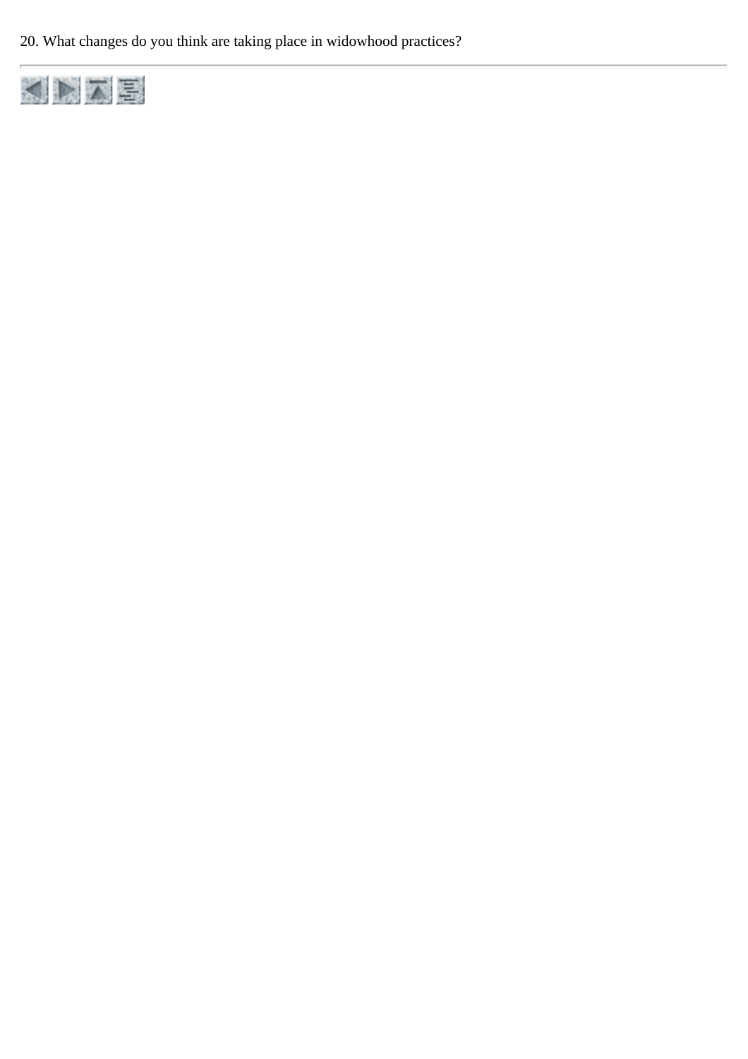20. What changes do you think are taking place in widowhood practices?

---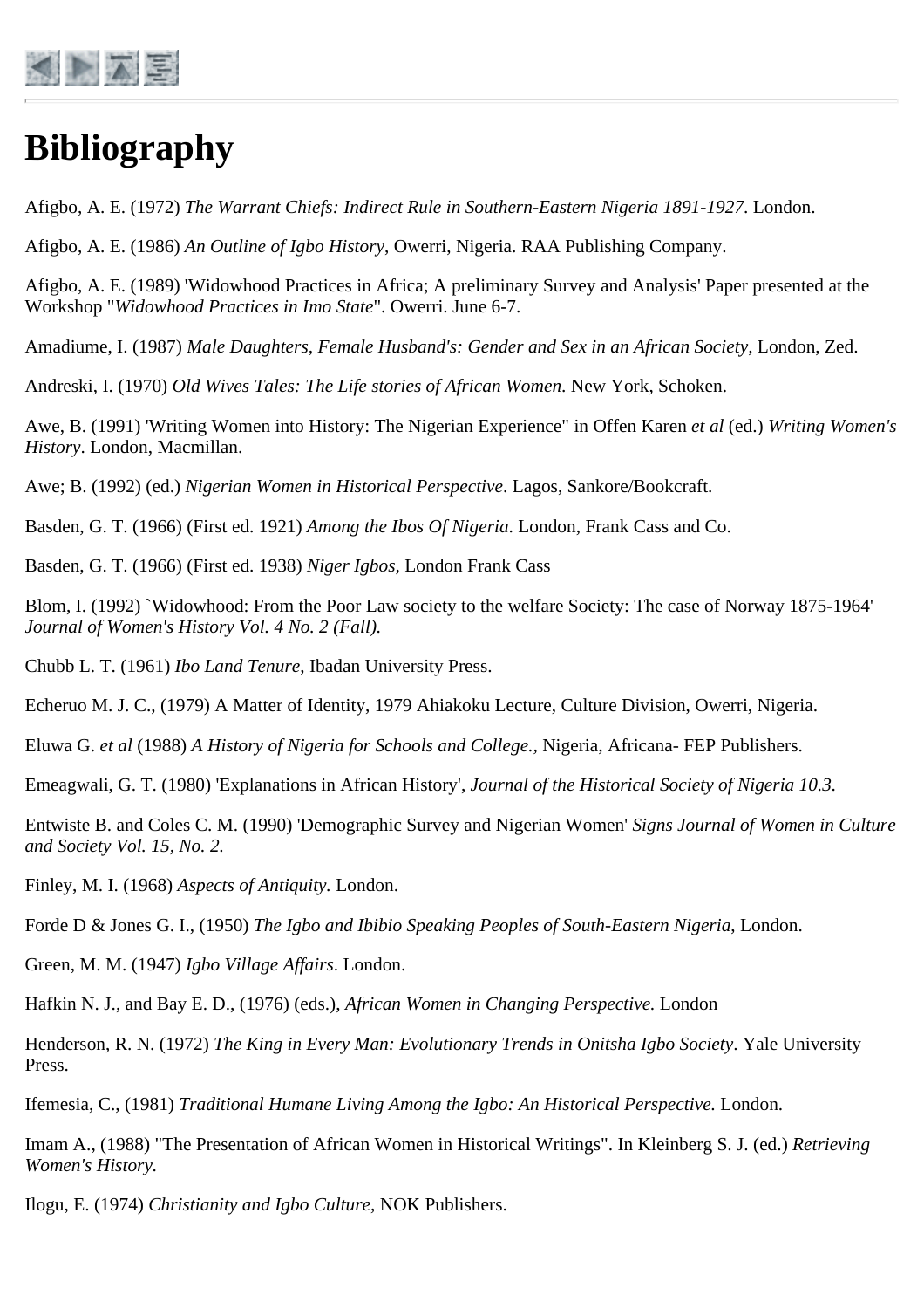# Bibliography

Afigbo, A. E. (1972) *The Warrant Chiefs: Indirect Rule in Southern-Eastern Nigeria 1891-1927*. London.

Afigbo, A. E. (1986) *An Outline of Igbo History*, Owerri, Nigeria. RAA Publishing Company.

Afigbo, A. E. (1989) 'Widowhood Practices in Africa; A preliminary Survey and Analysis' Paper presented at the Workshop "*Widowhood Practices in Imo State*". Owerri. June 6-7.

Amadiume, I. (1987) *Male Daughters, Female Husband's: Gender and Sex in an African Society*, London, Zed.

Andreski, I. (1970) *Old Wives Tales: The Life stories of African Women*. New York, Schoken.

Awe, B. (1991) 'Writing Women into History: The Nigerian Experience" in Offen Karen *et al* (ed.) *Writing Women's History*. London, Macmillan.

Awe; B. (1992) (ed.) *Nigerian Women in Historical Perspective*. Lagos, Sankore/Bookcraft.

Basden, G. T. (1966) (First ed. 1921) *Among the Ibos Of Nigeria*. London, Frank Cass and Co.

Basden, G. T. (1966) (First ed. 1938) *Niger Igbos*, London Frank Cass

Blom, I. (1992) `Widowhood: From the Poor Law society to the welfare Society: The case of Norway 1875-1964' *Journal of Women's History Vol. 4 No. 2 (Fall).*

Chubb L. T. (1961) *Ibo Land Tenure*, Ibadan University Press.

Echeruo M. J. C., (1979) A Matter of Identity, 1979 Ahiakoku Lecture, Culture Division, Owerri, Nigeria.

Eluwa G. *et al* (1988) *A History of Nigeria for Schools and College.*, Nigeria, Africana- FEP Publishers.

Emeagwali, G. T. (1980) 'Explanations in African History', *Journal of the Historical Society of Nigeria 10.3.*

Entwiste B. and Coles C. M. (1990) 'Demographic Survey and Nigerian Women' *Signs Journal of Women in Culture and Society Vol. 15, No. 2.*

Finley, M. I. (1968) *Aspects of Antiquity.* London.

Forde D & Jones G. I., (1950) *The Igbo and Ibibio Speaking Peoples of South-Eastern Nigeria*, London.

Green, M. M. (1947) *Igbo Village Affairs*. London.

Hafkin N. J., and Bay E. D., (1976) (eds.), *African Women in Changing Perspective.* London

Henderson, R. N. (1972) *The King in Every Man: Evolutionary Trends in Onitsha Igbo Society*. Yale University Press.

Ifemesia, C., (1981) *Traditional Humane Living Among the Igbo: An Historical Perspective.* London.

Imam A., (1988) "The Presentation of African Women in Historical Writings". In Kleinberg S. J. (ed.) *Retrieving Women's History.*

Ilogu, E. (1974) *Christianity and Igbo Culture*, NOK Publishers.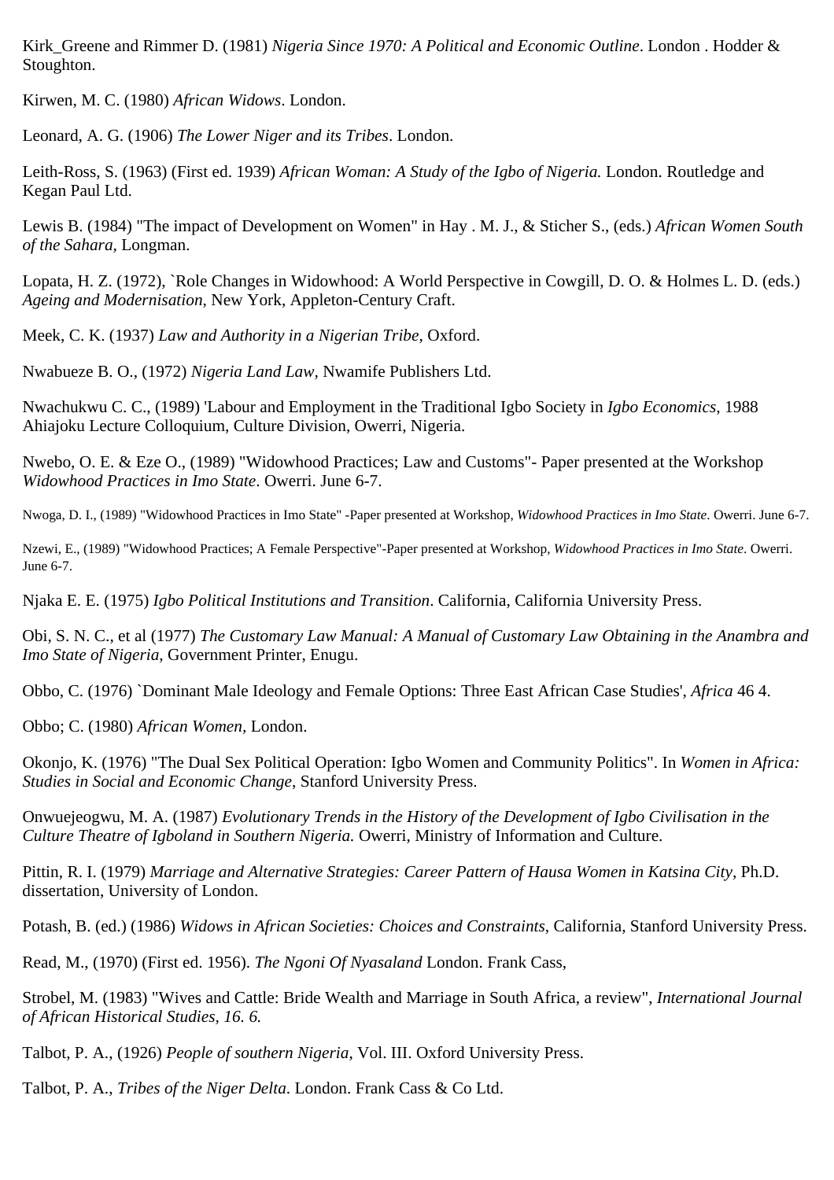Kirk_Greene and Rimmer D. (1981) *Nigeria Since 1970: A Political and Economic Outline*. London . Hodder & Stoughton.

Kirwen, M. C. (1980) *African Widows*. London.

Leonard, A. G. (1906) *The Lower Niger and its Tribes*. London.

Leith-Ross, S. (1963) (First ed. 1939) *African Woman: A Study of the Igbo of Nigeria.* London. Routledge and Kegan Paul Ltd.

Lewis B. (1984) "The impact of Development on Women" in Hay . M. J., & Sticher S., (eds.) *African Women South of the Sahara*, Longman.

Lopata, H. Z. (1972), `Role Changes in Widowhood: A World Perspective in Cowgill, D. O. & Holmes L. D. (eds.) *Ageing and Modernisation*, New York, Appleton-Century Craft.

Meek, C. K. (1937) *Law and Authority in a Nigerian Tribe*, Oxford.

Nwabueze B. O., (1972) *Nigeria Land Law*, Nwamife Publishers Ltd.

Nwachukwu C. C., (1989) 'Labour and Employment in the Traditional Igbo Society in *Igbo Economics*, 1988 Ahiajoku Lecture Colloquium, Culture Division, Owerri, Nigeria.

Nwebo, O. E. & Eze O., (1989) "Widowhood Practices; Law and Customs"- Paper presented at the Workshop *Widowhood Practices in Imo State*. Owerri. June 6-7.

Nwoga, D. I., (1989) "Widowhood Practices in Imo State" -Paper presented at Workshop, *Widowhood Practices in Imo State*. Owerri. June 6-7.

Nzewi, E., (1989) "Widowhood Practices; A Female Perspective"-Paper presented at Workshop, *Widowhood Practices in Imo State*. Owerri. June 6-7.

Njaka E. E. (1975) *Igbo Political Institutions and Transition*. California, California University Press.

Obi, S. N. C., et al (1977) *The Customary Law Manual: A Manual of Customary Law Obtaining in the Anambra and Imo State of Nigeria*, Government Printer, Enugu.

Obbo, C. (1976) `Dominant Male Ideology and Female Options: Three East African Case Studies', *Africa* 46 4.

Obbo; C. (1980) *African Women*, London.

Okonjo, K. (1976) "The Dual Sex Political Operation: Igbo Women and Community Politics". In *Women in Africa: Studies in Social and Economic Change*, Stanford University Press.

Onwuejeogwu, M. A. (1987) *Evolutionary Trends in the History of the Development of Igbo Civilisation in the Culture Theatre of Igboland in Southern Nigeria.* Owerri, Ministry of Information and Culture.

Pittin, R. I. (1979) *Marriage and Alternative Strategies: Career Pattern of Hausa Women in Katsina City*, Ph.D. dissertation, University of London.

Potash, B. (ed.) (1986) *Widows in African Societies: Choices and Constraints*, California, Stanford University Press.

Read, M., (1970) (First ed. 1956). *The Ngoni Of Nyasaland* London. Frank Cass,

Strobel, M. (1983) "Wives and Cattle: Bride Wealth and Marriage in South Africa, a review", *International Journal of African Historical Studies, 16. 6.*

Talbot, P. A., (1926) *People of southern Nigeria*, Vol. III. Oxford University Press.

Talbot, P. A., *Tribes of the Niger Delta*. London. Frank Cass & Co Ltd.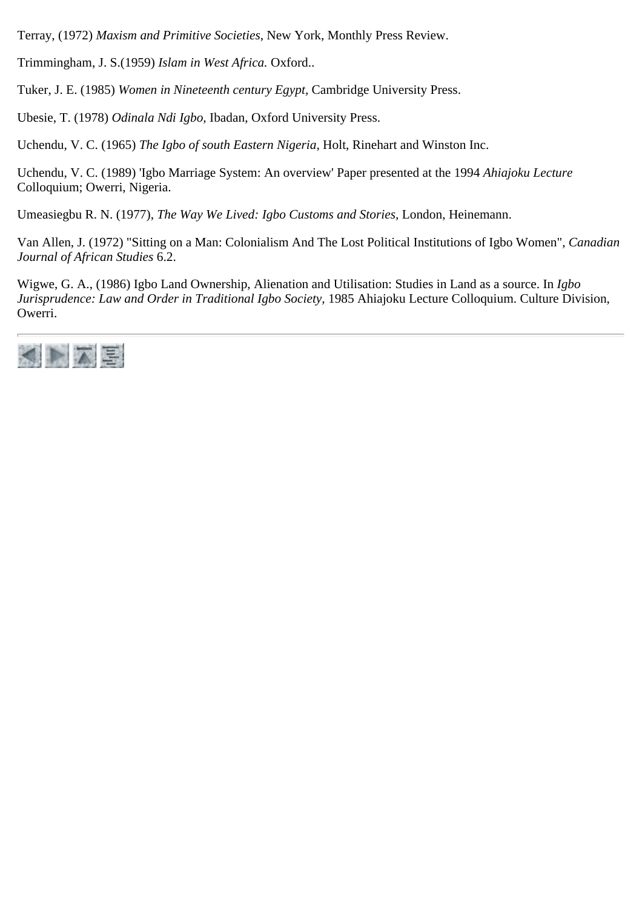Terray, (1972) *Maxism and Primitive Societies*, New York, Monthly Press Review.

Trimmingham, J. S.(1959) *Islam in West Africa.* Oxford..

Tuker, J. E. (1985) *Women in Nineteenth century Egypt,* Cambridge University Press.

Ubesie, T. (1978) *Odinala Ndi Igbo,* Ibadan, Oxford University Press.

Uchendu, V. C. (1965) *The Igbo of south Eastern Nigeria,* Holt, Rinehart and Winston Inc.

Uchendu, V. C. (1989) 'Igbo Marriage System: An overview' Paper presented at the 1994 *Ahiajoku Lecture* Colloquium; Owerri, Nigeria.

Umeasiegbu R. N. (1977), *The Way We Lived: Igbo Customs and Stories,* London, Heinemann.

Van Allen, J. (1972) "Sitting on a Man: Colonialism And The Lost Political Institutions of Igbo Women", *Canadian Journal of African Studies* 6.2.

Wigwe, G. A., (1986) Igbo Land Ownership, Alienation and Utilisation: Studies in Land as a source. In *Igbo Jurisprudence: Law and Order in Traditional Igbo Society,* 1985 Ahiajoku Lecture Colloquium. Culture Division, Owerri.